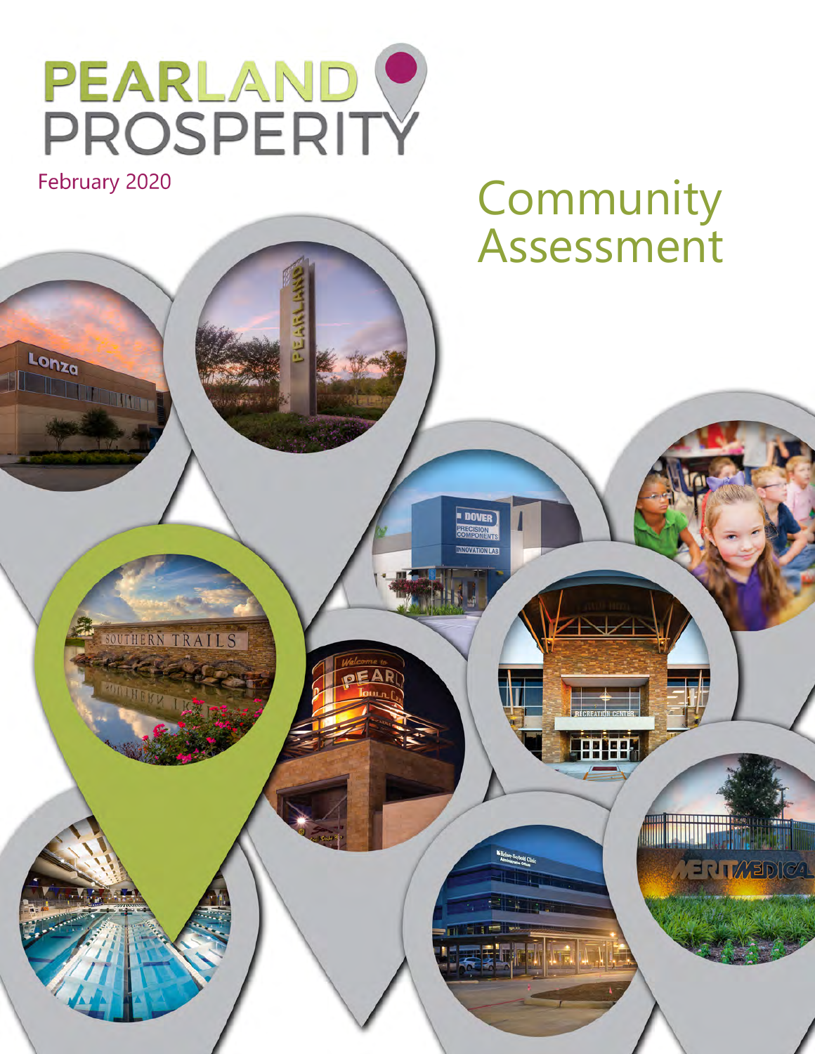# PEARLAND PROSPERITY

February 2020

# Community Assessment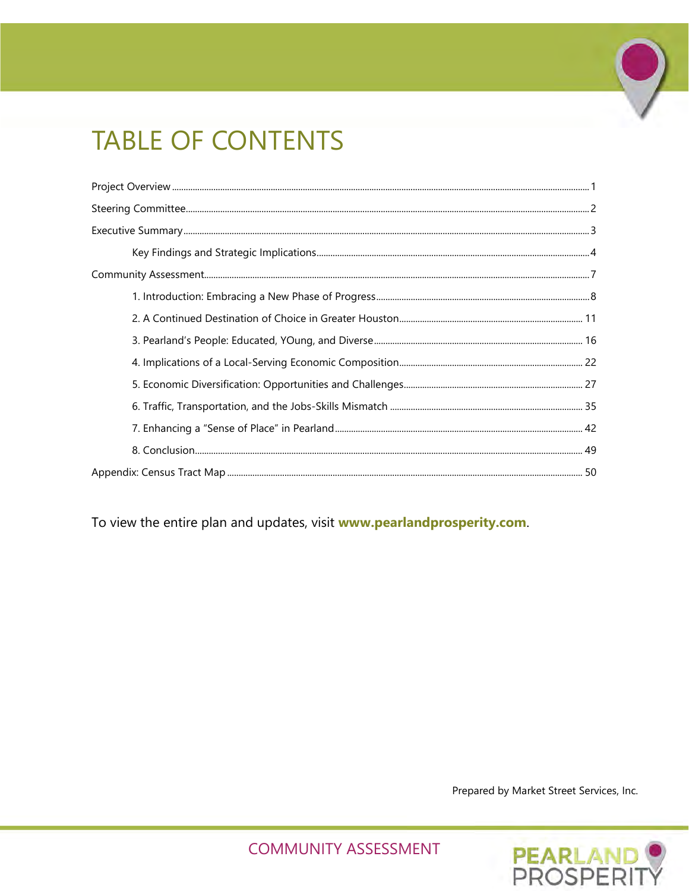# TABLE OF CONTENTS

Project Overview ........................................................................................................ 1

Steering Committee...................................................................................................... 2

Executive Summary...................................................................................................... 3

    Key Findings and Strategic Implications.................................................................. 4

Community Assessment............................................................................................... 7

    1. Introduction: Embracing a New Phase of Progress.............................................. 8

    2. A Continued Destination of Choice in Greater Houston....................................... 11

    3. Pearland's People: Educated, YOung, and Diverse............................................ 16

    4. Implications of a Local-Serving Economic Composition...................................... 22

    5. Economic Diversification: Opportunities and Challenges.................................... 27

    6. Traffic, Transportation, and the Jobs-Skills Mismatch ........................................ 35

    7. Enhancing a "Sense of Place" in Pearland.......................................................... 42

    8. Conclusion............................................................................................................ 49

Appendix: Census Tract Map ....................................................................................... 50

To view the entire plan and updates, visit **www.pearlandprosperity.com**.

Prepared by Market Street Services, Inc.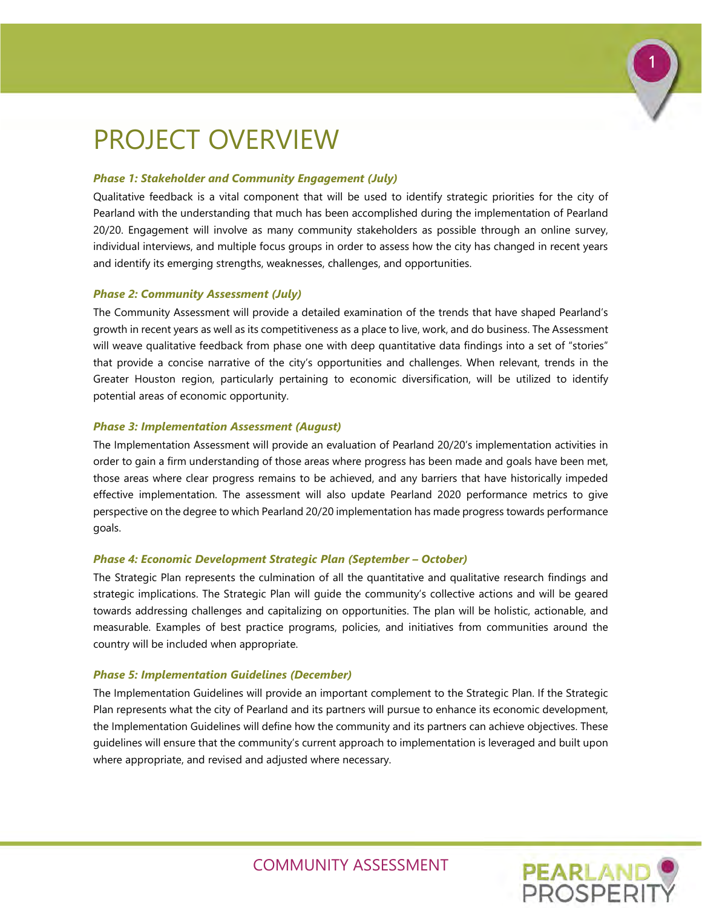# PROJECT OVERVIEW

### *Phase 1: Stakeholder and Community Engagement (July)*

Qualitative feedback is a vital component that will be used to identify strategic priorities for the city of Pearland with the understanding that much has been accomplished during the implementation of Pearland 20/20. Engagement will involve as many community stakeholders as possible through an online survey, individual interviews, and multiple focus groups in order to assess how the city has changed in recent years and identify its emerging strengths, weaknesses, challenges, and opportunities.

### *Phase 2: Community Assessment (July)*

The Community Assessment will provide a detailed examination of the trends that have shaped Pearland's growth in recent years as well as its competitiveness as a place to live, work, and do business. The Assessment will weave qualitative feedback from phase one with deep quantitative data findings into a set of "stories" that provide a concise narrative of the city's opportunities and challenges. When relevant, trends in the Greater Houston region, particularly pertaining to economic diversification, will be utilized to identify potential areas of economic opportunity.

### *Phase 3: Implementation Assessment (August)*

The Implementation Assessment will provide an evaluation of Pearland 20/20's implementation activities in order to gain a firm understanding of those areas where progress has been made and goals have been met, those areas where clear progress remains to be achieved, and any barriers that have historically impeded effective implementation. The assessment will also update Pearland 2020 performance metrics to give perspective on the degree to which Pearland 20/20 implementation has made progress towards performance goals.

### *Phase 4: Economic Development Strategic Plan (September – October)*

The Strategic Plan represents the culmination of all the quantitative and qualitative research findings and strategic implications. The Strategic Plan will guide the community's collective actions and will be geared towards addressing challenges and capitalizing on opportunities. The plan will be holistic, actionable, and measurable. Examples of best practice programs, policies, and initiatives from communities around the country will be included when appropriate.

### *Phase 5: Implementation Guidelines (December)*

The Implementation Guidelines will provide an important complement to the Strategic Plan. If the Strategic Plan represents what the city of Pearland and its partners will pursue to enhance its economic development, the Implementation Guidelines will define how the community and its partners can achieve objectives. These guidelines will ensure that the community's current approach to implementation is leveraged and built upon where appropriate, and revised and adjusted where necessary.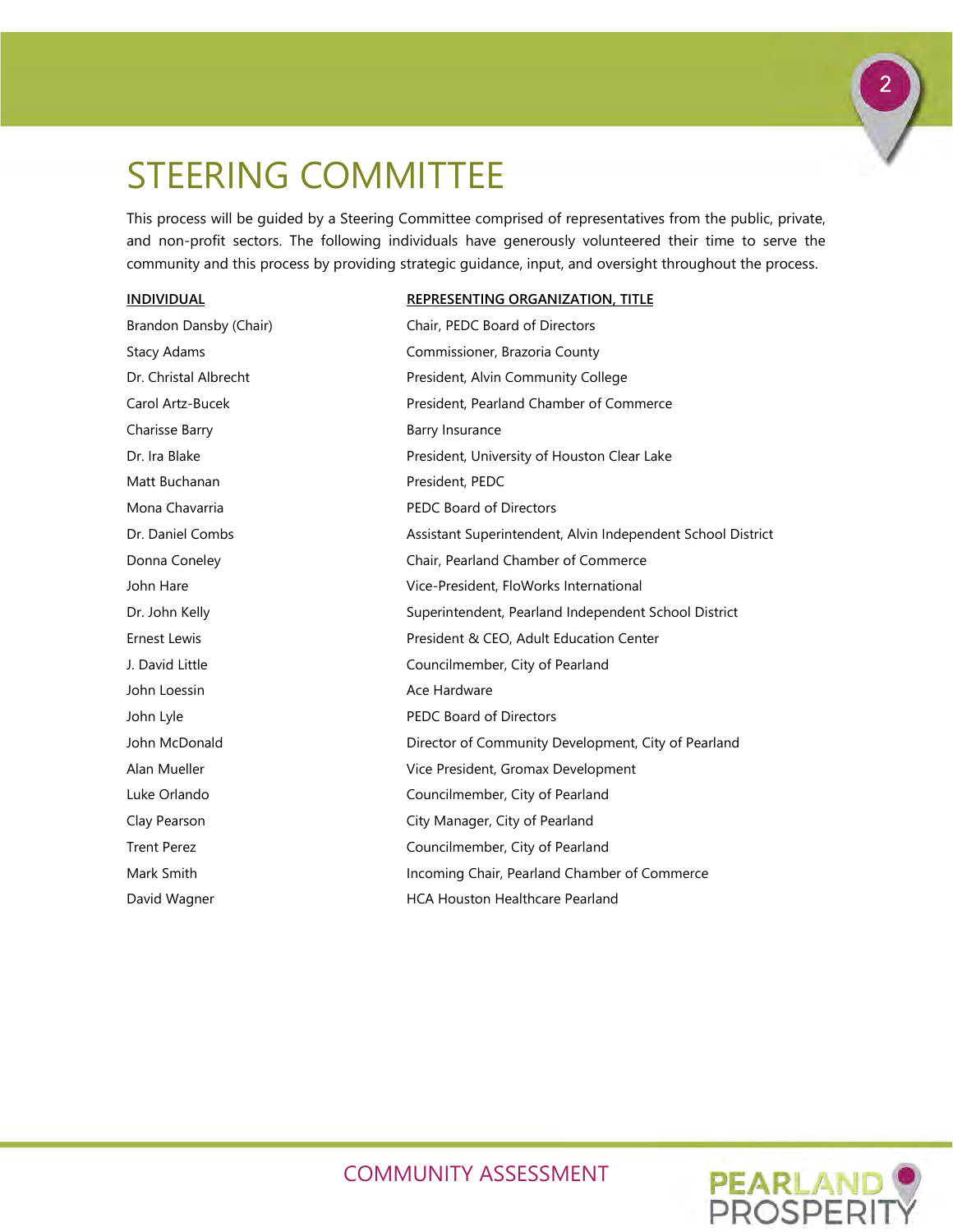# STEERING COMMITTEE

This process will be guided by a Steering Committee comprised of representatives from the public, private, and non-profit sectors. The following individuals have generously volunteered their time to serve the community and this process by providing strategic guidance, input, and oversight throughout the process.

| INDIVIDUAL | REPRESENTING ORGANIZATION, TITLE |
|---|---|
| Brandon Dansby (Chair) | Chair, PEDC Board of Directors |
| Stacy Adams | Commissioner, Brazoria County |
| Dr. Christal Albrecht | President, Alvin Community College |
| Carol Artz-Bucek | President, Pearland Chamber of Commerce |
| Charisse Barry | Barry Insurance |
| Dr. Ira Blake | President, University of Houston Clear Lake |
| Matt Buchanan | President, PEDC |
| Mona Chavarria | PEDC Board of Directors |
| Dr. Daniel Combs | Assistant Superintendent, Alvin Independent School District |
| Donna Coneley | Chair, Pearland Chamber of Commerce |
| John Hare | Vice-President, FloWorks International |
| Dr. John Kelly | Superintendent, Pearland Independent School District |
| Ernest Lewis | President & CEO, Adult Education Center |
| J. David Little | Councilmember, City of Pearland |
| John Loessin | Ace Hardware |
| John Lyle | PEDC Board of Directors |
| John McDonald | Director of Community Development, City of Pearland |
| Alan Mueller | Vice President, Gromax Development |
| Luke Orlando | Councilmember, City of Pearland |
| Clay Pearson | City Manager, City of Pearland |
| Trent Perez | Councilmember, City of Pearland |
| Mark Smith | Incoming Chair, Pearland Chamber of Commerce |
| David Wagner | HCA Houston Healthcare Pearland |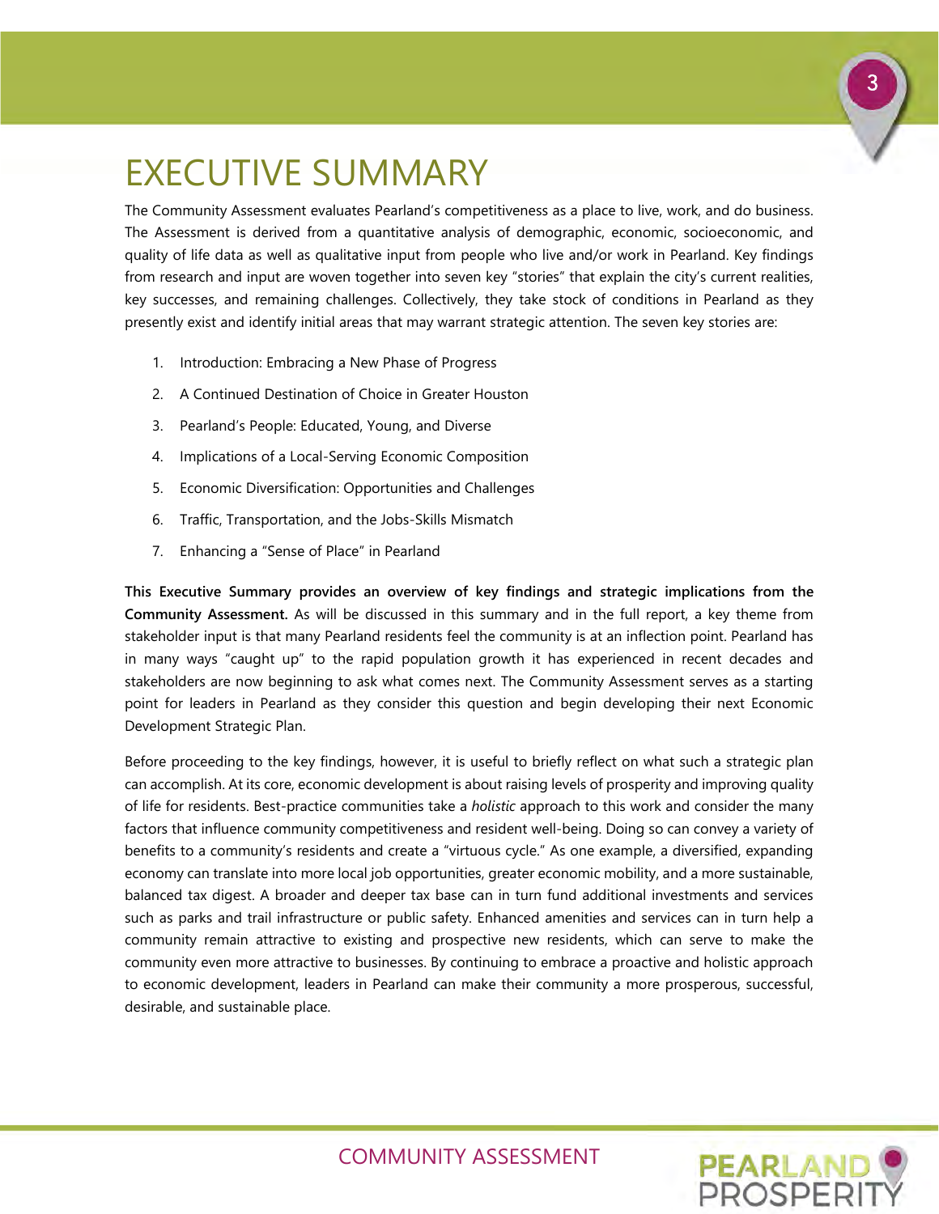# EXECUTIVE SUMMARY

The Community Assessment evaluates Pearland's competitiveness as a place to live, work, and do business. The Assessment is derived from a quantitative analysis of demographic, economic, socioeconomic, and quality of life data as well as qualitative input from people who live and/or work in Pearland. Key findings from research and input are woven together into seven key "stories" that explain the city's current realities, key successes, and remaining challenges. Collectively, they take stock of conditions in Pearland as they presently exist and identify initial areas that may warrant strategic attention. The seven key stories are:

1. Introduction: Embracing a New Phase of Progress
2. A Continued Destination of Choice in Greater Houston
3. Pearland's People: Educated, Young, and Diverse
4. Implications of a Local-Serving Economic Composition
5. Economic Diversification: Opportunities and Challenges
6. Traffic, Transportation, and the Jobs-Skills Mismatch
7. Enhancing a "Sense of Place" in Pearland

**This Executive Summary provides an overview of key findings and strategic implications from the Community Assessment.** As will be discussed in this summary and in the full report, a key theme from stakeholder input is that many Pearland residents feel the community is at an inflection point. Pearland has in many ways "caught up" to the rapid population growth it has experienced in recent decades and stakeholders are now beginning to ask what comes next. The Community Assessment serves as a starting point for leaders in Pearland as they consider this question and begin developing their next Economic Development Strategic Plan.

Before proceeding to the key findings, however, it is useful to briefly reflect on what such a strategic plan can accomplish. At its core, economic development is about raising levels of prosperity and improving quality of life for residents. Best-practice communities take a *holistic* approach to this work and consider the many factors that influence community competitiveness and resident well-being. Doing so can convey a variety of benefits to a community's residents and create a "virtuous cycle." As one example, a diversified, expanding economy can translate into more local job opportunities, greater economic mobility, and a more sustainable, balanced tax digest. A broader and deeper tax base can in turn fund additional investments and services such as parks and trail infrastructure or public safety. Enhanced amenities and services can in turn help a community remain attractive to existing and prospective new residents, which can serve to make the community even more attractive to businesses. By continuing to embrace a proactive and holistic approach to economic development, leaders in Pearland can make their community a more prosperous, successful, desirable, and sustainable place.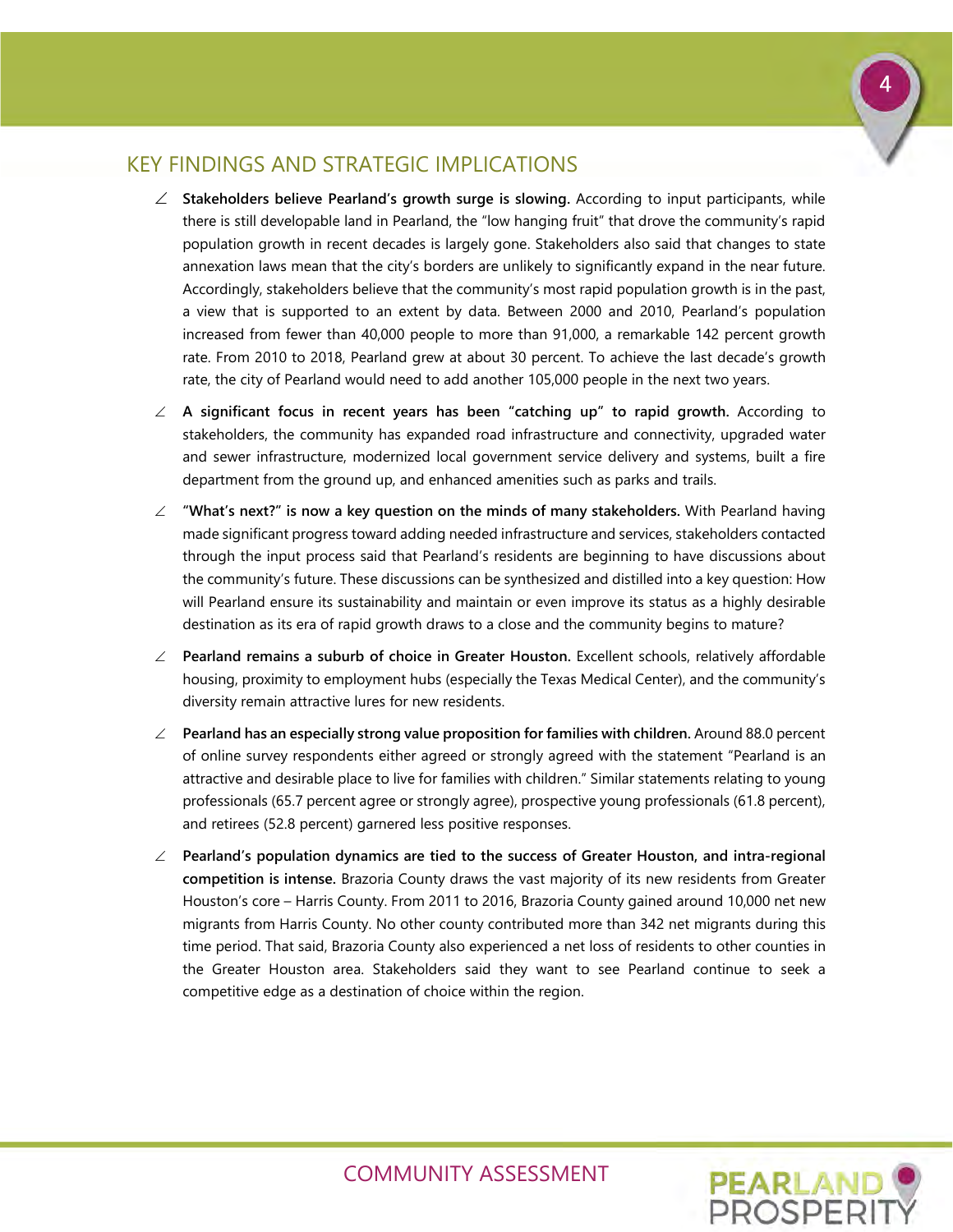## KEY FINDINGS AND STRATEGIC IMPLICATIONS

- **Stakeholders believe Pearland's growth surge is slowing.** According to input participants, while there is still developable land in Pearland, the "low hanging fruit" that drove the community's rapid population growth in recent decades is largely gone. Stakeholders also said that changes to state annexation laws mean that the city's borders are unlikely to significantly expand in the near future. Accordingly, stakeholders believe that the community's most rapid population growth is in the past, a view that is supported to an extent by data. Between 2000 and 2010, Pearland's population increased from fewer than 40,000 people to more than 91,000, a remarkable 142 percent growth rate. From 2010 to 2018, Pearland grew at about 30 percent. To achieve the last decade's growth rate, the city of Pearland would need to add another 105,000 people in the next two years.
- **A significant focus in recent years has been "catching up" to rapid growth.** According to stakeholders, the community has expanded road infrastructure and connectivity, upgraded water and sewer infrastructure, modernized local government service delivery and systems, built a fire department from the ground up, and enhanced amenities such as parks and trails.
- **"What's next?" is now a key question on the minds of many stakeholders.** With Pearland having made significant progress toward adding needed infrastructure and services, stakeholders contacted through the input process said that Pearland's residents are beginning to have discussions about the community's future. These discussions can be synthesized and distilled into a key question: How will Pearland ensure its sustainability and maintain or even improve its status as a highly desirable destination as its era of rapid growth draws to a close and the community begins to mature?
- **Pearland remains a suburb of choice in Greater Houston.** Excellent schools, relatively affordable housing, proximity to employment hubs (especially the Texas Medical Center), and the community's diversity remain attractive lures for new residents.
- **Pearland has an especially strong value proposition for families with children.** Around 88.0 percent of online survey respondents either agreed or strongly agreed with the statement "Pearland is an attractive and desirable place to live for families with children." Similar statements relating to young professionals (65.7 percent agree or strongly agree), prospective young professionals (61.8 percent), and retirees (52.8 percent) garnered less positive responses.
- **Pearland's population dynamics are tied to the success of Greater Houston, and intra-regional competition is intense.** Brazoria County draws the vast majority of its new residents from Greater Houston's core – Harris County. From 2011 to 2016, Brazoria County gained around 10,000 net new migrants from Harris County. No other county contributed more than 342 net migrants during this time period. That said, Brazoria County also experienced a net loss of residents to other counties in the Greater Houston area. Stakeholders said they want to see Pearland continue to seek a competitive edge as a destination of choice within the region.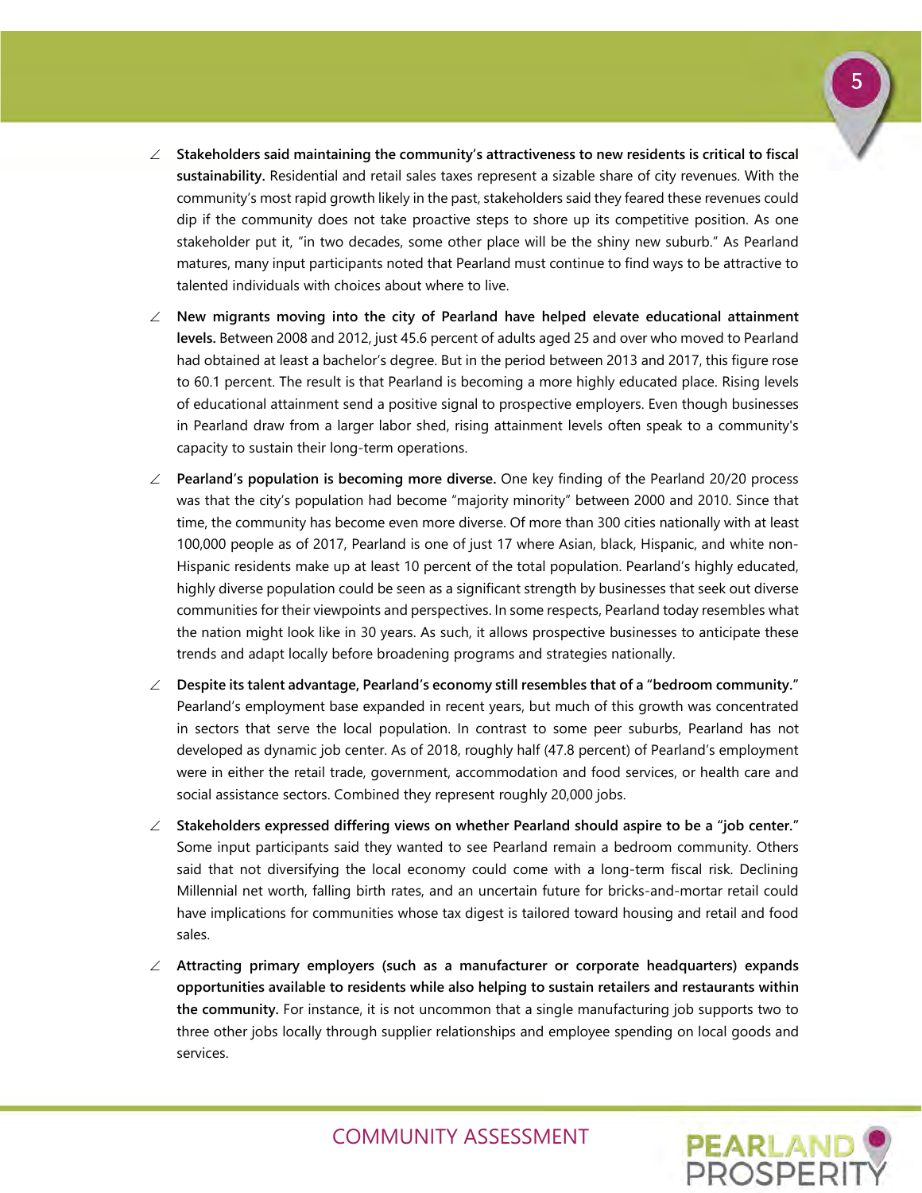- **Stakeholders said maintaining the community's attractiveness to new residents is critical to fiscal sustainability.** Residential and retail sales taxes represent a sizable share of city revenues. With the community's most rapid growth likely in the past, stakeholders said they feared these revenues could dip if the community does not take proactive steps to shore up its competitive position. As one stakeholder put it, "in two decades, some other place will be the shiny new suburb." As Pearland matures, many input participants noted that Pearland must continue to find ways to be attractive to talented individuals with choices about where to live.

- **New migrants moving into the city of Pearland have helped elevate educational attainment levels.** Between 2008 and 2012, just 45.6 percent of adults aged 25 and over who moved to Pearland had obtained at least a bachelor's degree. But in the period between 2013 and 2017, this figure rose to 60.1 percent. The result is that Pearland is becoming a more highly educated place. Rising levels of educational attainment send a positive signal to prospective employers. Even though businesses in Pearland draw from a larger labor shed, rising attainment levels often speak to a community's capacity to sustain their long-term operations.

- **Pearland's population is becoming more diverse.** One key finding of the Pearland 20/20 process was that the city's population had become "majority minority" between 2000 and 2010. Since that time, the community has become even more diverse. Of more than 300 cities nationally with at least 100,000 people as of 2017, Pearland is one of just 17 where Asian, black, Hispanic, and white non-Hispanic residents make up at least 10 percent of the total population. Pearland's highly educated, highly diverse population could be seen as a significant strength by businesses that seek out diverse communities for their viewpoints and perspectives. In some respects, Pearland today resembles what the nation might look like in 30 years. As such, it allows prospective businesses to anticipate these trends and adapt locally before broadening programs and strategies nationally.

- **Despite its talent advantage, Pearland's economy still resembles that of a "bedroom community."** Pearland's employment base expanded in recent years, but much of this growth was concentrated in sectors that serve the local population. In contrast to some peer suburbs, Pearland has not developed as dynamic job center. As of 2018, roughly half (47.8 percent) of Pearland's employment were in either the retail trade, government, accommodation and food services, or health care and social assistance sectors. Combined they represent roughly 20,000 jobs.

- **Stakeholders expressed differing views on whether Pearland should aspire to be a "job center."** Some input participants said they wanted to see Pearland remain a bedroom community. Others said that not diversifying the local economy could come with a long-term fiscal risk. Declining Millennial net worth, falling birth rates, and an uncertain future for bricks-and-mortar retail could have implications for communities whose tax digest is tailored toward housing and retail and food sales.

- **Attracting primary employers (such as a manufacturer or corporate headquarters) expands opportunities available to residents while also helping to sustain retailers and restaurants within the community.** For instance, it is not uncommon that a single manufacturing job supports two to three other jobs locally through supplier relationships and employee spending on local goods and services.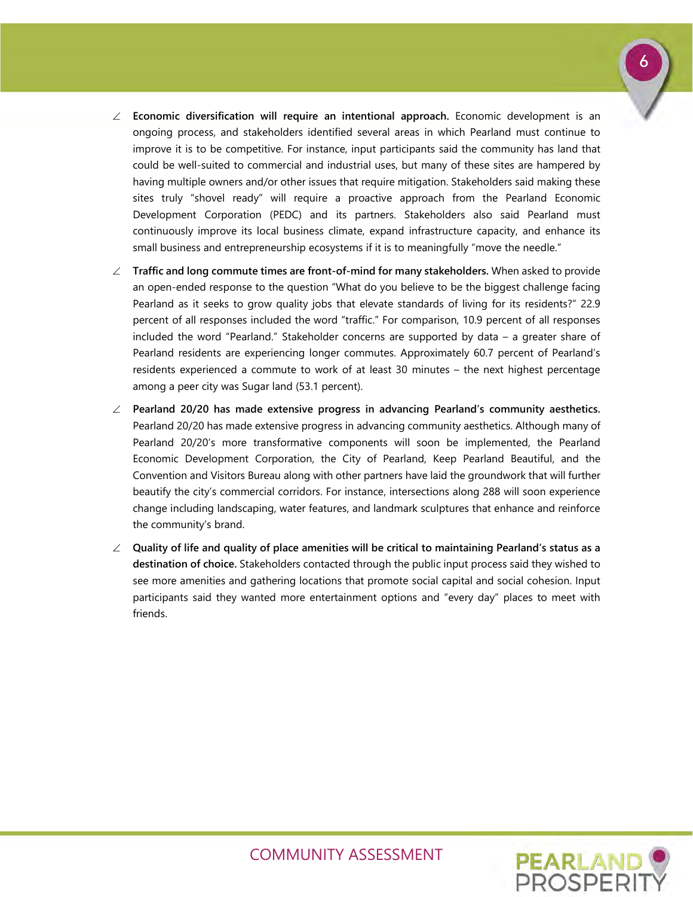- **Economic diversification will require an intentional approach.** Economic development is an ongoing process, and stakeholders identified several areas in which Pearland must continue to improve it is to be competitive. For instance, input participants said the community has land that could be well-suited to commercial and industrial uses, but many of these sites are hampered by having multiple owners and/or other issues that require mitigation. Stakeholders said making these sites truly "shovel ready" will require a proactive approach from the Pearland Economic Development Corporation (PEDC) and its partners. Stakeholders also said Pearland must continuously improve its local business climate, expand infrastructure capacity, and enhance its small business and entrepreneurship ecosystems if it is to meaningfully "move the needle."

- **Traffic and long commute times are front-of-mind for many stakeholders.** When asked to provide an open-ended response to the question "What do you believe to be the biggest challenge facing Pearland as it seeks to grow quality jobs that elevate standards of living for its residents?" 22.9 percent of all responses included the word "traffic." For comparison, 10.9 percent of all responses included the word "Pearland." Stakeholder concerns are supported by data – a greater share of Pearland residents are experiencing longer commutes. Approximately 60.7 percent of Pearland's residents experienced a commute to work of at least 30 minutes – the next highest percentage among a peer city was Sugar land (53.1 percent).

- **Pearland 20/20 has made extensive progress in advancing Pearland's community aesthetics.** Pearland 20/20 has made extensive progress in advancing community aesthetics. Although many of Pearland 20/20's more transformative components will soon be implemented, the Pearland Economic Development Corporation, the City of Pearland, Keep Pearland Beautiful, and the Convention and Visitors Bureau along with other partners have laid the groundwork that will further beautify the city's commercial corridors. For instance, intersections along 288 will soon experience change including landscaping, water features, and landmark sculptures that enhance and reinforce the community's brand.

- **Quality of life and quality of place amenities will be critical to maintaining Pearland's status as a destination of choice.** Stakeholders contacted through the public input process said they wished to see more amenities and gathering locations that promote social capital and social cohesion. Input participants said they wanted more entertainment options and "every day" places to meet with friends.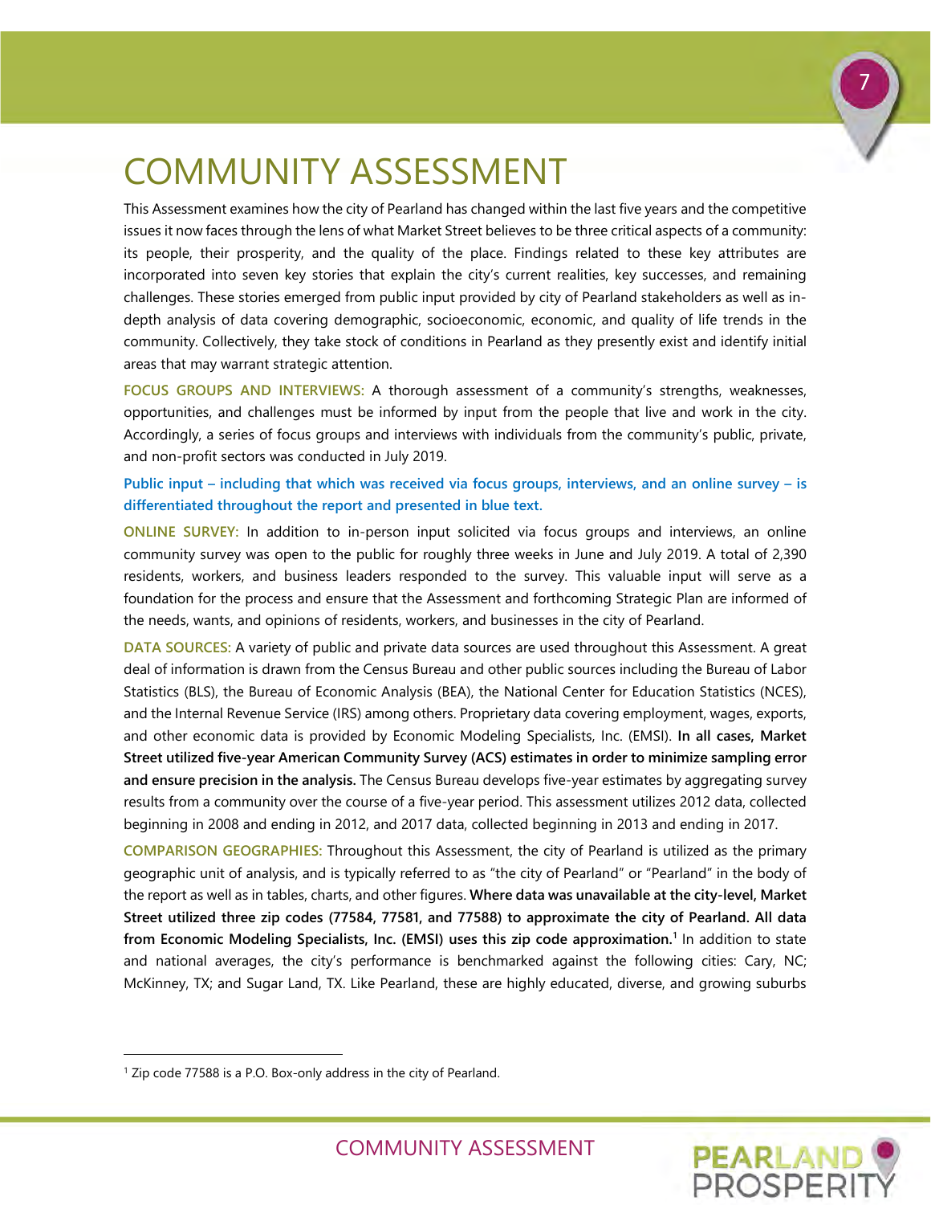# COMMUNITY ASSESSMENT

This Assessment examines how the city of Pearland has changed within the last five years and the competitive issues it now faces through the lens of what Market Street believes to be three critical aspects of a community: its people, their prosperity, and the quality of the place. Findings related to these key attributes are incorporated into seven key stories that explain the city's current realities, key successes, and remaining challenges. These stories emerged from public input provided by city of Pearland stakeholders as well as in-depth analysis of data covering demographic, socioeconomic, economic, and quality of life trends in the community. Collectively, they take stock of conditions in Pearland as they presently exist and identify initial areas that may warrant strategic attention.

**FOCUS GROUPS AND INTERVIEWS:** A thorough assessment of a community's strengths, weaknesses, opportunities, and challenges must be informed by input from the people that live and work in the city. Accordingly, a series of focus groups and interviews with individuals from the community's public, private, and non-profit sectors was conducted in July 2019.

**Public input – including that which was received via focus groups, interviews, and an online survey – is differentiated throughout the report and presented in blue text.**

**ONLINE SURVEY:** In addition to in-person input solicited via focus groups and interviews, an online community survey was open to the public for roughly three weeks in June and July 2019. A total of 2,390 residents, workers, and business leaders responded to the survey. This valuable input will serve as a foundation for the process and ensure that the Assessment and forthcoming Strategic Plan are informed of the needs, wants, and opinions of residents, workers, and businesses in the city of Pearland.

**DATA SOURCES:** A variety of public and private data sources are used throughout this Assessment. A great deal of information is drawn from the Census Bureau and other public sources including the Bureau of Labor Statistics (BLS), the Bureau of Economic Analysis (BEA), the National Center for Education Statistics (NCES), and the Internal Revenue Service (IRS) among others. Proprietary data covering employment, wages, exports, and other economic data is provided by Economic Modeling Specialists, Inc. (EMSI). **In all cases, Market Street utilized five-year American Community Survey (ACS) estimates in order to minimize sampling error and ensure precision in the analysis.** The Census Bureau develops five-year estimates by aggregating survey results from a community over the course of a five-year period. This assessment utilizes 2012 data, collected beginning in 2008 and ending in 2012, and 2017 data, collected beginning in 2013 and ending in 2017.

**COMPARISON GEOGRAPHIES:** Throughout this Assessment, the city of Pearland is utilized as the primary geographic unit of analysis, and is typically referred to as "the city of Pearland" or "Pearland" in the body of the report as well as in tables, charts, and other figures. **Where data was unavailable at the city-level, Market Street utilized three zip codes (77584, 77581, and 77588) to approximate the city of Pearland. All data from Economic Modeling Specialists, Inc. (EMSI) uses this zip code approximation.**[1] In addition to state and national averages, the city's performance is benchmarked against the following cities: Cary, NC; McKinney, TX; and Sugar Land, TX. Like Pearland, these are highly educated, diverse, and growing suburbs

[1] Zip code 77588 is a P.O. Box-only address in the city of Pearland.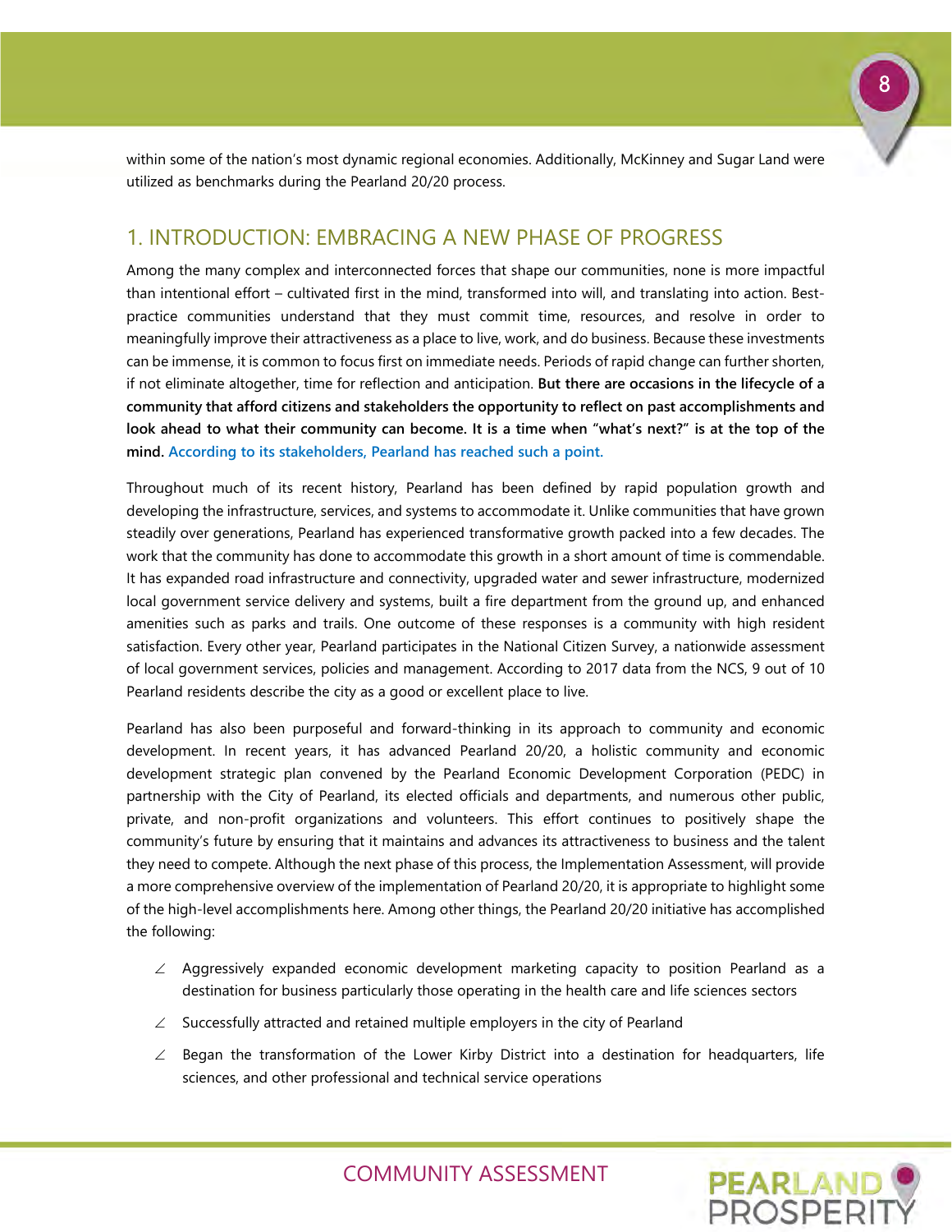within some of the nation's most dynamic regional economies. Additionally, McKinney and Sugar Land were utilized as benchmarks during the Pearland 20/20 process.

## 1. INTRODUCTION: EMBRACING A NEW PHASE OF PROGRESS

Among the many complex and interconnected forces that shape our communities, none is more impactful than intentional effort – cultivated first in the mind, transformed into will, and translating into action. Best-practice communities understand that they must commit time, resources, and resolve in order to meaningfully improve their attractiveness as a place to live, work, and do business. Because these investments can be immense, it is common to focus first on immediate needs. Periods of rapid change can further shorten, if not eliminate altogether, time for reflection and anticipation. **But there are occasions in the lifecycle of a community that afford citizens and stakeholders the opportunity to reflect on past accomplishments and look ahead to what their community can become. It is a time when "what's next?" is at the top of the mind. According to its stakeholders, Pearland has reached such a point.**

Throughout much of its recent history, Pearland has been defined by rapid population growth and developing the infrastructure, services, and systems to accommodate it. Unlike communities that have grown steadily over generations, Pearland has experienced transformative growth packed into a few decades. The work that the community has done to accommodate this growth in a short amount of time is commendable. It has expanded road infrastructure and connectivity, upgraded water and sewer infrastructure, modernized local government service delivery and systems, built a fire department from the ground up, and enhanced amenities such as parks and trails. One outcome of these responses is a community with high resident satisfaction. Every other year, Pearland participates in the National Citizen Survey, a nationwide assessment of local government services, policies and management. According to 2017 data from the NCS, 9 out of 10 Pearland residents describe the city as a good or excellent place to live.

Pearland has also been purposeful and forward-thinking in its approach to community and economic development. In recent years, it has advanced Pearland 20/20, a holistic community and economic development strategic plan convened by the Pearland Economic Development Corporation (PEDC) in partnership with the City of Pearland, its elected officials and departments, and numerous other public, private, and non-profit organizations and volunteers. This effort continues to positively shape the community's future by ensuring that it maintains and advances its attractiveness to business and the talent they need to compete. Although the next phase of this process, the Implementation Assessment, will provide a more comprehensive overview of the implementation of Pearland 20/20, it is appropriate to highlight some of the high-level accomplishments here. Among other things, the Pearland 20/20 initiative has accomplished the following:

- Aggressively expanded economic development marketing capacity to position Pearland as a destination for business particularly those operating in the health care and life sciences sectors
- Successfully attracted and retained multiple employers in the city of Pearland
- Began the transformation of the Lower Kirby District into a destination for headquarters, life sciences, and other professional and technical service operations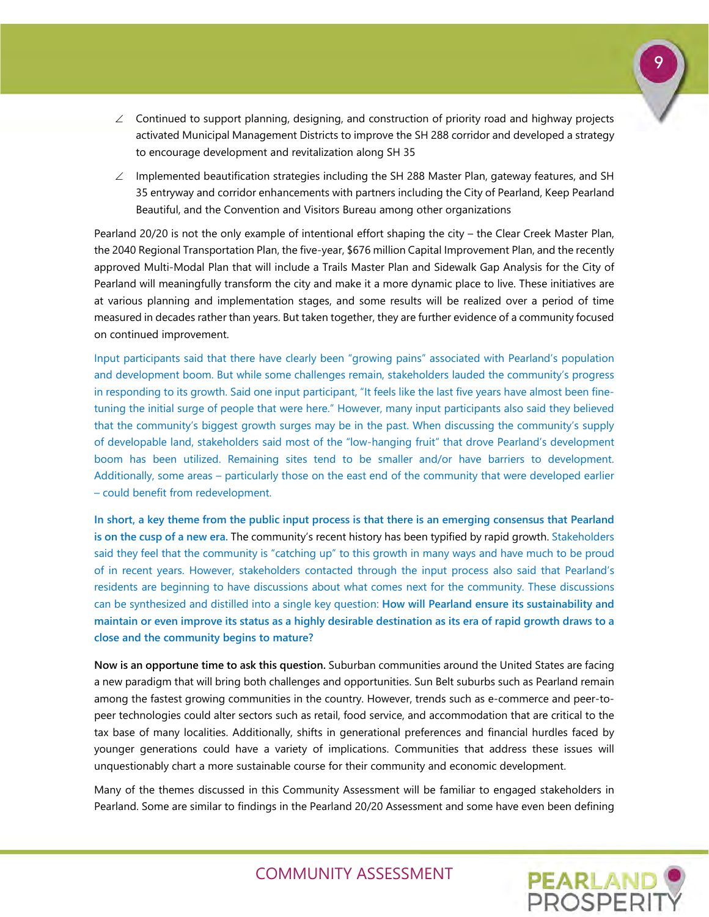- Continued to support planning, designing, and construction of priority road and highway projects activated Municipal Management Districts to improve the SH 288 corridor and developed a strategy to encourage development and revitalization along SH 35
- Implemented beautification strategies including the SH 288 Master Plan, gateway features, and SH 35 entryway and corridor enhancements with partners including the City of Pearland, Keep Pearland Beautiful, and the Convention and Visitors Bureau among other organizations

Pearland 20/20 is not the only example of intentional effort shaping the city – the Clear Creek Master Plan, the 2040 Regional Transportation Plan, the five-year, $676 million Capital Improvement Plan, and the recently approved Multi-Modal Plan that will include a Trails Master Plan and Sidewalk Gap Analysis for the City of Pearland will meaningfully transform the city and make it a more dynamic place to live. These initiatives are at various planning and implementation stages, and some results will be realized over a period of time measured in decades rather than years. But taken together, they are further evidence of a community focused on continued improvement.

Input participants said that there have clearly been "growing pains" associated with Pearland's population and development boom. But while some challenges remain, stakeholders lauded the community's progress in responding to its growth. Said one input participant, "It feels like the last five years have almost been fine-tuning the initial surge of people that were here." However, many input participants also said they believed that the community's biggest growth surges may be in the past. When discussing the community's supply of developable land, stakeholders said most of the "low-hanging fruit" that drove Pearland's development boom has been utilized. Remaining sites tend to be smaller and/or have barriers to development. Additionally, some areas – particularly those on the east end of the community that were developed earlier – could benefit from redevelopment.

**In short, a key theme from the public input process is that there is an emerging consensus that Pearland is on the cusp of a new era.** The community's recent history has been typified by rapid growth. Stakeholders said they feel that the community is "catching up" to this growth in many ways and have much to be proud of in recent years. However, stakeholders contacted through the input process also said that Pearland's residents are beginning to have discussions about what comes next for the community. These discussions can be synthesized and distilled into a single key question: **How will Pearland ensure its sustainability and maintain or even improve its status as a highly desirable destination as its era of rapid growth draws to a close and the community begins to mature?**

**Now is an opportune time to ask this question.** Suburban communities around the United States are facing a new paradigm that will bring both challenges and opportunities. Sun Belt suburbs such as Pearland remain among the fastest growing communities in the country. However, trends such as e-commerce and peer-to-peer technologies could alter sectors such as retail, food service, and accommodation that are critical to the tax base of many localities. Additionally, shifts in generational preferences and financial hurdles faced by younger generations could have a variety of implications. Communities that address these issues will unquestionably chart a more sustainable course for their community and economic development.

Many of the themes discussed in this Community Assessment will be familiar to engaged stakeholders in Pearland. Some are similar to findings in the Pearland 20/20 Assessment and some have even been defining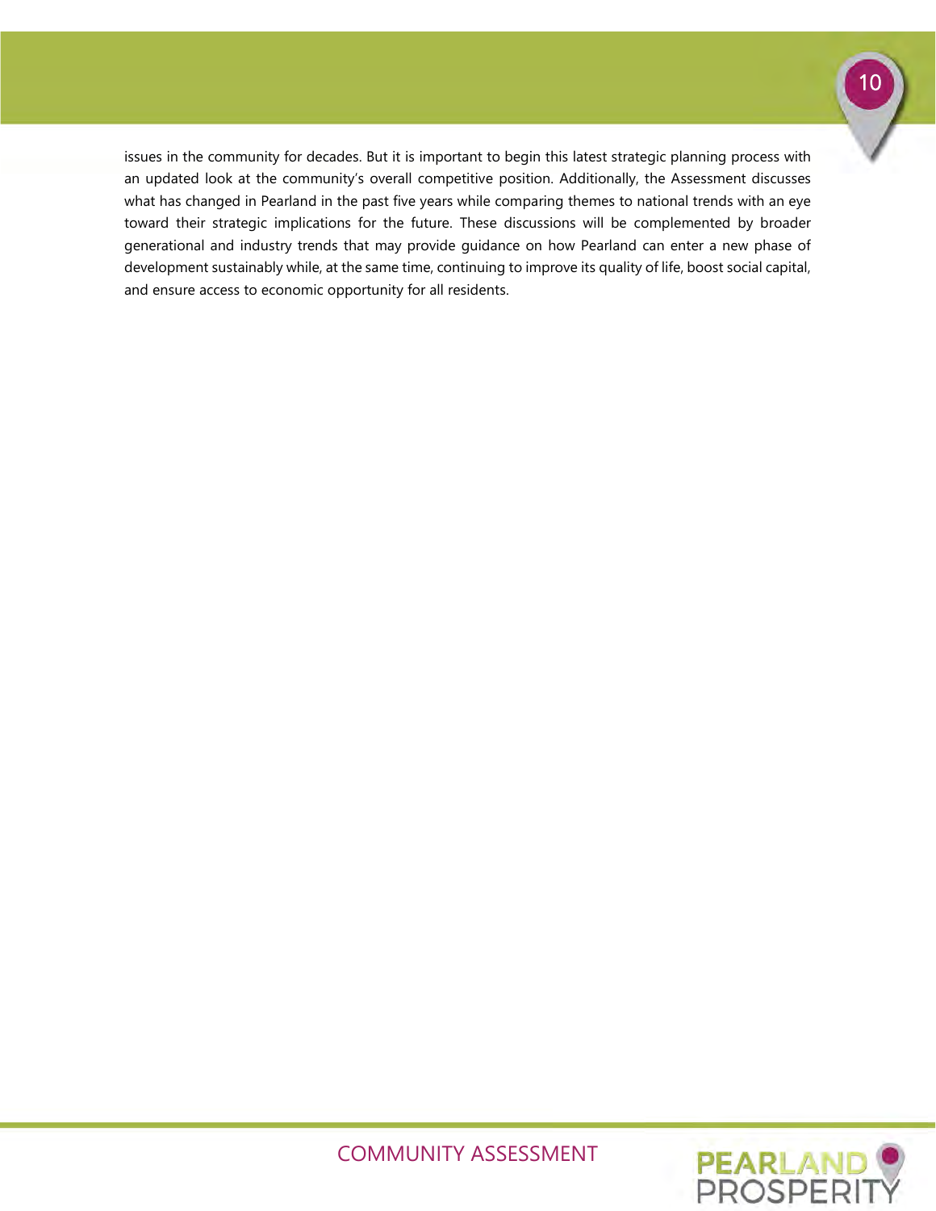issues in the community for decades. But it is important to begin this latest strategic planning process with an updated look at the community's overall competitive position. Additionally, the Assessment discusses what has changed in Pearland in the past five years while comparing themes to national trends with an eye toward their strategic implications for the future. These discussions will be complemented by broader generational and industry trends that may provide guidance on how Pearland can enter a new phase of development sustainably while, at the same time, continuing to improve its quality of life, boost social capital, and ensure access to economic opportunity for all residents.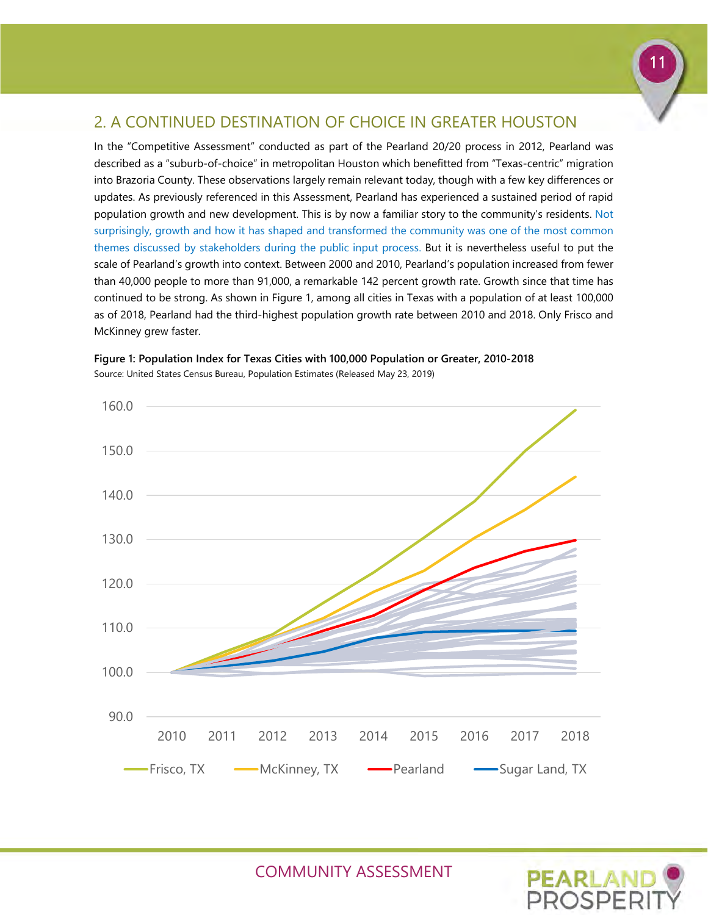## 2. A CONTINUED DESTINATION OF CHOICE IN GREATER HOUSTON

In the "Competitive Assessment" conducted as part of the Pearland 20/20 process in 2012, Pearland was described as a "suburb-of-choice" in metropolitan Houston which benefitted from "Texas-centric" migration into Brazoria County. These observations largely remain relevant today, though with a few key differences or updates. As previously referenced in this Assessment, Pearland has experienced a sustained period of rapid population growth and new development. This is by now a familiar story to the community's residents. Not surprisingly, growth and how it has shaped and transformed the community was one of the most common themes discussed by stakeholders during the public input process. But it is nevertheless useful to put the scale of Pearland's growth into context. Between 2000 and 2010, Pearland's population increased from fewer than 40,000 people to more than 91,000, a remarkable 142 percent growth rate. Growth since that time has continued to be strong. As shown in Figure 1, among all cities in Texas with a population of at least 100,000 as of 2018, Pearland had the third-highest population growth rate between 2010 and 2018. Only Frisco and McKinney grew faster.

**Figure 1: Population Index for Texas Cities with 100,000 Population or Greater, 2010-2018**

Source: United States Census Bureau, Population Estimates (Released May 23, 2019)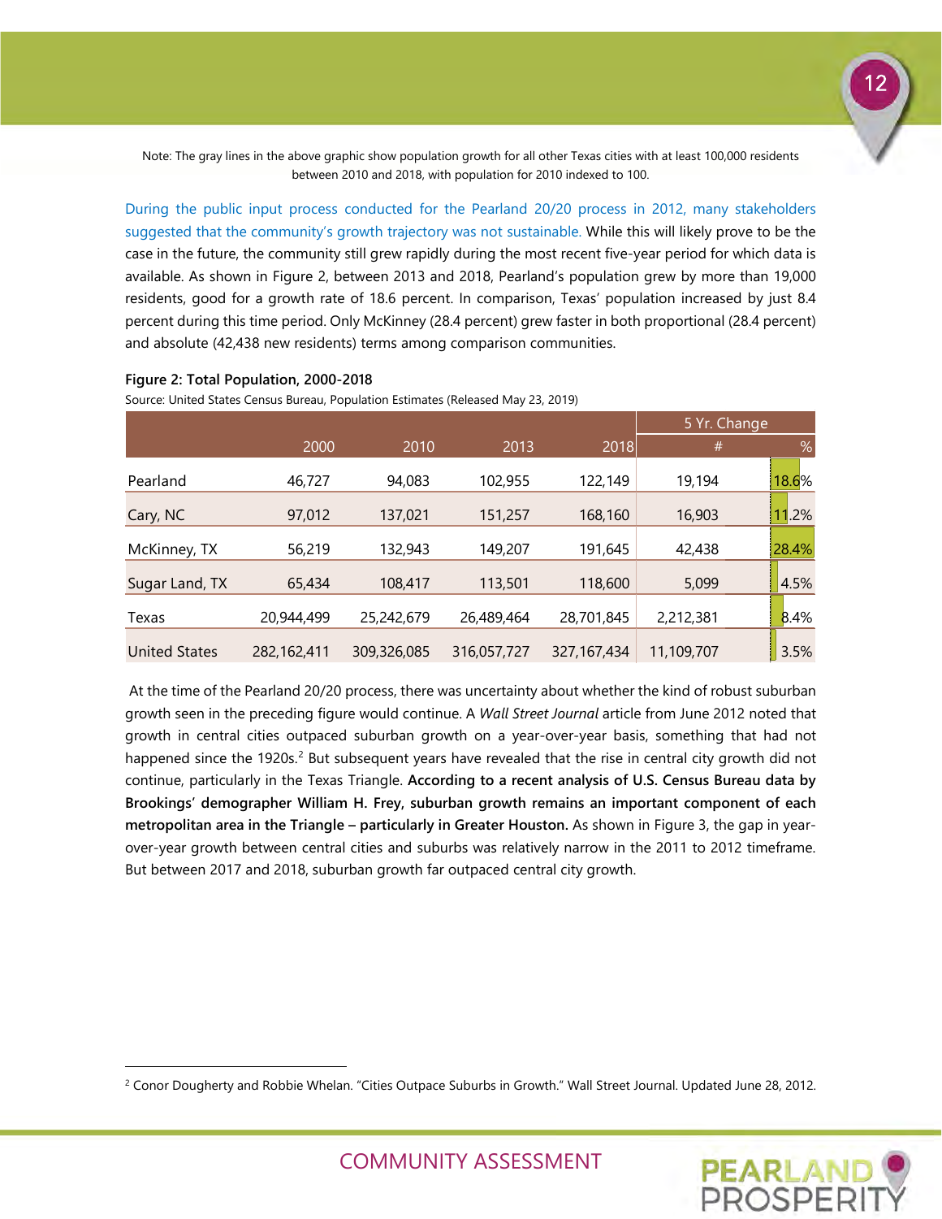Note: The gray lines in the above graphic show population growth for all other Texas cities with at least 100,000 residents between 2010 and 2018, with population for 2010 indexed to 100.

During the public input process conducted for the Pearland 20/20 process in 2012, many stakeholders suggested that the community's growth trajectory was not sustainable. While this will likely prove to be the case in the future, the community still grew rapidly during the most recent five-year period for which data is available. As shown in Figure 2, between 2013 and 2018, Pearland's population grew by more than 19,000 residents, good for a growth rate of 18.6 percent. In comparison, Texas' population increased by just 8.4 percent during this time period. Only McKinney (28.4 percent) grew faster in both proportional (28.4 percent) and absolute (42,438 new residents) terms among comparison communities.

**Figure 2: Total Population, 2000-2018**

Source: United States Census Bureau, Population Estimates (Released May 23, 2019)

| | | | | | 5 Yr. Change | |
|---|---|---|---|---|---|---|
| | 2000 | 2010 | 2013 | 2018 | # | % |
| Pearland | 46,727 | 94,083 | 102,955 | 122,149 | 19,194 | 18.6% |
| Cary, NC | 97,012 | 137,021 | 151,257 | 168,160 | 16,903 | 11.2% |
| McKinney, TX | 56,219 | 132,943 | 149,207 | 191,645 | 42,438 | 28.4% |
| Sugar Land, TX | 65,434 | 108,417 | 113,501 | 118,600 | 5,099 | 4.5% |
| Texas | 20,944,499 | 25,242,679 | 26,489,464 | 28,701,845 | 2,212,381 | 8.4% |
| United States | 282,162,411 | 309,326,085 | 316,057,727 | 327,167,434 | 11,109,707 | 3.5% |

At the time of the Pearland 20/20 process, there was uncertainty about whether the kind of robust suburban growth seen in the preceding figure would continue. A *Wall Street Journal* article from June 2012 noted that growth in central cities outpaced suburban growth on a year-over-year basis, something that had not happened since the 1920s.[2] But subsequent years have revealed that the rise in central city growth did not continue, particularly in the Texas Triangle. **According to a recent analysis of U.S. Census Bureau data by Brookings' demographer William H. Frey, suburban growth remains an important component of each metropolitan area in the Triangle – particularly in Greater Houston.** As shown in Figure 3, the gap in year-over-year growth between central cities and suburbs was relatively narrow in the 2011 to 2012 timeframe. But between 2017 and 2018, suburban growth far outpaced central city growth.

[2] Conor Dougherty and Robbie Whelan. "Cities Outpace Suburbs in Growth." Wall Street Journal. Updated June 28, 2012.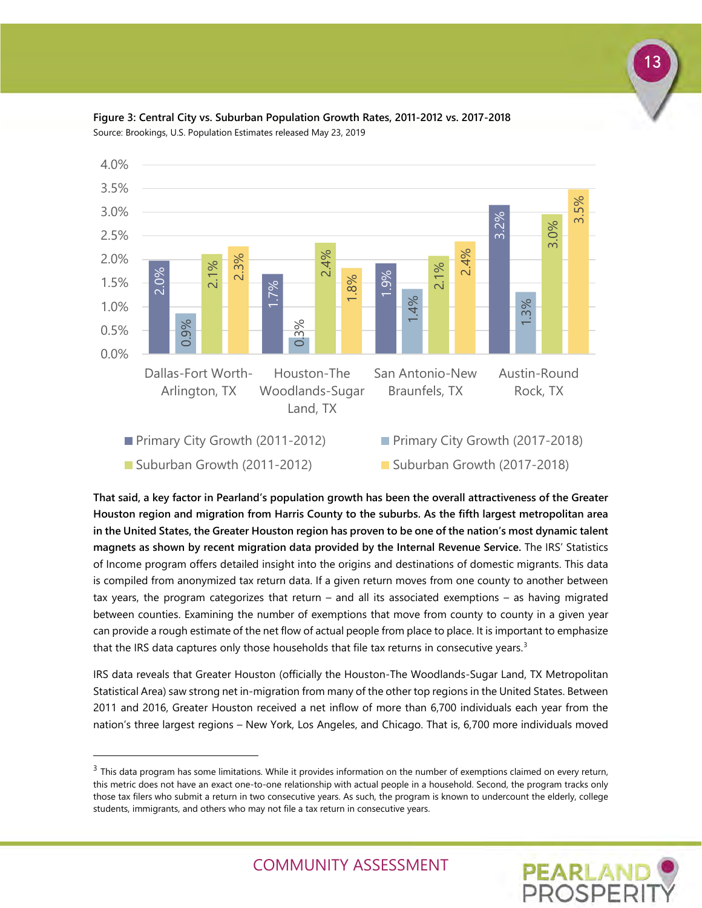**Figure 3: Central City vs. Suburban Population Growth Rates, 2011-2012 vs. 2017-2018**

Source: Brookings, U.S. Population Estimates released May 23, 2019

| | Primary City Growth (2011-2012) | Primary City Growth (2017-2018) | Suburban Growth (2011-2012) | Suburban Growth (2017-2018) |
|---|---|---|---|---|
| Dallas-Fort Worth-Arlington, TX | 2.0% | 0.9% | 2.1% | 2.3% |
| Houston-The Woodlands-Sugar Land, TX | 1.7% | 0.3% | 2.4% | 1.8% |
| San Antonio-New Braunfels, TX | 1.9% | 1.4% | 2.1% | 2.4% |
| Austin-Round Rock, TX | 3.2% | 1.3% | 3.0% | 3.5% |

**That said, a key factor in Pearland's population growth has been the overall attractiveness of the Greater Houston region and migration from Harris County to the suburbs. As the fifth largest metropolitan area in the United States, the Greater Houston region has proven to be one of the nation's most dynamic talent magnets as shown by recent migration data provided by the Internal Revenue Service.** The IRS' Statistics of Income program offers detailed insight into the origins and destinations of domestic migrants. This data is compiled from anonymized tax return data. If a given return moves from one county to another between tax years, the program categorizes that return – and all its associated exemptions – as having migrated between counties. Examining the number of exemptions that move from county to county in a given year can provide a rough estimate of the net flow of actual people from place to place. It is important to emphasize that the IRS data captures only those households that file tax returns in consecutive years.[3]

IRS data reveals that Greater Houston (officially the Houston-The Woodlands-Sugar Land, TX Metropolitan Statistical Area) saw strong net in-migration from many of the other top regions in the United States. Between 2011 and 2016, Greater Houston received a net inflow of more than 6,700 individuals each year from the nation's three largest regions – New York, Los Angeles, and Chicago. That is, 6,700 more individuals moved

---

[3] This data program has some limitations. While it provides information on the number of exemptions claimed on every return, this metric does not have an exact one-to-one relationship with actual people in a household. Second, the program tracks only those tax filers who submit a return in two consecutive years. As such, the program is known to undercount the elderly, college students, immigrants, and others who may not file a tax return in consecutive years.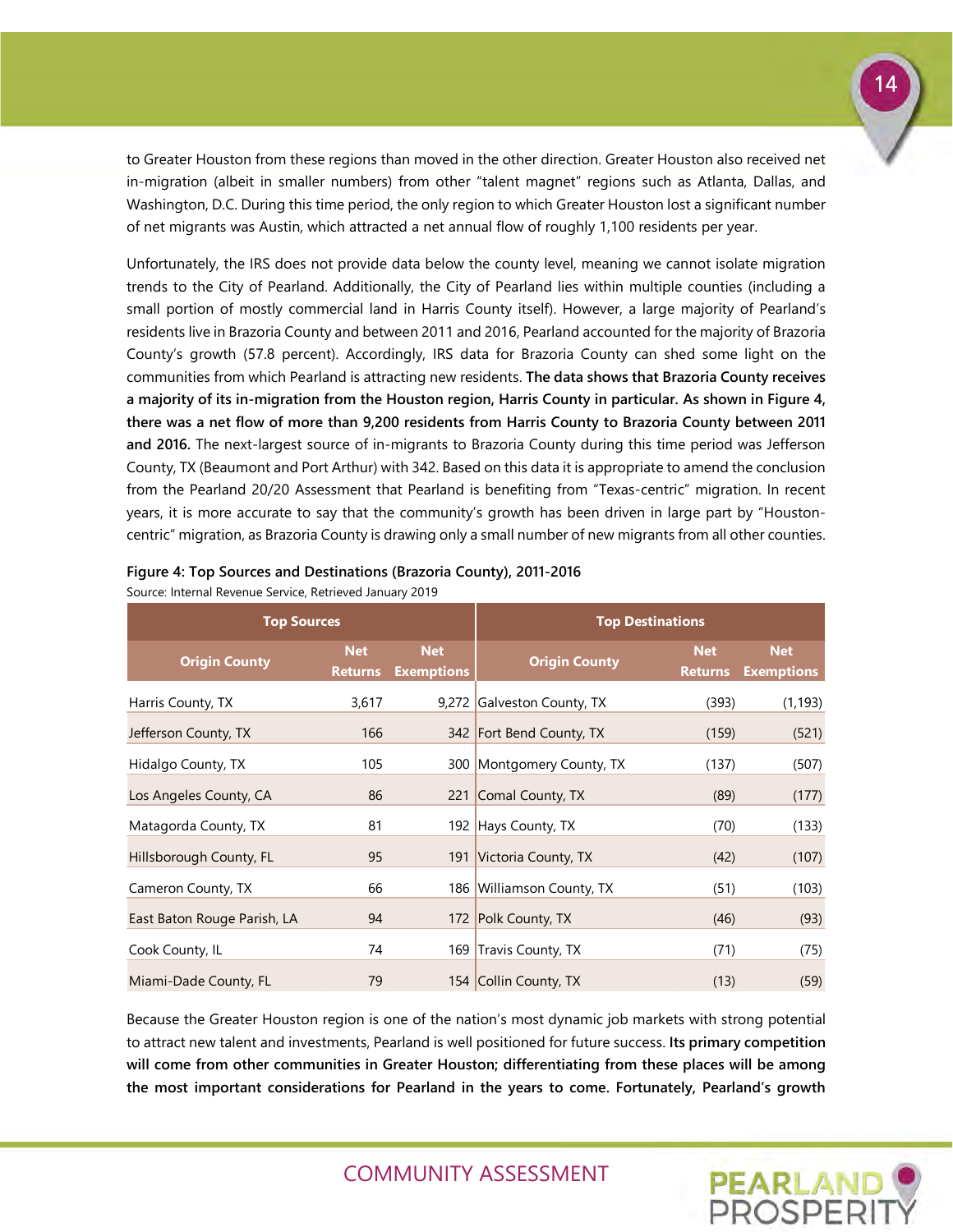to Greater Houston from these regions than moved in the other direction. Greater Houston also received net in-migration (albeit in smaller numbers) from other "talent magnet" regions such as Atlanta, Dallas, and Washington, D.C. During this time period, the only region to which Greater Houston lost a significant number of net migrants was Austin, which attracted a net annual flow of roughly 1,100 residents per year.

Unfortunately, the IRS does not provide data below the county level, meaning we cannot isolate migration trends to the City of Pearland. Additionally, the City of Pearland lies within multiple counties (including a small portion of mostly commercial land in Harris County itself). However, a large majority of Pearland's residents live in Brazoria County and between 2011 and 2016, Pearland accounted for the majority of Brazoria County's growth (57.8 percent). Accordingly, IRS data for Brazoria County can shed some light on the communities from which Pearland is attracting new residents. **The data shows that Brazoria County receives a majority of its in-migration from the Houston region, Harris County in particular. As shown in Figure 4, there was a net flow of more than 9,200 residents from Harris County to Brazoria County between 2011 and 2016.** The next-largest source of in-migrants to Brazoria County during this time period was Jefferson County, TX (Beaumont and Port Arthur) with 342. Based on this data it is appropriate to amend the conclusion from the Pearland 20/20 Assessment that Pearland is benefiting from "Texas-centric" migration. In recent years, it is more accurate to say that the community's growth has been driven in large part by "Houston-centric" migration, as Brazoria County is drawing only a small number of new migrants from all other counties.

**Figure 4: Top Sources and Destinations (Brazoria County), 2011-2016**

Source: Internal Revenue Service, Retrieved January 2019

| Top Sources | | | Top Destinations | | |
|---|---|---|---|---|---|
| Origin County | Net Returns | Net Exemptions | Origin County | Net Returns | Net Exemptions |
| Harris County, TX | 3,617 | 9,272 | Galveston County, TX | (393) | (1,193) |
| Jefferson County, TX | 166 | 342 | Fort Bend County, TX | (159) | (521) |
| Hidalgo County, TX | 105 | 300 | Montgomery County, TX | (137) | (507) |
| Los Angeles County, CA | 86 | 221 | Comal County, TX | (89) | (177) |
| Matagorda County, TX | 81 | 192 | Hays County, TX | (70) | (133) |
| Hillsborough County, FL | 95 | 191 | Victoria County, TX | (42) | (107) |
| Cameron County, TX | 66 | 186 | Williamson County, TX | (51) | (103) |
| East Baton Rouge Parish, LA | 94 | 172 | Polk County, TX | (46) | (93) |
| Cook County, IL | 74 | 169 | Travis County, TX | (71) | (75) |
| Miami-Dade County, FL | 79 | 154 | Collin County, TX | (13) | (59) |

Because the Greater Houston region is one of the nation's most dynamic job markets with strong potential to attract new talent and investments, Pearland is well positioned for future success. **Its primary competition will come from other communities in Greater Houston; differentiating from these places will be among the most important considerations for Pearland in the years to come. Fortunately, Pearland's growth**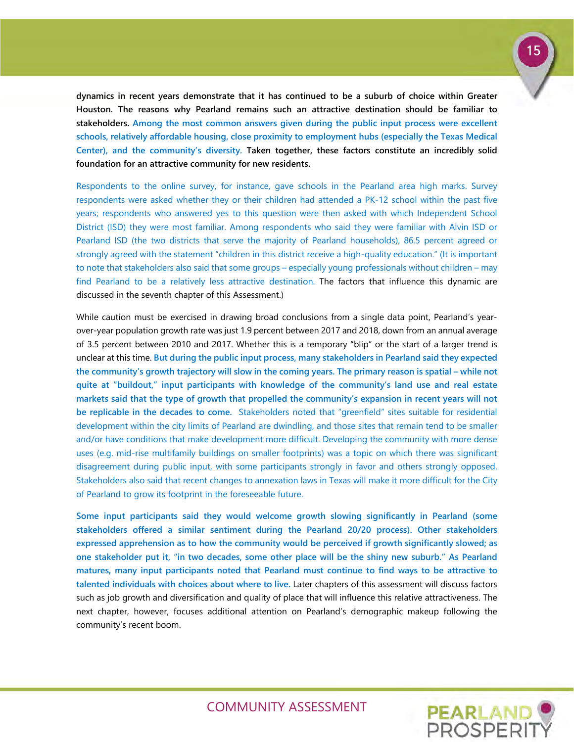**dynamics in recent years demonstrate that it has continued to be a suburb of choice within Greater Houston. The reasons why Pearland remains such an attractive destination should be familiar to stakeholders. Among the most common answers given during the public input process were excellent schools, relatively affordable housing, close proximity to employment hubs (especially the Texas Medical Center), and the community's diversity. Taken together, these factors constitute an incredibly solid foundation for an attractive community for new residents.**

Respondents to the online survey, for instance, gave schools in the Pearland area high marks. Survey respondents were asked whether they or their children had attended a PK-12 school within the past five years; respondents who answered yes to this question were then asked with which Independent School District (ISD) they were most familiar. Among respondents who said they were familiar with Alvin ISD or Pearland ISD (the two districts that serve the majority of Pearland households), 86.5 percent agreed or strongly agreed with the statement "children in this district receive a high-quality education." (It is important to note that stakeholders also said that some groups – especially young professionals without children – may find Pearland to be a relatively less attractive destination. The factors that influence this dynamic are discussed in the seventh chapter of this Assessment.)

While caution must be exercised in drawing broad conclusions from a single data point, Pearland's year-over-year population growth rate was just 1.9 percent between 2017 and 2018, down from an annual average of 3.5 percent between 2010 and 2017. Whether this is a temporary "blip" or the start of a larger trend is unclear at this time. **But during the public input process, many stakeholders in Pearland said they expected the community's growth trajectory will slow in the coming years. The primary reason is spatial – while not quite at "buildout," input participants with knowledge of the community's land use and real estate markets said that the type of growth that propelled the community's expansion in recent years will not be replicable in the decades to come.** Stakeholders noted that "greenfield" sites suitable for residential development within the city limits of Pearland are dwindling, and those sites that remain tend to be smaller and/or have conditions that make development more difficult. Developing the community with more dense uses (e.g. mid-rise multifamily buildings on smaller footprints) was a topic on which there was significant disagreement during public input, with some participants strongly in favor and others strongly opposed. Stakeholders also said that recent changes to annexation laws in Texas will make it more difficult for the City of Pearland to grow its footprint in the foreseeable future.

**Some input participants said they would welcome growth slowing significantly in Pearland (some stakeholders offered a similar sentiment during the Pearland 20/20 process). Other stakeholders expressed apprehension as to how the community would be perceived if growth significantly slowed; as one stakeholder put it, "in two decades, some other place will be the shiny new suburb." As Pearland matures, many input participants noted that Pearland must continue to find ways to be attractive to talented individuals with choices about where to live.** Later chapters of this assessment will discuss factors such as job growth and diversification and quality of place that will influence this relative attractiveness. The next chapter, however, focuses additional attention on Pearland's demographic makeup following the community's recent boom.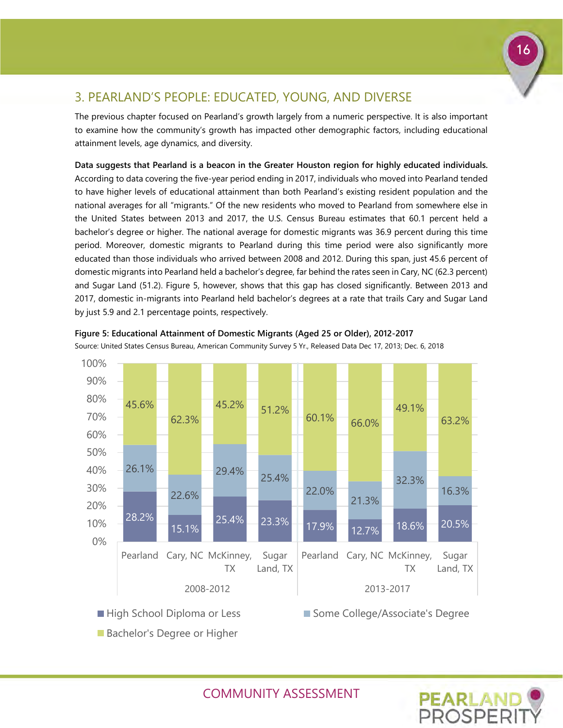## 3. PEARLAND'S PEOPLE: EDUCATED, YOUNG, AND DIVERSE

The previous chapter focused on Pearland's growth largely from a numeric perspective. It is also important to examine how the community's growth has impacted other demographic factors, including educational attainment levels, age dynamics, and diversity.

**Data suggests that Pearland is a beacon in the Greater Houston region for highly educated individuals.** According to data covering the five-year period ending in 2017, individuals who moved into Pearland tended to have higher levels of educational attainment than both Pearland's existing resident population and the national averages for all "migrants." Of the new residents who moved to Pearland from somewhere else in the United States between 2013 and 2017, the U.S. Census Bureau estimates that 60.1 percent held a bachelor's degree or higher. The national average for domestic migrants was 36.9 percent during this time period. Moreover, domestic migrants to Pearland during this time period were also significantly more educated than those individuals who arrived between 2008 and 2012. During this span, just 45.6 percent of domestic migrants into Pearland held a bachelor's degree, far behind the rates seen in Cary, NC (62.3 percent) and Sugar Land (51.2). Figure 5, however, shows that this gap has closed significantly. Between 2013 and 2017, domestic in-migrants into Pearland held bachelor's degrees at a rate that trails Cary and Sugar Land by just 5.9 and 2.1 percentage points, respectively.

**Figure 5: Educational Attainment of Domestic Migrants (Aged 25 or Older), 2012-2017**

Source: United States Census Bureau, American Community Survey 5 Yr., Released Data Dec 17, 2013; Dec. 6, 2018

| Period | Place | High School Diploma or Less | Some College/Associate's Degree | Bachelor's Degree or Higher |
|---|---|---|---|---|
| 2008-2012 | Pearland | 28.2% | 26.1% | 45.6% |
| | Cary, NC | 15.1% | 22.6% | 62.3% |
| | McKinney, TX | 25.4% | 29.4% | 45.2% |
| | Sugar Land, TX | 23.3% | 25.4% | 51.2% |
| 2013-2017 | Pearland | 17.9% | 22.0% | 60.1% |
| | Cary, NC | 12.7% | 21.3% | 66.0% |
| | McKinney, TX | 18.6% | 32.3% | 49.1% |
| | Sugar Land, TX | 20.5% | 16.3% | 63.2% |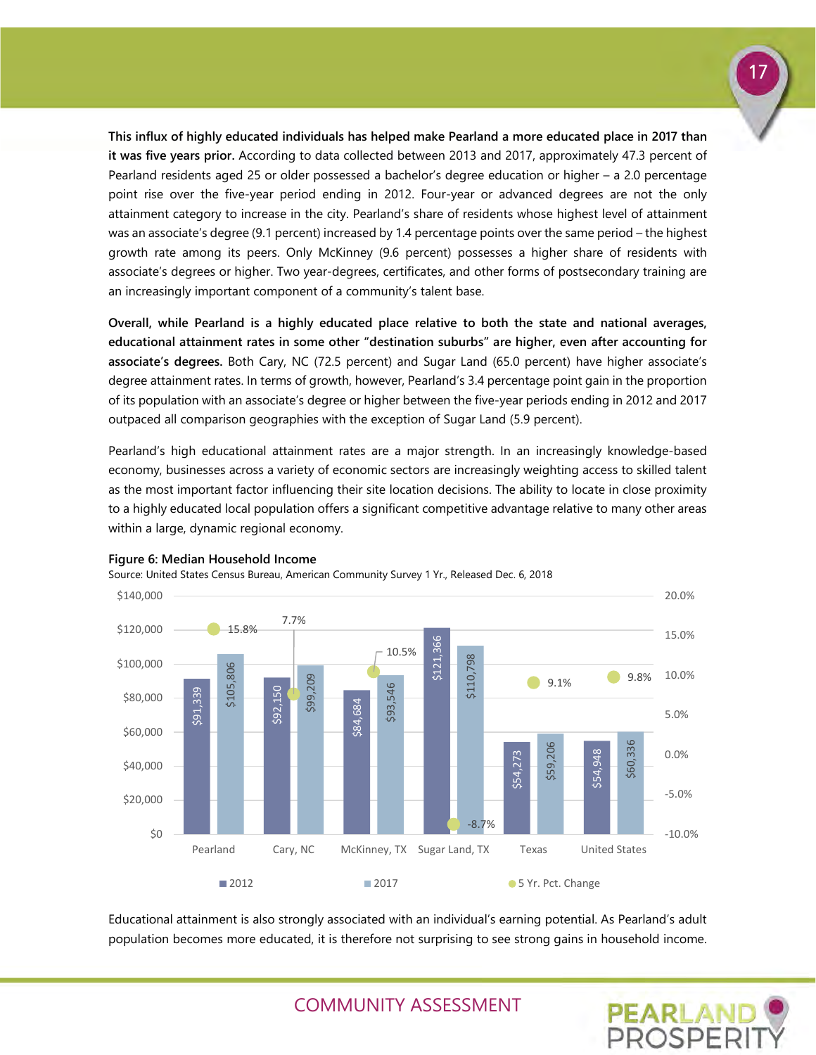**This influx of highly educated individuals has helped make Pearland a more educated place in 2017 than it was five years prior.** According to data collected between 2013 and 2017, approximately 47.3 percent of Pearland residents aged 25 or older possessed a bachelor's degree education or higher – a 2.0 percentage point rise over the five-year period ending in 2012. Four-year or advanced degrees are not the only attainment category to increase in the city. Pearland's share of residents whose highest level of attainment was an associate's degree (9.1 percent) increased by 1.4 percentage points over the same period – the highest growth rate among its peers. Only McKinney (9.6 percent) possesses a higher share of residents with associate's degrees or higher. Two year-degrees, certificates, and other forms of postsecondary training are an increasingly important component of a community's talent base.

**Overall, while Pearland is a highly educated place relative to both the state and national averages, educational attainment rates in some other "destination suburbs" are higher, even after accounting for associate's degrees.** Both Cary, NC (72.5 percent) and Sugar Land (65.0 percent) have higher associate's degree attainment rates. In terms of growth, however, Pearland's 3.4 percentage point gain in the proportion of its population with an associate's degree or higher between the five-year periods ending in 2012 and 2017 outpaced all comparison geographies with the exception of Sugar Land (5.9 percent).

Pearland's high educational attainment rates are a major strength. In an increasingly knowledge-based economy, businesses across a variety of economic sectors are increasingly weighting access to skilled talent as the most important factor influencing their site location decisions. The ability to locate in close proximity to a highly educated local population offers a significant competitive advantage relative to many other areas within a large, dynamic regional economy.

**Figure 6: Median Household Income**

Source: United States Census Bureau, American Community Survey 1 Yr., Released Dec. 6, 2018

| | 2012 | 2017 | 5 Yr. Pct. Change |
|---|---|---|---|
| Pearland | $91,339 | $105,806 | 15.8% |
| Cary, NC | $92,150 | $99,209 | 7.7% |
| McKinney, TX | $84,684 | $93,546 | 10.5% |
| Sugar Land, TX | $121,366 | $110,798 | -8.7% |
| Texas | $54,273 | $59,206 | 9.1% |
| United States | $54,948 | $60,336 | 9.8% |

Educational attainment is also strongly associated with an individual's earning potential. As Pearland's adult population becomes more educated, it is therefore not surprising to see strong gains in household income.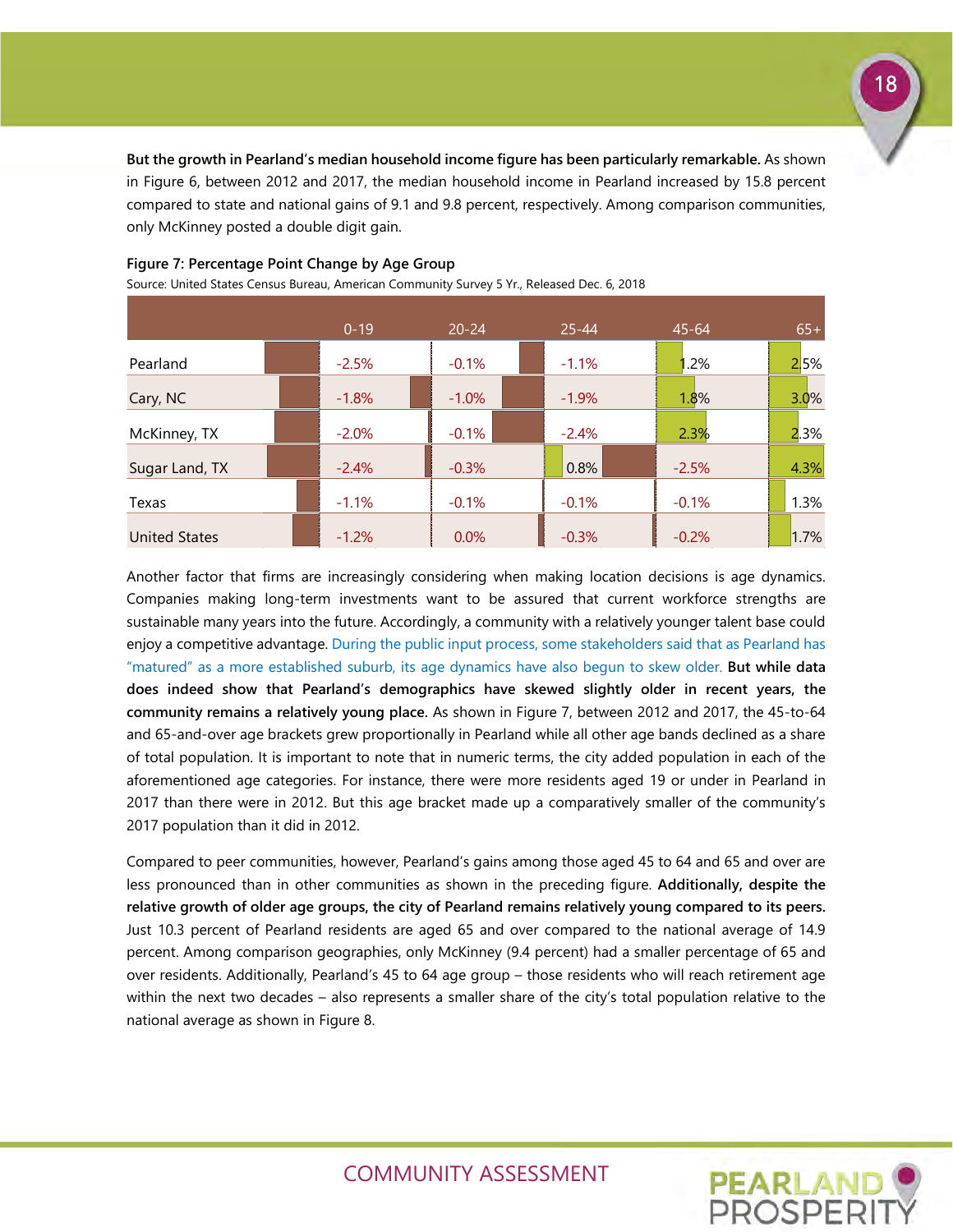**But the growth in Pearland's median household income figure has been particularly remarkable.** As shown in Figure 6, between 2012 and 2017, the median household income in Pearland increased by 15.8 percent compared to state and national gains of 9.1 and 9.8 percent, respectively. Among comparison communities, only McKinney posted a double digit gain.

**Figure 7: Percentage Point Change by Age Group**

Source: United States Census Bureau, American Community Survey 5 Yr., Released Dec. 6, 2018

| | 0-19 | 20-24 | 25-44 | 45-64 | 65+ |
|---|---|---|---|---|---|
| Pearland | -2.5% | -0.1% | -1.1% | 1.2% | 2.5% |
| Cary, NC | -1.8% | -1.0% | -1.9% | 1.8% | 3.0% |
| McKinney, TX | -2.0% | -0.1% | -2.4% | 2.3% | 2.3% |
| Sugar Land, TX | -2.4% | -0.3% | 0.8% | -2.5% | 4.3% |
| Texas | -1.1% | -0.1% | -0.1% | -0.1% | 1.3% |
| United States | -1.2% | 0.0% | -0.3% | -0.2% | 1.7% |

Another factor that firms are increasingly considering when making location decisions is age dynamics. Companies making long-term investments want to be assured that current workforce strengths are sustainable many years into the future. Accordingly, a community with a relatively younger talent base could enjoy a competitive advantage. During the public input process, some stakeholders said that as Pearland has "matured" as a more established suburb, its age dynamics have also begun to skew older. **But while data does indeed show that Pearland's demographics have skewed slightly older in recent years, the community remains a relatively young place.** As shown in Figure 7, between 2012 and 2017, the 45-to-64 and 65-and-over age brackets grew proportionally in Pearland while all other age bands declined as a share of total population. It is important to note that in numeric terms, the city added population in each of the aforementioned age categories. For instance, there were more residents aged 19 or under in Pearland in 2017 than there were in 2012. But this age bracket made up a comparatively smaller of the community's 2017 population than it did in 2012.

Compared to peer communities, however, Pearland's gains among those aged 45 to 64 and 65 and over are less pronounced than in other communities as shown in the preceding figure. **Additionally, despite the relative growth of older age groups, the city of Pearland remains relatively young compared to its peers.** Just 10.3 percent of Pearland residents are aged 65 and over compared to the national average of 14.9 percent. Among comparison geographies, only McKinney (9.4 percent) had a smaller percentage of 65 and over residents. Additionally, Pearland's 45 to 64 age group – those residents who will reach retirement age within the next two decades – also represents a smaller share of the city's total population relative to the national average as shown in Figure 8.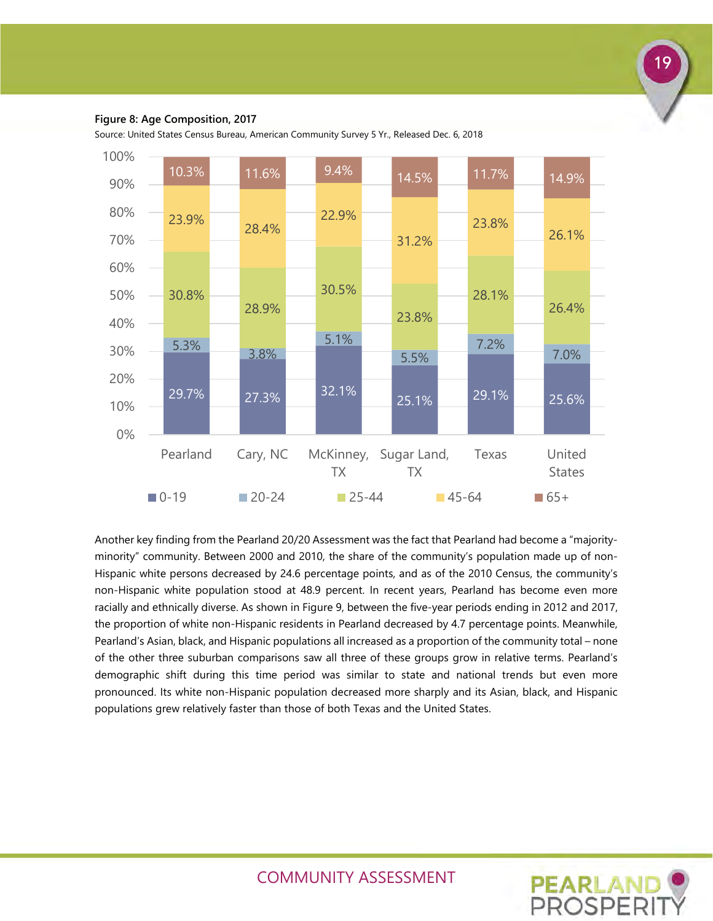**Figure 8: Age Composition, 2017**

Source: United States Census Bureau, American Community Survey 5 Yr., Released Dec. 6, 2018

| | Pearland | Cary, NC | McKinney, TX | Sugar Land, TX | Texas | United States |
|---|---|---|---|---|---|---|
| 0-19 | 29.7% | 27.3% | 32.1% | 25.1% | 29.1% | 25.6% |
| 20-24 | 5.3% | 3.8% | 5.1% | 5.5% | 7.2% | 7.0% |
| 25-44 | 30.8% | 28.9% | 30.5% | 23.8% | 28.1% | 26.4% |
| 45-64 | 23.9% | 28.4% | 22.9% | 31.2% | 23.8% | 26.1% |
| 65+ | 10.3% | 11.6% | 9.4% | 14.5% | 11.7% | 14.9% |

Another key finding from the Pearland 20/20 Assessment was the fact that Pearland had become a "majority-minority" community. Between 2000 and 2010, the share of the community's population made up of non-Hispanic white persons decreased by 24.6 percentage points, and as of the 2010 Census, the community's non-Hispanic white population stood at 48.9 percent. In recent years, Pearland has become even more racially and ethnically diverse. As shown in Figure 9, between the five-year periods ending in 2012 and 2017, the proportion of white non-Hispanic residents in Pearland decreased by 4.7 percentage points. Meanwhile, Pearland's Asian, black, and Hispanic populations all increased as a proportion of the community total – none of the other three suburban comparisons saw all three of these groups grow in relative terms. Pearland's demographic shift during this time period was similar to state and national trends but even more pronounced. Its white non-Hispanic population decreased more sharply and its Asian, black, and Hispanic populations grew relatively faster than those of both Texas and the United States.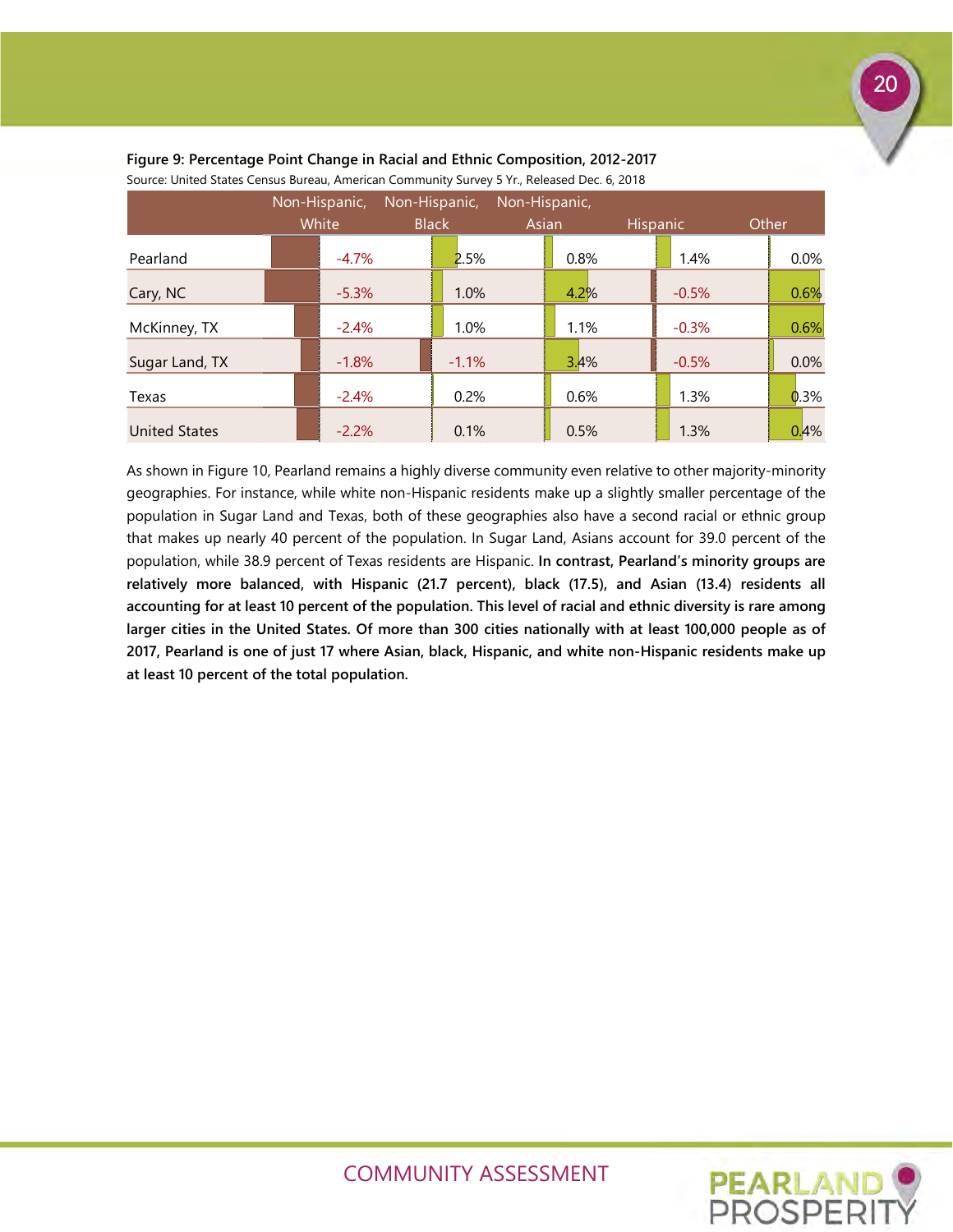**Figure 9: Percentage Point Change in Racial and Ethnic Composition, 2012-2017**

Source: United States Census Bureau, American Community Survey 5 Yr., Released Dec. 6, 2018

| | Non-Hispanic, White | Non-Hispanic, Black | Non-Hispanic, Asian | Hispanic | Other |
|---|---|---|---|---|---|
| Pearland | -4.7% | 2.5% | 0.8% | 1.4% | 0.0% |
| Cary, NC | -5.3% | 1.0% | 4.2% | -0.5% | 0.6% |
| McKinney, TX | -2.4% | 1.0% | 1.1% | -0.3% | 0.6% |
| Sugar Land, TX | -1.8% | -1.1% | 3.4% | -0.5% | 0.0% |
| Texas | -2.4% | 0.2% | 0.6% | 1.3% | 0.3% |
| United States | -2.2% | 0.1% | 0.5% | 1.3% | 0.4% |

As shown in Figure 10, Pearland remains a highly diverse community even relative to other majority-minority geographies. For instance, while white non-Hispanic residents make up a slightly smaller percentage of the population in Sugar Land and Texas, both of these geographies also have a second racial or ethnic group that makes up nearly 40 percent of the population. In Sugar Land, Asians account for 39.0 percent of the population, while 38.9 percent of Texas residents are Hispanic. **In contrast, Pearland's minority groups are relatively more balanced, with Hispanic (21.7 percent), black (17.5), and Asian (13.4) residents all accounting for at least 10 percent of the population. This level of racial and ethnic diversity is rare among larger cities in the United States. Of more than 300 cities nationally with at least 100,000 people as of 2017, Pearland is one of just 17 where Asian, black, Hispanic, and white non-Hispanic residents make up at least 10 percent of the total population.**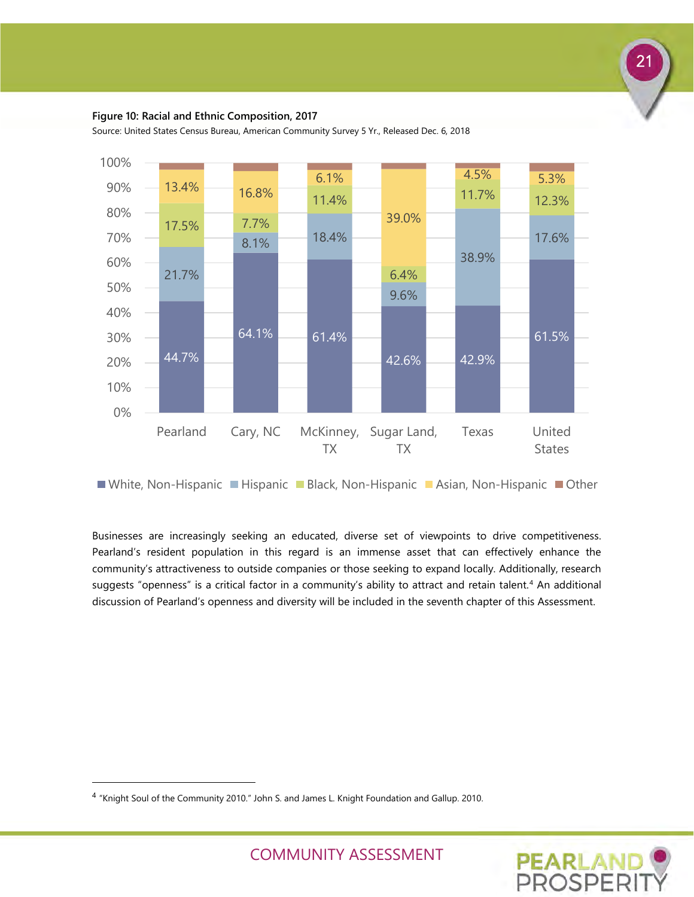**Figure 10: Racial and Ethnic Composition, 2017**

Source: United States Census Bureau, American Community Survey 5 Yr., Released Dec. 6, 2018

| | White, Non-Hispanic | Hispanic | Black, Non-Hispanic | Asian, Non-Hispanic | Other |
|---|---|---|---|---|---|
| Pearland | 44.7% | 21.7% | 17.5% | 13.4% | |
| Cary, NC | 64.1% | 8.1% | 7.7% | 16.8% | |
| McKinney, TX | 61.4% | 18.4% | 11.4% | 6.1% | |
| Sugar Land, TX | 42.6% | 9.6% | 6.4% | 39.0% | |
| Texas | 42.9% | 38.9% | 11.7% | 4.5% | |
| United States | 61.5% | 17.6% | 12.3% | 5.3% | |

Businesses are increasingly seeking an educated, diverse set of viewpoints to drive competitiveness. Pearland's resident population in this regard is an immense asset that can effectively enhance the community's attractiveness to outside companies or those seeking to expand locally. Additionally, research suggests "openness" is a critical factor in a community's ability to attract and retain talent.[4] An additional discussion of Pearland's openness and diversity will be included in the seventh chapter of this Assessment.

---

[4] "Knight Soul of the Community 2010." John S. and James L. Knight Foundation and Gallup. 2010.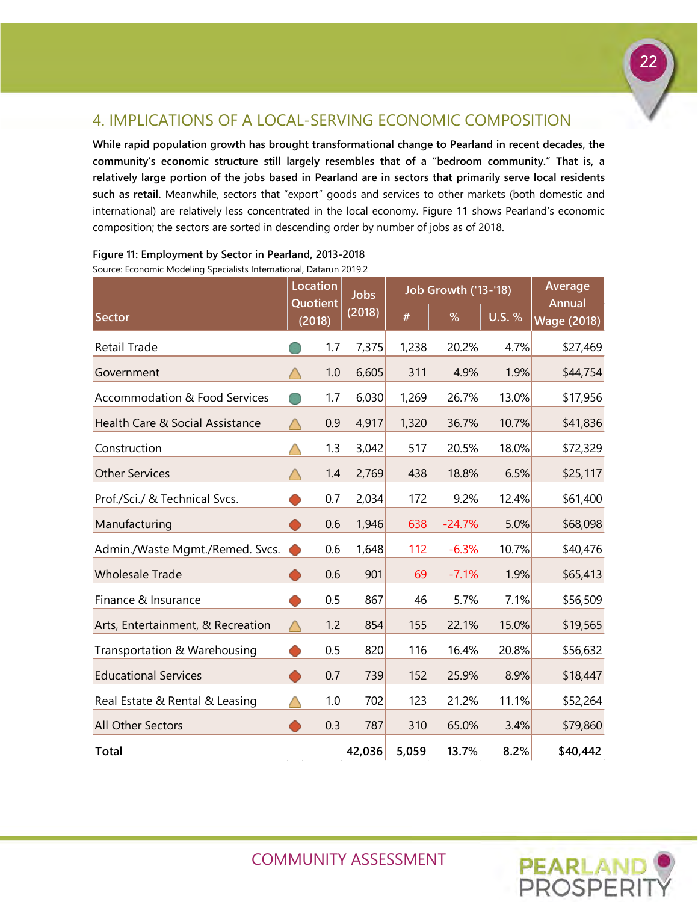## 4. IMPLICATIONS OF A LOCAL-SERVING ECONOMIC COMPOSITION

**While rapid population growth has brought transformational change to Pearland in recent decades, the community's economic structure still largely resembles that of a "bedroom community." That is, a relatively large portion of the jobs based in Pearland are in sectors that primarily serve local residents such as retail.** Meanwhile, sectors that "export" goods and services to other markets (both domestic and international) are relatively less concentrated in the local economy. Figure 11 shows Pearland's economic composition; the sectors are sorted in descending order by number of jobs as of 2018.

**Figure 11: Employment by Sector in Pearland, 2013-2018**

Source: Economic Modeling Specialists International, Datarun 2019.2

| Sector | Location Quotient (2018) | Jobs (2018) | Job Growth ('13-'18) | | | Average Annual Wage (2018) |
|---|---|---|---|---|---|---|
| | | | # | % | U.S. % | |
| Retail Trade | 1.7 | 7,375 | 1,238 | 20.2% | 4.7% | $27,469 |
| Government | 1.0 | 6,605 | 311 | 4.9% | 1.9% | $44,754 |
| Accommodation & Food Services | 1.7 | 6,030 | 1,269 | 26.7% | 13.0% | $17,956 |
| Health Care & Social Assistance | 0.9 | 4,917 | 1,320 | 36.7% | 10.7% | $41,836 |
| Construction | 1.3 | 3,042 | 517 | 20.5% | 18.0% | $72,329 |
| Other Services | 1.4 | 2,769 | 438 | 18.8% | 6.5% | $25,117 |
| Prof./Sci./ & Technical Svcs. | 0.7 | 2,034 | 172 | 9.2% | 12.4% | $61,400 |
| Manufacturing | 0.6 | 1,946 | 638 | -24.7% | 5.0% | $68,098 |
| Admin./Waste Mgmt./Remed. Svcs. | 0.6 | 1,648 | 112 | -6.3% | 10.7% | $40,476 |
| Wholesale Trade | 0.6 | 901 | 69 | -7.1% | 1.9% | $65,413 |
| Finance & Insurance | 0.5 | 867 | 46 | 5.7% | 7.1% | $56,509 |
| Arts, Entertainment, & Recreation | 1.2 | 854 | 155 | 22.1% | 15.0% | $19,565 |
| Transportation & Warehousing | 0.5 | 820 | 116 | 16.4% | 20.8% | $56,632 |
| Educational Services | 0.7 | 739 | 152 | 25.9% | 8.9% | $18,447 |
| Real Estate & Rental & Leasing | 1.0 | 702 | 123 | 21.2% | 11.1% | $52,264 |
| All Other Sectors | 0.3 | 787 | 310 | 65.0% | 3.4% | $79,860 |
| **Total** | | **42,036** | **5,059** | **13.7%** | **8.2%** | **$40,442** |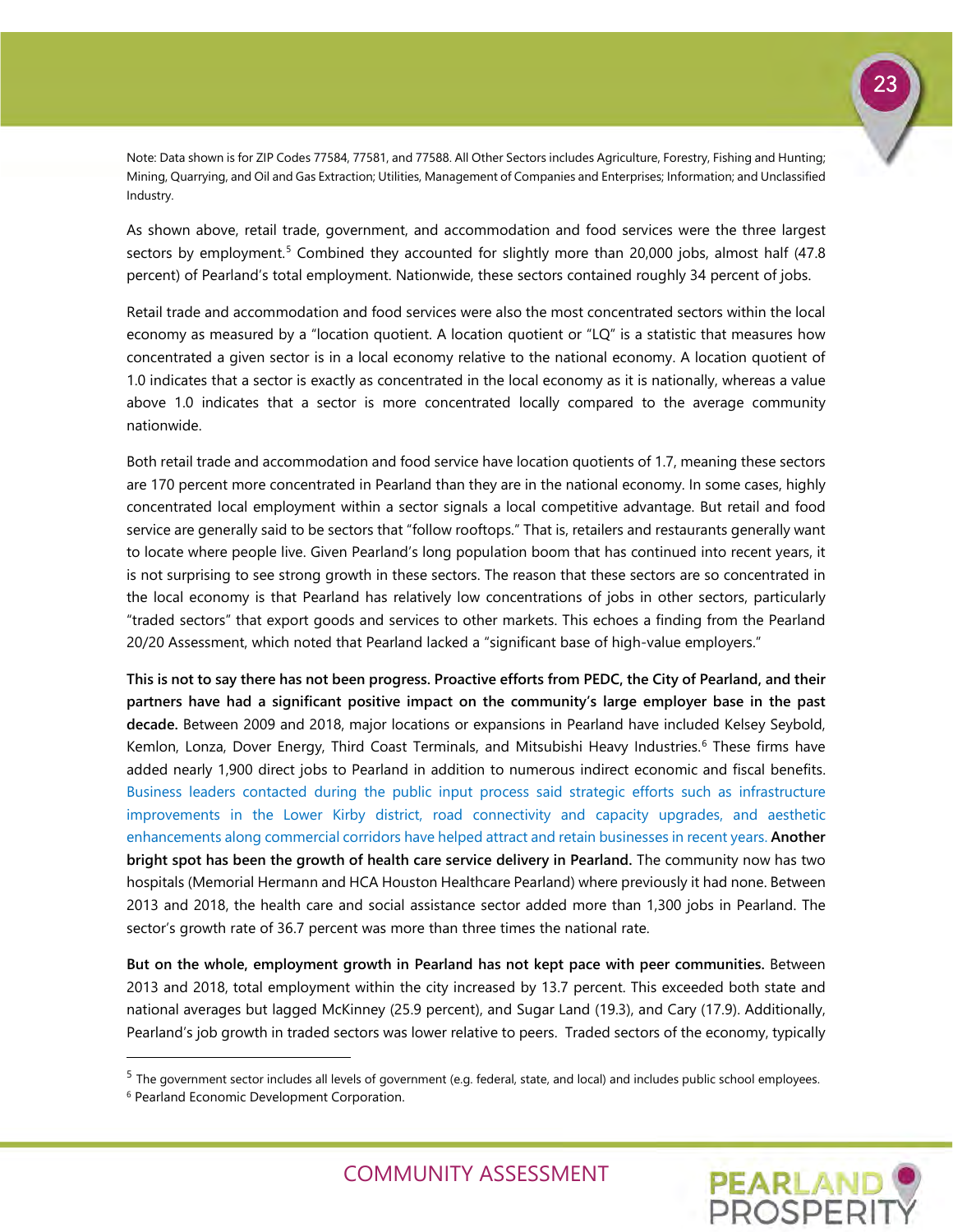Note: Data shown is for ZIP Codes 77584, 77581, and 77588. All Other Sectors includes Agriculture, Forestry, Fishing and Hunting; Mining, Quarrying, and Oil and Gas Extraction; Utilities, Management of Companies and Enterprises; Information; and Unclassified Industry.

As shown above, retail trade, government, and accommodation and food services were the three largest sectors by employment.[5] Combined they accounted for slightly more than 20,000 jobs, almost half (47.8 percent) of Pearland's total employment. Nationwide, these sectors contained roughly 34 percent of jobs.

Retail trade and accommodation and food services were also the most concentrated sectors within the local economy as measured by a "location quotient. A location quotient or "LQ" is a statistic that measures how concentrated a given sector is in a local economy relative to the national economy. A location quotient of 1.0 indicates that a sector is exactly as concentrated in the local economy as it is nationally, whereas a value above 1.0 indicates that a sector is more concentrated locally compared to the average community nationwide.

Both retail trade and accommodation and food service have location quotients of 1.7, meaning these sectors are 170 percent more concentrated in Pearland than they are in the national economy. In some cases, highly concentrated local employment within a sector signals a local competitive advantage. But retail and food service are generally said to be sectors that "follow rooftops." That is, retailers and restaurants generally want to locate where people live. Given Pearland's long population boom that has continued into recent years, it is not surprising to see strong growth in these sectors. The reason that these sectors are so concentrated in the local economy is that Pearland has relatively low concentrations of jobs in other sectors, particularly "traded sectors" that export goods and services to other markets. This echoes a finding from the Pearland 20/20 Assessment, which noted that Pearland lacked a "significant base of high-value employers."

**This is not to say there has not been progress. Proactive efforts from PEDC, the City of Pearland, and their partners have had a significant positive impact on the community's large employer base in the past decade.** Between 2009 and 2018, major locations or expansions in Pearland have included Kelsey Seybold, Kemlon, Lonza, Dover Energy, Third Coast Terminals, and Mitsubishi Heavy Industries.[6] These firms have added nearly 1,900 direct jobs to Pearland in addition to numerous indirect economic and fiscal benefits. Business leaders contacted during the public input process said strategic efforts such as infrastructure improvements in the Lower Kirby district, road connectivity and capacity upgrades, and aesthetic enhancements along commercial corridors have helped attract and retain businesses in recent years. **Another bright spot has been the growth of health care service delivery in Pearland.** The community now has two hospitals (Memorial Hermann and HCA Houston Healthcare Pearland) where previously it had none. Between 2013 and 2018, the health care and social assistance sector added more than 1,300 jobs in Pearland. The sector's growth rate of 36.7 percent was more than three times the national rate.

**But on the whole, employment growth in Pearland has not kept pace with peer communities.** Between 2013 and 2018, total employment within the city increased by 13.7 percent. This exceeded both state and national averages but lagged McKinney (25.9 percent), and Sugar Land (19.3), and Cary (17.9). Additionally, Pearland's job growth in traded sectors was lower relative to peers. Traded sectors of the economy, typically

---

[5] The government sector includes all levels of government (e.g. federal, state, and local) and includes public school employees.

[6] Pearland Economic Development Corporation.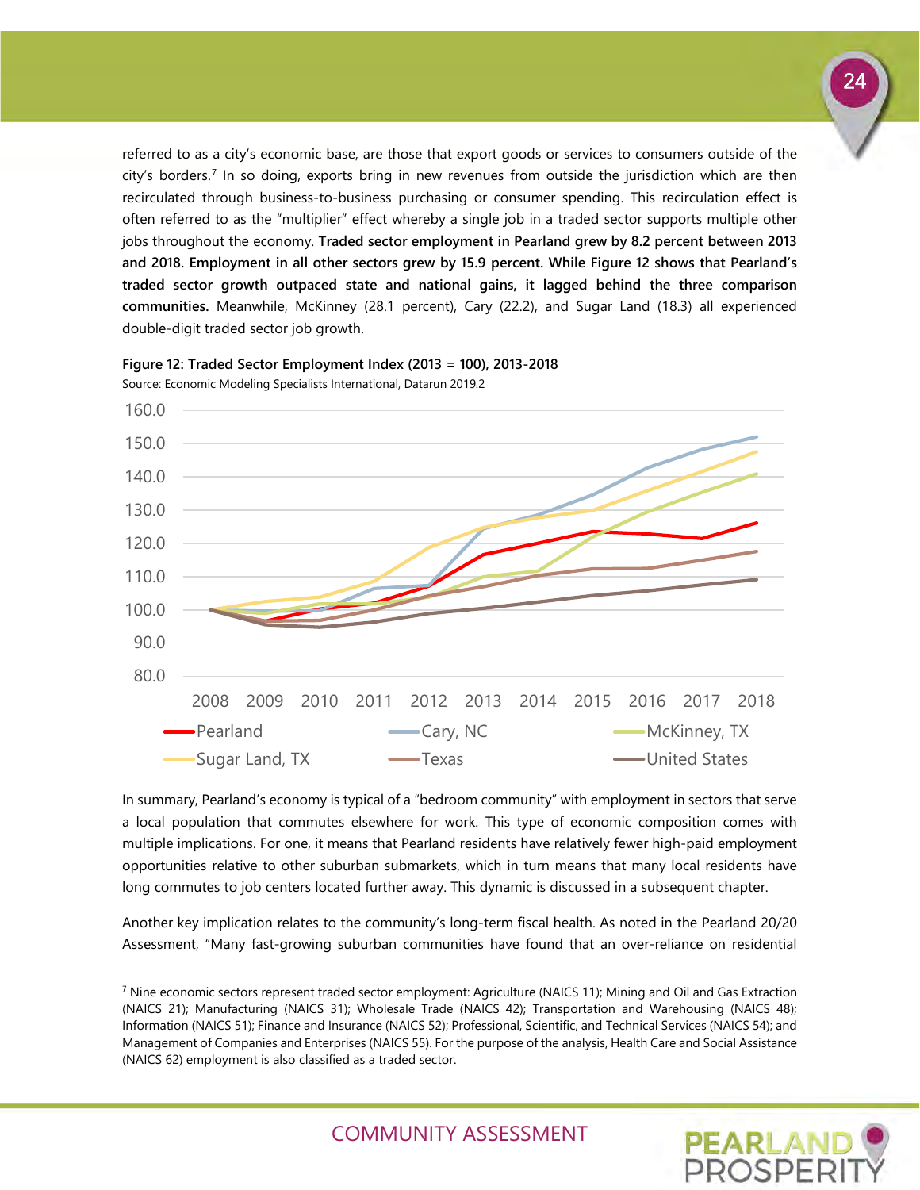referred to as a city's economic base, are those that export goods or services to consumers outside of the city's borders.[7] In so doing, exports bring in new revenues from outside the jurisdiction which are then recirculated through business-to-business purchasing or consumer spending. This recirculation effect is often referred to as the "multiplier" effect whereby a single job in a traded sector supports multiple other jobs throughout the economy. **Traded sector employment in Pearland grew by 8.2 percent between 2013 and 2018. Employment in all other sectors grew by 15.9 percent. While Figure 12 shows that Pearland's traded sector growth outpaced state and national gains, it lagged behind the three comparison communities.** Meanwhile, McKinney (28.1 percent), Cary (22.2), and Sugar Land (18.3) all experienced double-digit traded sector job growth.

**Figure 12: Traded Sector Employment Index (2013 = 100), 2013-2018**

Source: Economic Modeling Specialists International, Datarun 2019.2

In summary, Pearland's economy is typical of a "bedroom community" with employment in sectors that serve a local population that commutes elsewhere for work. This type of economic composition comes with multiple implications. For one, it means that Pearland residents have relatively fewer high-paid employment opportunities relative to other suburban submarkets, which in turn means that many local residents have long commutes to job centers located further away. This dynamic is discussed in a subsequent chapter.

Another key implication relates to the community's long-term fiscal health. As noted in the Pearland 20/20 Assessment, "Many fast-growing suburban communities have found that an over-reliance on residential

---

[7] Nine economic sectors represent traded sector employment: Agriculture (NAICS 11); Mining and Oil and Gas Extraction (NAICS 21); Manufacturing (NAICS 31); Wholesale Trade (NAICS 42); Transportation and Warehousing (NAICS 48); Information (NAICS 51); Finance and Insurance (NAICS 52); Professional, Scientific, and Technical Services (NAICS 54); and Management of Companies and Enterprises (NAICS 55). For the purpose of the analysis, Health Care and Social Assistance (NAICS 62) employment is also classified as a traded sector.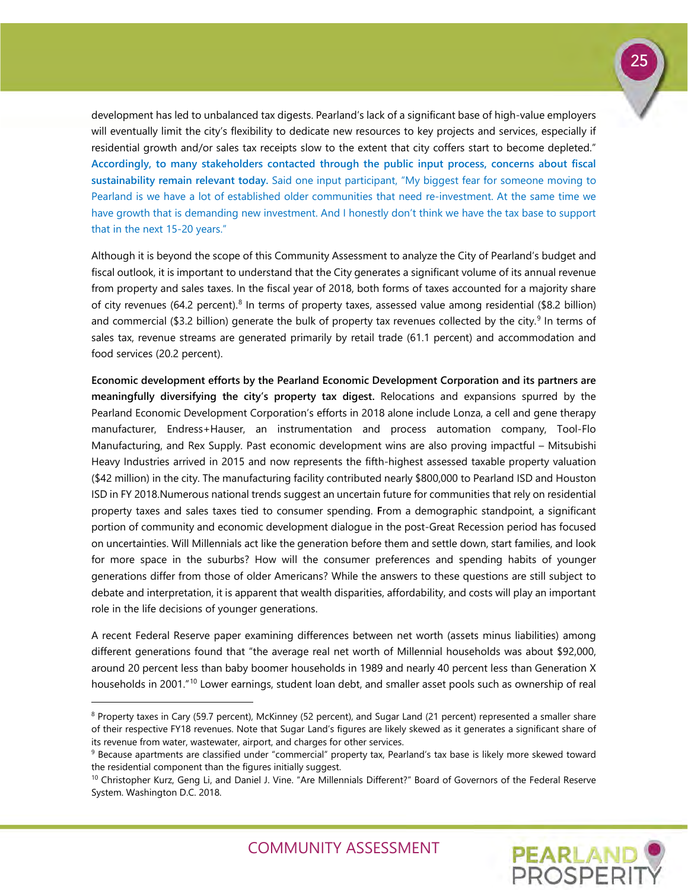development has led to unbalanced tax digests. Pearland's lack of a significant base of high-value employers will eventually limit the city's flexibility to dedicate new resources to key projects and services, especially if residential growth and/or sales tax receipts slow to the extent that city coffers start to become depleted." **Accordingly, to many stakeholders contacted through the public input process, concerns about fiscal sustainability remain relevant today.** Said one input participant, "My biggest fear for someone moving to Pearland is we have a lot of established older communities that need re-investment. At the same time we have growth that is demanding new investment. And I honestly don't think we have the tax base to support that in the next 15-20 years."

Although it is beyond the scope of this Community Assessment to analyze the City of Pearland's budget and fiscal outlook, it is important to understand that the City generates a significant volume of its annual revenue from property and sales taxes. In the fiscal year of 2018, both forms of taxes accounted for a majority share of city revenues (64.2 percent).[8] In terms of property taxes, assessed value among residential ($8.2 billion) and commercial ($3.2 billion) generate the bulk of property tax revenues collected by the city.[9] In terms of sales tax, revenue streams are generated primarily by retail trade (61.1 percent) and accommodation and food services (20.2 percent).

**Economic development efforts by the Pearland Economic Development Corporation and its partners are meaningfully diversifying the city's property tax digest.** Relocations and expansions spurred by the Pearland Economic Development Corporation's efforts in 2018 alone include Lonza, a cell and gene therapy manufacturer, Endress+Hauser, an instrumentation and process automation company, Tool-Flo Manufacturing, and Rex Supply. Past economic development wins are also proving impactful – Mitsubishi Heavy Industries arrived in 2015 and now represents the fifth-highest assessed taxable property valuation ($42 million) in the city. The manufacturing facility contributed nearly $800,000 to Pearland ISD and Houston ISD in FY 2018.Numerous national trends suggest an uncertain future for communities that rely on residential property taxes and sales taxes tied to consumer spending. From a demographic standpoint, a significant portion of community and economic development dialogue in the post-Great Recession period has focused on uncertainties. Will Millennials act like the generation before them and settle down, start families, and look for more space in the suburbs? How will the consumer preferences and spending habits of younger generations differ from those of older Americans? While the answers to these questions are still subject to debate and interpretation, it is apparent that wealth disparities, affordability, and costs will play an important role in the life decisions of younger generations.

A recent Federal Reserve paper examining differences between net worth (assets minus liabilities) among different generations found that "the average real net worth of Millennial households was about $92,000, around 20 percent less than baby boomer households in 1989 and nearly 40 percent less than Generation X households in 2001."[10] Lower earnings, student loan debt, and smaller asset pools such as ownership of real

---

[8] Property taxes in Cary (59.7 percent), McKinney (52 percent), and Sugar Land (21 percent) represented a smaller share of their respective FY18 revenues. Note that Sugar Land's figures are likely skewed as it generates a significant share of its revenue from water, wastewater, airport, and charges for other services.

[9] Because apartments are classified under "commercial" property tax, Pearland's tax base is likely more skewed toward the residential component than the figures initially suggest.

[10] Christopher Kurz, Geng Li, and Daniel J. Vine. "Are Millennials Different?" Board of Governors of the Federal Reserve System. Washington D.C. 2018.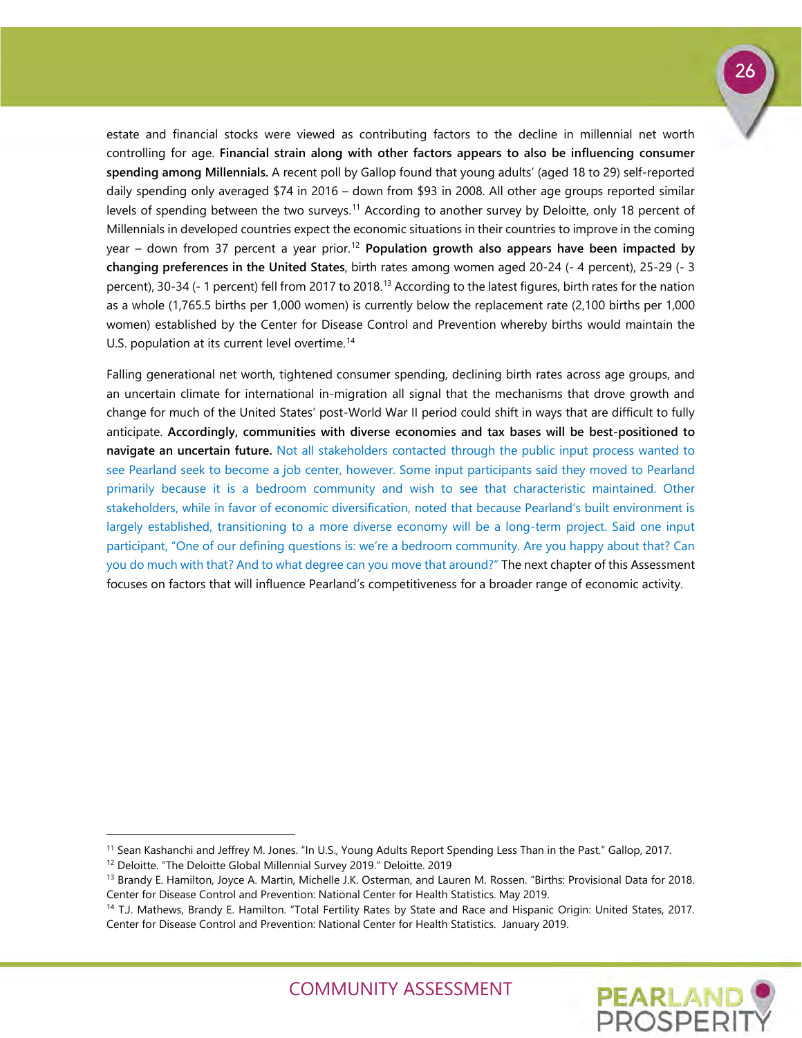estate and financial stocks were viewed as contributing factors to the decline in millennial net worth controlling for age. **Financial strain along with other factors appears to also be influencing consumer spending among Millennials.** A recent poll by Gallop found that young adults' (aged 18 to 29) self-reported daily spending only averaged $74 in 2016 – down from $93 in 2008. All other age groups reported similar levels of spending between the two surveys.[11] According to another survey by Deloitte, only 18 percent of Millennials in developed countries expect the economic situations in their countries to improve in the coming year – down from 37 percent a year prior.[12] **Population growth also appears have been impacted by changing preferences in the United States**, birth rates among women aged 20-24 (- 4 percent), 25-29 (- 3 percent), 30-34 (- 1 percent) fell from 2017 to 2018.[13] According to the latest figures, birth rates for the nation as a whole (1,765.5 births per 1,000 women) is currently below the replacement rate (2,100 births per 1,000 women) established by the Center for Disease Control and Prevention whereby births would maintain the U.S. population at its current level overtime.[14]

Falling generational net worth, tightened consumer spending, declining birth rates across age groups, and an uncertain climate for international in-migration all signal that the mechanisms that drove growth and change for much of the United States' post-World War II period could shift in ways that are difficult to fully anticipate. **Accordingly, communities with diverse economies and tax bases will be best-positioned to navigate an uncertain future.** Not all stakeholders contacted through the public input process wanted to see Pearland seek to become a job center, however. Some input participants said they moved to Pearland primarily because it is a bedroom community and wish to see that characteristic maintained. Other stakeholders, while in favor of economic diversification, noted that because Pearland's built environment is largely established, transitioning to a more diverse economy will be a long-term project. Said one input participant, "One of our defining questions is: we're a bedroom community. Are you happy about that? Can you do much with that? And to what degree can you move that around?" The next chapter of this Assessment focuses on factors that will influence Pearland's competitiveness for a broader range of economic activity.

---

[11] Sean Kashanchi and Jeffrey M. Jones. "In U.S., Young Adults Report Spending Less Than in the Past." Gallop, 2017.

[12] Deloitte. "The Deloitte Global Millennial Survey 2019." Deloitte. 2019

[13] Brandy E. Hamilton, Joyce A. Martin, Michelle J.K. Osterman, and Lauren M. Rossen. "Births: Provisional Data for 2018. Center for Disease Control and Prevention: National Center for Health Statistics. May 2019.

[14] T.J. Mathews, Brandy E. Hamilton. "Total Fertility Rates by State and Race and Hispanic Origin: United States, 2017. Center for Disease Control and Prevention: National Center for Health Statistics. January 2019.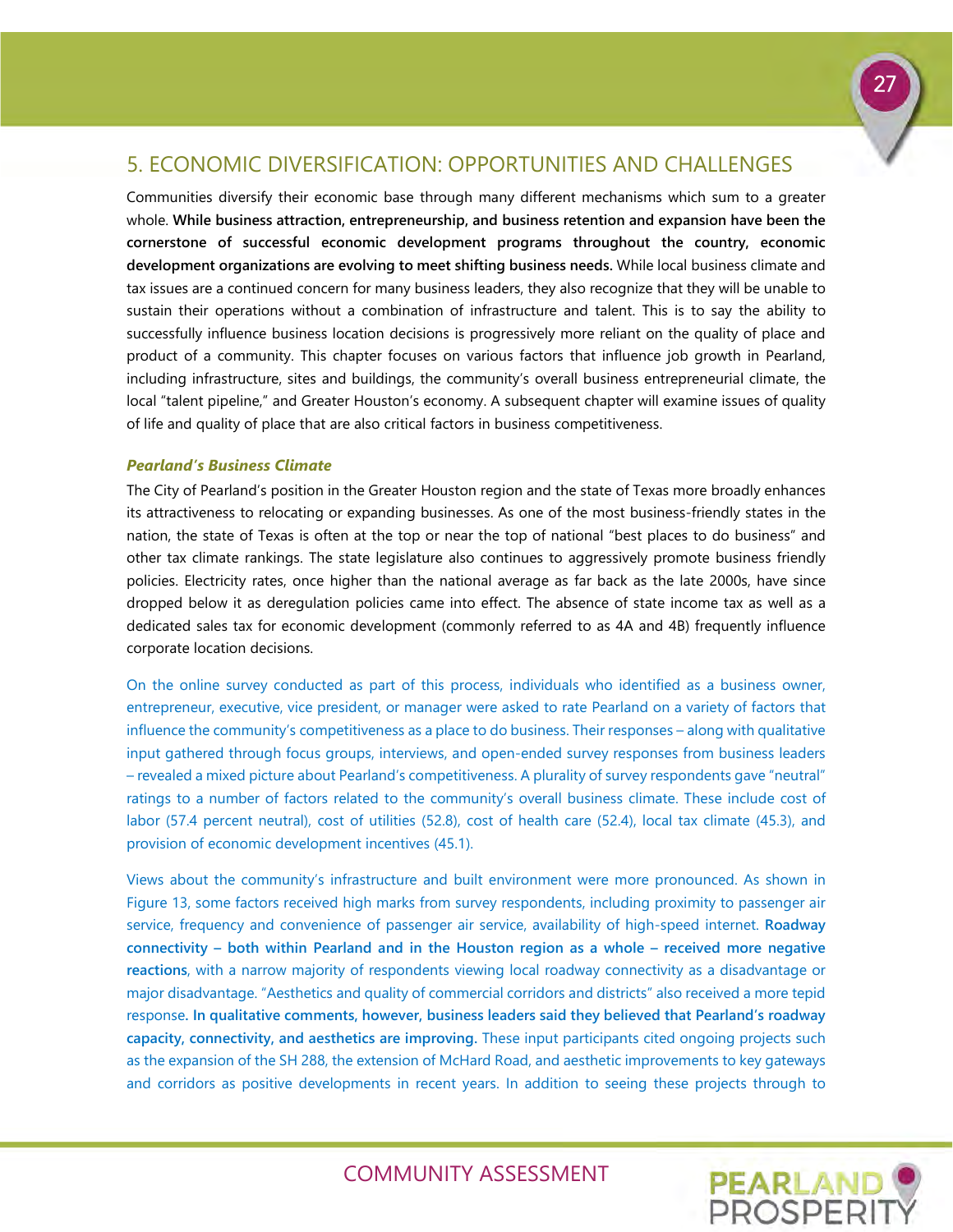## 5. ECONOMIC DIVERSIFICATION: OPPORTUNITIES AND CHALLENGES

Communities diversify their economic base through many different mechanisms which sum to a greater whole. **While business attraction, entrepreneurship, and business retention and expansion have been the cornerstone of successful economic development programs throughout the country, economic development organizations are evolving to meet shifting business needs.** While local business climate and tax issues are a continued concern for many business leaders, they also recognize that they will be unable to sustain their operations without a combination of infrastructure and talent. This is to say the ability to successfully influence business location decisions is progressively more reliant on the quality of place and product of a community. This chapter focuses on various factors that influence job growth in Pearland, including infrastructure, sites and buildings, the community's overall business entrepreneurial climate, the local "talent pipeline," and Greater Houston's economy. A subsequent chapter will examine issues of quality of life and quality of place that are also critical factors in business competitiveness.

### *Pearland's Business Climate*

The City of Pearland's position in the Greater Houston region and the state of Texas more broadly enhances its attractiveness to relocating or expanding businesses. As one of the most business-friendly states in the nation, the state of Texas is often at the top or near the top of national "best places to do business" and other tax climate rankings. The state legislature also continues to aggressively promote business friendly policies. Electricity rates, once higher than the national average as far back as the late 2000s, have since dropped below it as deregulation policies came into effect. The absence of state income tax as well as a dedicated sales tax for economic development (commonly referred to as 4A and 4B) frequently influence corporate location decisions.

On the online survey conducted as part of this process, individuals who identified as a business owner, entrepreneur, executive, vice president, or manager were asked to rate Pearland on a variety of factors that influence the community's competitiveness as a place to do business. Their responses – along with qualitative input gathered through focus groups, interviews, and open-ended survey responses from business leaders – revealed a mixed picture about Pearland's competitiveness. A plurality of survey respondents gave "neutral" ratings to a number of factors related to the community's overall business climate. These include cost of labor (57.4 percent neutral), cost of utilities (52.8), cost of health care (52.4), local tax climate (45.3), and provision of economic development incentives (45.1).

Views about the community's infrastructure and built environment were more pronounced. As shown in Figure 13, some factors received high marks from survey respondents, including proximity to passenger air service, frequency and convenience of passenger air service, availability of high-speed internet. **Roadway connectivity – both within Pearland and in the Houston region as a whole – received more negative reactions**, with a narrow majority of respondents viewing local roadway connectivity as a disadvantage or major disadvantage. "Aesthetics and quality of commercial corridors and districts" also received a more tepid response. **In qualitative comments, however, business leaders said they believed that Pearland's roadway capacity, connectivity, and aesthetics are improving.** These input participants cited ongoing projects such as the expansion of the SH 288, the extension of McHard Road, and aesthetic improvements to key gateways and corridors as positive developments in recent years. In addition to seeing these projects through to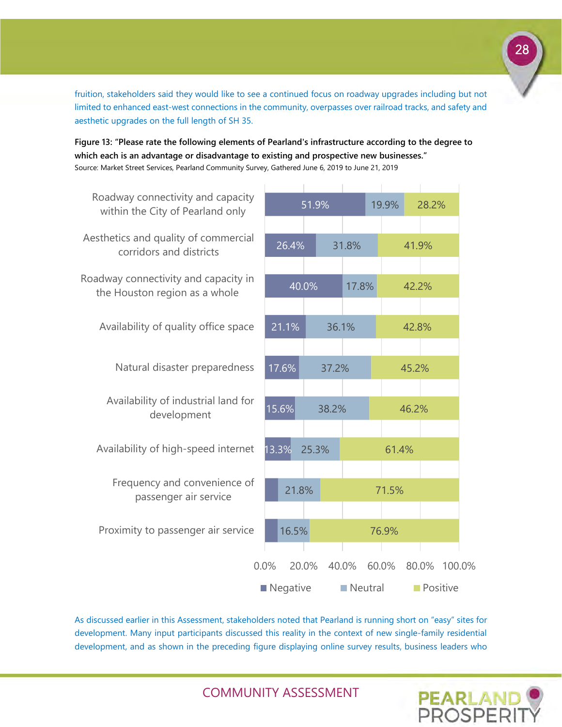fruition, stakeholders said they would like to see a continued focus on roadway upgrades including but not limited to enhanced east-west connections in the community, overpasses over railroad tracks, and safety and aesthetic upgrades on the full length of SH 35.

**Figure 13: "Please rate the following elements of Pearland's infrastructure according to the degree to which each is an advantage or disadvantage to existing and prospective new businesses."**
Source: Market Street Services, Pearland Community Survey, Gathered June 6, 2019 to June 21, 2019

| Element | Negative | Neutral | Positive |
|---|---|---|---|
| Roadway connectivity and capacity within the City of Pearland only | 51.9% | 19.9% | 28.2% |
| Aesthetics and quality of commercial corridors and districts | 26.4% | 31.8% | 41.9% |
| Roadway connectivity and capacity in the Houston region as a whole | 40.0% | 17.8% | 42.2% |
| Availability of quality office space | 21.1% | 36.1% | 42.8% |
| Natural disaster preparedness | 17.6% | 37.2% | 45.2% |
| Availability of industrial land for development | 15.6% | 38.2% | 46.2% |
| Availability of high-speed internet | 13.3% | 25.3% | 61.4% |
| Frequency and convenience of passenger air service | | 21.8% | 71.5% |
| Proximity to passenger air service | | 16.5% | 76.9% |

As discussed earlier in this Assessment, stakeholders noted that Pearland is running short on "easy" sites for development. Many input participants discussed this reality in the context of new single-family residential development, and as shown in the preceding figure displaying online survey results, business leaders who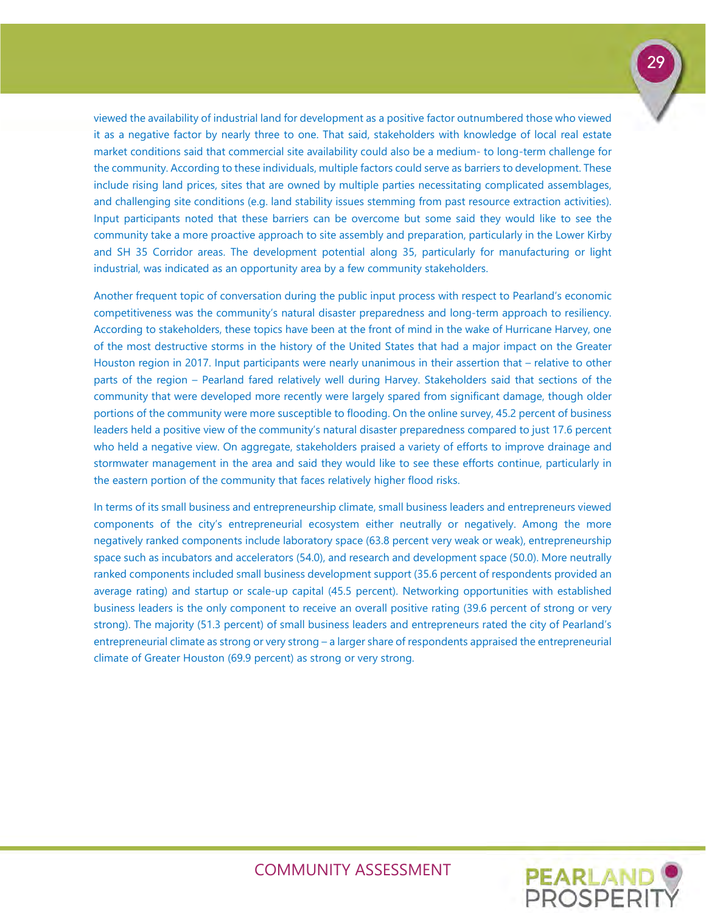viewed the availability of industrial land for development as a positive factor outnumbered those who viewed it as a negative factor by nearly three to one. That said, stakeholders with knowledge of local real estate market conditions said that commercial site availability could also be a medium- to long-term challenge for the community. According to these individuals, multiple factors could serve as barriers to development. These include rising land prices, sites that are owned by multiple parties necessitating complicated assemblages, and challenging site conditions (e.g. land stability issues stemming from past resource extraction activities). Input participants noted that these barriers can be overcome but some said they would like to see the community take a more proactive approach to site assembly and preparation, particularly in the Lower Kirby and SH 35 Corridor areas. The development potential along 35, particularly for manufacturing or light industrial, was indicated as an opportunity area by a few community stakeholders.

Another frequent topic of conversation during the public input process with respect to Pearland's economic competitiveness was the community's natural disaster preparedness and long-term approach to resiliency. According to stakeholders, these topics have been at the front of mind in the wake of Hurricane Harvey, one of the most destructive storms in the history of the United States that had a major impact on the Greater Houston region in 2017. Input participants were nearly unanimous in their assertion that – relative to other parts of the region – Pearland fared relatively well during Harvey. Stakeholders said that sections of the community that were developed more recently were largely spared from significant damage, though older portions of the community were more susceptible to flooding. On the online survey, 45.2 percent of business leaders held a positive view of the community's natural disaster preparedness compared to just 17.6 percent who held a negative view. On aggregate, stakeholders praised a variety of efforts to improve drainage and stormwater management in the area and said they would like to see these efforts continue, particularly in the eastern portion of the community that faces relatively higher flood risks.

In terms of its small business and entrepreneurship climate, small business leaders and entrepreneurs viewed components of the city's entrepreneurial ecosystem either neutrally or negatively. Among the more negatively ranked components include laboratory space (63.8 percent very weak or weak), entrepreneurship space such as incubators and accelerators (54.0), and research and development space (50.0). More neutrally ranked components included small business development support (35.6 percent of respondents provided an average rating) and startup or scale-up capital (45.5 percent). Networking opportunities with established business leaders is the only component to receive an overall positive rating (39.6 percent of strong or very strong). The majority (51.3 percent) of small business leaders and entrepreneurs rated the city of Pearland's entrepreneurial climate as strong or very strong – a larger share of respondents appraised the entrepreneurial climate of Greater Houston (69.9 percent) as strong or very strong.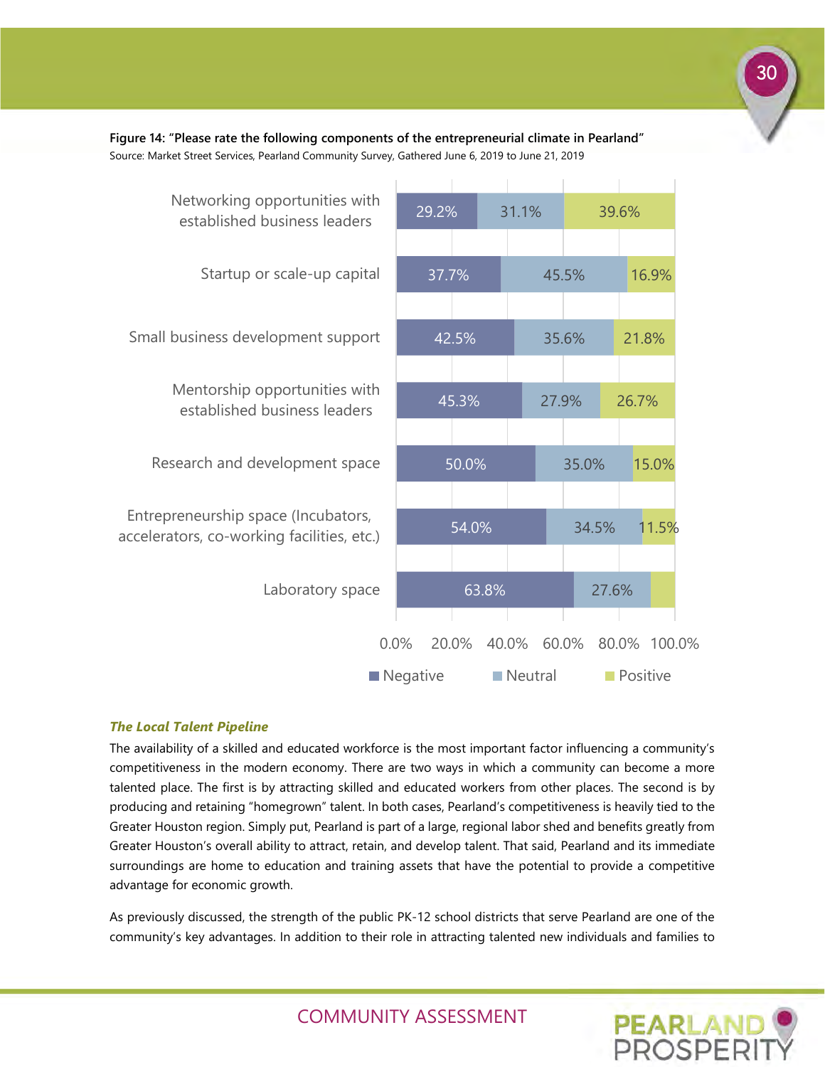**Figure 14: "Please rate the following components of the entrepreneurial climate in Pearland"**

Source: Market Street Services, Pearland Community Survey, Gathered June 6, 2019 to June 21, 2019

| Component | Negative | Neutral | Positive |
|---|---|---|---|
| Networking opportunities with established business leaders | 29.2% | 31.1% | 39.6% |
| Startup or scale-up capital | 37.7% | 45.5% | 16.9% |
| Small business development support | 42.5% | 35.6% | 21.8% |
| Mentorship opportunities with established business leaders | 45.3% | 27.9% | 26.7% |
| Research and development space | 50.0% | 35.0% | 15.0% |
| Entrepreneurship space (Incubators, accelerators, co-working facilities, etc.) | 54.0% | 34.5% | 11.5% |
| Laboratory space | 63.8% | 27.6% | |

***The Local Talent Pipeline***

The availability of a skilled and educated workforce is the most important factor influencing a community's competitiveness in the modern economy. There are two ways in which a community can become a more talented place. The first is by attracting skilled and educated workers from other places. The second is by producing and retaining "homegrown" talent. In both cases, Pearland's competitiveness is heavily tied to the Greater Houston region. Simply put, Pearland is part of a large, regional labor shed and benefits greatly from Greater Houston's overall ability to attract, retain, and develop talent. That said, Pearland and its immediate surroundings are home to education and training assets that have the potential to provide a competitive advantage for economic growth.

As previously discussed, the strength of the public PK-12 school districts that serve Pearland are one of the community's key advantages. In addition to their role in attracting talented new individuals and families to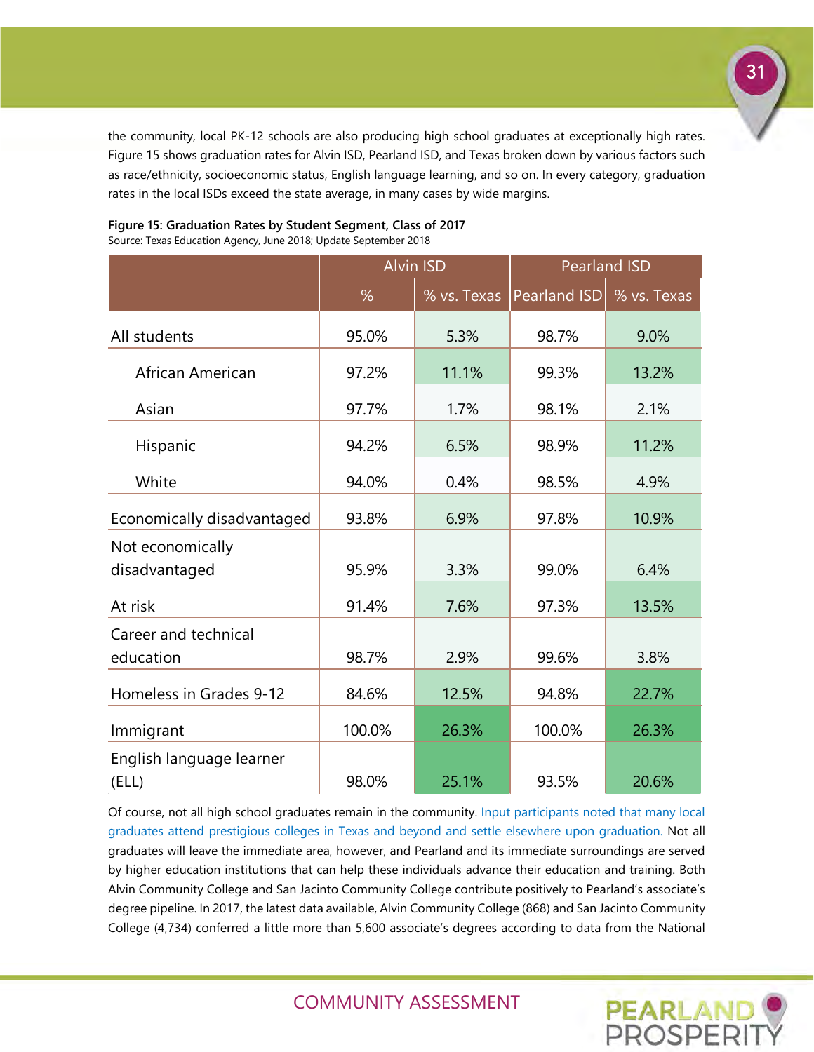the community, local PK-12 schools are also producing high school graduates at exceptionally high rates. Figure 15 shows graduation rates for Alvin ISD, Pearland ISD, and Texas broken down by various factors such as race/ethnicity, socioeconomic status, English language learning, and so on. In every category, graduation rates in the local ISDs exceed the state average, in many cases by wide margins.

**Figure 15: Graduation Rates by Student Segment, Class of 2017**
Source: Texas Education Agency, June 2018; Update September 2018

| | Alvin ISD | | Pearland ISD | |
|---|---|---|---|---|
| | % | % vs. Texas | Pearland ISD | % vs. Texas |
| All students | 95.0% | 5.3% | 98.7% | 9.0% |
| African American | 97.2% | 11.1% | 99.3% | 13.2% |
| Asian | 97.7% | 1.7% | 98.1% | 2.1% |
| Hispanic | 94.2% | 6.5% | 98.9% | 11.2% |
| White | 94.0% | 0.4% | 98.5% | 4.9% |
| Economically disadvantaged | 93.8% | 6.9% | 97.8% | 10.9% |
| Not economically disadvantaged | 95.9% | 3.3% | 99.0% | 6.4% |
| At risk | 91.4% | 7.6% | 97.3% | 13.5% |
| Career and technical education | 98.7% | 2.9% | 99.6% | 3.8% |
| Homeless in Grades 9-12 | 84.6% | 12.5% | 94.8% | 22.7% |
| Immigrant | 100.0% | 26.3% | 100.0% | 26.3% |
| English language learner (ELL) | 98.0% | 25.1% | 93.5% | 20.6% |

Of course, not all high school graduates remain in the community. Input participants noted that many local graduates attend prestigious colleges in Texas and beyond and settle elsewhere upon graduation. Not all graduates will leave the immediate area, however, and Pearland and its immediate surroundings are served by higher education institutions that can help these individuals advance their education and training. Both Alvin Community College and San Jacinto Community College contribute positively to Pearland's associate's degree pipeline. In 2017, the latest data available, Alvin Community College (868) and San Jacinto Community College (4,734) conferred a little more than 5,600 associate's degrees according to data from the National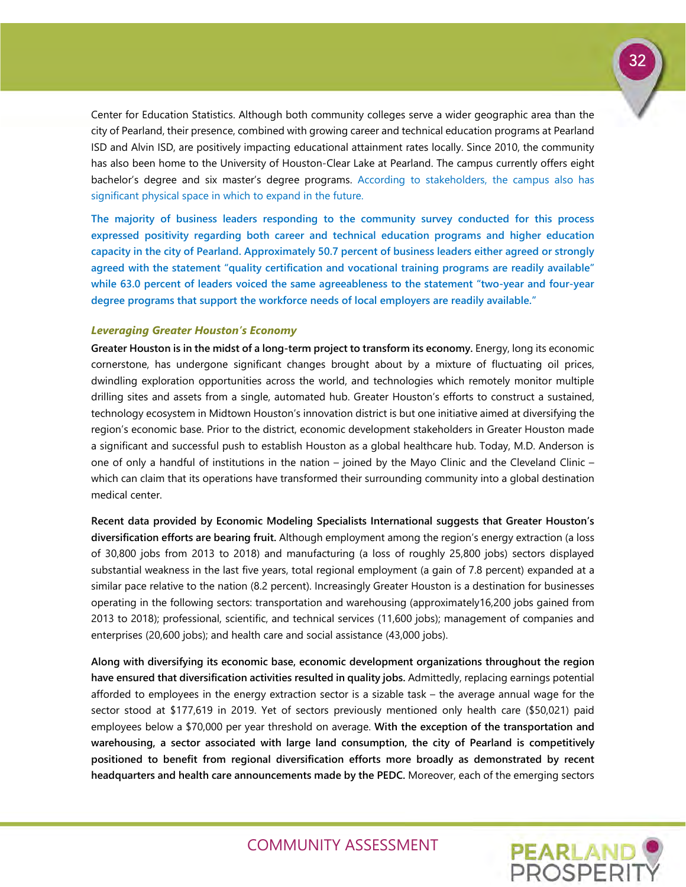Center for Education Statistics. Although both community colleges serve a wider geographic area than the city of Pearland, their presence, combined with growing career and technical education programs at Pearland ISD and Alvin ISD, are positively impacting educational attainment rates locally. Since 2010, the community has also been home to the University of Houston-Clear Lake at Pearland. The campus currently offers eight bachelor's degree and six master's degree programs. According to stakeholders, the campus also has significant physical space in which to expand in the future.

**The majority of business leaders responding to the community survey conducted for this process expressed positivity regarding both career and technical education programs and higher education capacity in the city of Pearland. Approximately 50.7 percent of business leaders either agreed or strongly agreed with the statement "quality certification and vocational training programs are readily available" while 63.0 percent of leaders voiced the same agreeableness to the statement "two-year and four-year degree programs that support the workforce needs of local employers are readily available."**

### *Leveraging Greater Houston's Economy*

**Greater Houston is in the midst of a long-term project to transform its economy.** Energy, long its economic cornerstone, has undergone significant changes brought about by a mixture of fluctuating oil prices, dwindling exploration opportunities across the world, and technologies which remotely monitor multiple drilling sites and assets from a single, automated hub. Greater Houston's efforts to construct a sustained, technology ecosystem in Midtown Houston's innovation district is but one initiative aimed at diversifying the region's economic base. Prior to the district, economic development stakeholders in Greater Houston made a significant and successful push to establish Houston as a global healthcare hub. Today, M.D. Anderson is one of only a handful of institutions in the nation – joined by the Mayo Clinic and the Cleveland Clinic – which can claim that its operations have transformed their surrounding community into a global destination medical center.

**Recent data provided by Economic Modeling Specialists International suggests that Greater Houston's diversification efforts are bearing fruit.** Although employment among the region's energy extraction (a loss of 30,800 jobs from 2013 to 2018) and manufacturing (a loss of roughly 25,800 jobs) sectors displayed substantial weakness in the last five years, total regional employment (a gain of 7.8 percent) expanded at a similar pace relative to the nation (8.2 percent). Increasingly Greater Houston is a destination for businesses operating in the following sectors: transportation and warehousing (approximately16,200 jobs gained from 2013 to 2018); professional, scientific, and technical services (11,600 jobs); management of companies and enterprises (20,600 jobs); and health care and social assistance (43,000 jobs).

**Along with diversifying its economic base, economic development organizations throughout the region have ensured that diversification activities resulted in quality jobs.** Admittedly, replacing earnings potential afforded to employees in the energy extraction sector is a sizable task – the average annual wage for the sector stood at $177,619 in 2019. Yet of sectors previously mentioned only health care ($50,021) paid employees below a $70,000 per year threshold on average. **With the exception of the transportation and warehousing, a sector associated with large land consumption, the city of Pearland is competitively positioned to benefit from regional diversification efforts more broadly as demonstrated by recent headquarters and health care announcements made by the PEDC.** Moreover, each of the emerging sectors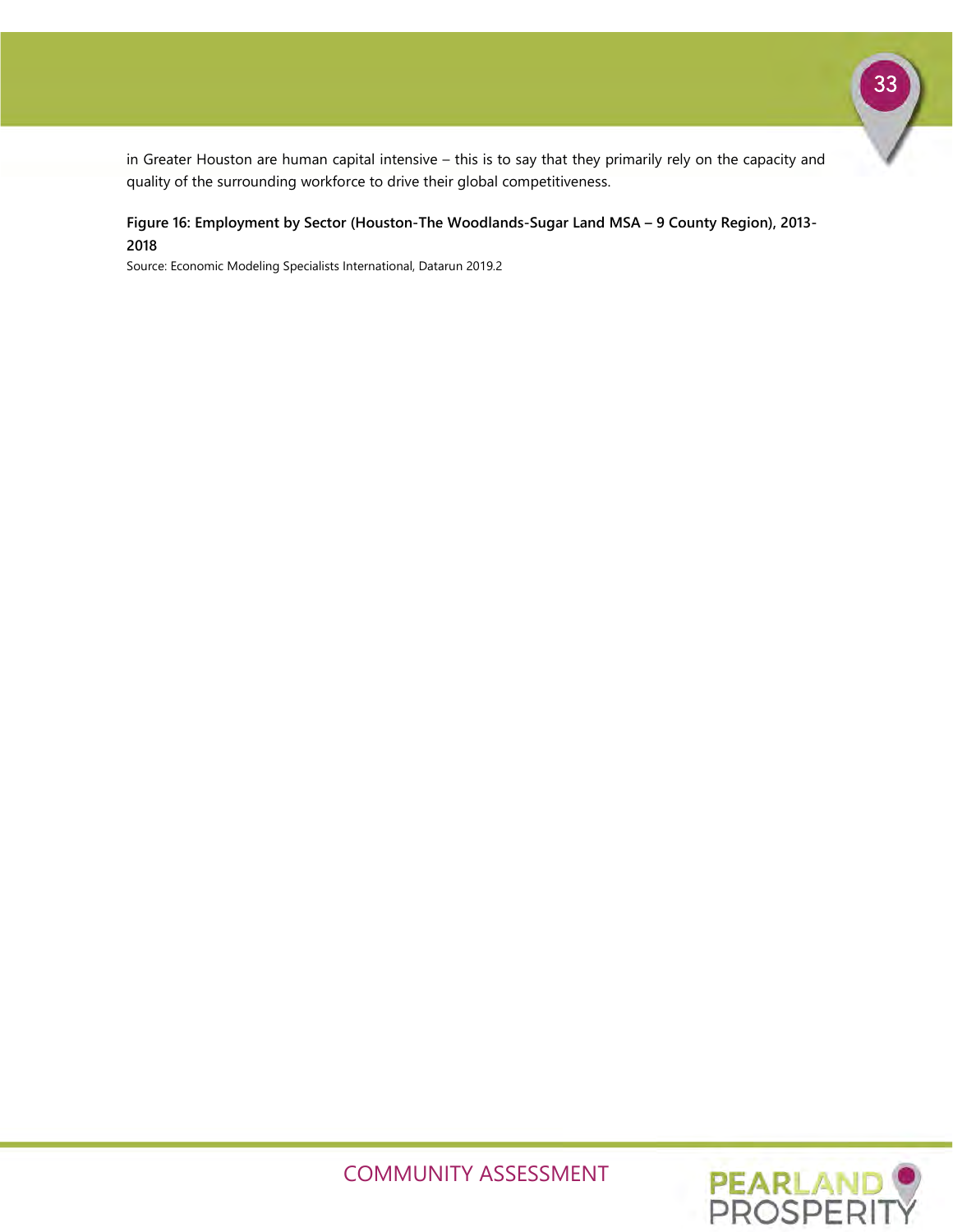in Greater Houston are human capital intensive – this is to say that they primarily rely on the capacity and quality of the surrounding workforce to drive their global competitiveness.

**Figure 16: Employment by Sector (Houston-The Woodlands-Sugar Land MSA – 9 County Region), 2013-2018**

Source: Economic Modeling Specialists International, Datarun 2019.2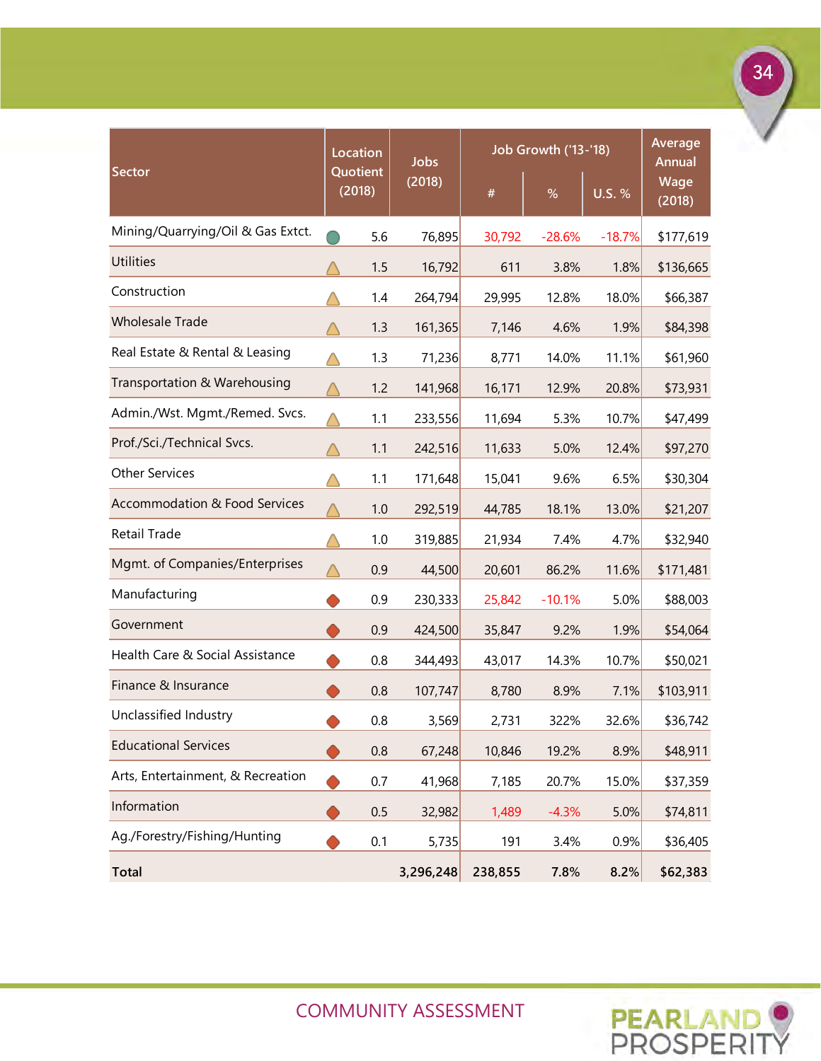| Sector | Location Quotient (2018) | Jobs (2018) | Job Growth ('13-'18) | | | Average Annual Wage (2018) |
|---|---|---|---|---|---|---|
| | | | # | % | U.S. % | |
| Mining/Quarrying/Oil & Gas Extct. | 5.6 | 76,895 | 30,792 | -28.6% | -18.7% | $177,619 |
| Utilities | 1.5 | 16,792 | 611 | 3.8% | 1.8% | $136,665 |
| Construction | 1.4 | 264,794 | 29,995 | 12.8% | 18.0% | $66,387 |
| Wholesale Trade | 1.3 | 161,365 | 7,146 | 4.6% | 1.9% | $84,398 |
| Real Estate & Rental & Leasing | 1.3 | 71,236 | 8,771 | 14.0% | 11.1% | $61,960 |
| Transportation & Warehousing | 1.2 | 141,968 | 16,171 | 12.9% | 20.8% | $73,931 |
| Admin./Wst. Mgmt./Remed. Svcs. | 1.1 | 233,556 | 11,694 | 5.3% | 10.7% | $47,499 |
| Prof./Sci./Technical Svcs. | 1.1 | 242,516 | 11,633 | 5.0% | 12.4% | $97,270 |
| Other Services | 1.1 | 171,648 | 15,041 | 9.6% | 6.5% | $30,304 |
| Accommodation & Food Services | 1.0 | 292,519 | 44,785 | 18.1% | 13.0% | $21,207 |
| Retail Trade | 1.0 | 319,885 | 21,934 | 7.4% | 4.7% | $32,940 |
| Mgmt. of Companies/Enterprises | 0.9 | 44,500 | 20,601 | 86.2% | 11.6% | $171,481 |
| Manufacturing | 0.9 | 230,333 | 25,842 | -10.1% | 5.0% | $88,003 |
| Government | 0.9 | 424,500 | 35,847 | 9.2% | 1.9% | $54,064 |
| Health Care & Social Assistance | 0.8 | 344,493 | 43,017 | 14.3% | 10.7% | $50,021 |
| Finance & Insurance | 0.8 | 107,747 | 8,780 | 8.9% | 7.1% | $103,911 |
| Unclassified Industry | 0.8 | 3,569 | 2,731 | 322% | 32.6% | $36,742 |
| Educational Services | 0.8 | 67,248 | 10,846 | 19.2% | 8.9% | $48,911 |
| Arts, Entertainment, & Recreation | 0.7 | 41,968 | 7,185 | 20.7% | 15.0% | $37,359 |
| Information | 0.5 | 32,982 | 1,489 | -4.3% | 5.0% | $74,811 |
| Ag./Forestry/Fishing/Hunting | 0.1 | 5,735 | 191 | 3.4% | 0.9% | $36,405 |
| **Total** | | **3,296,248** | **238,855** | **7.8%** | **8.2%** | **$62,383** |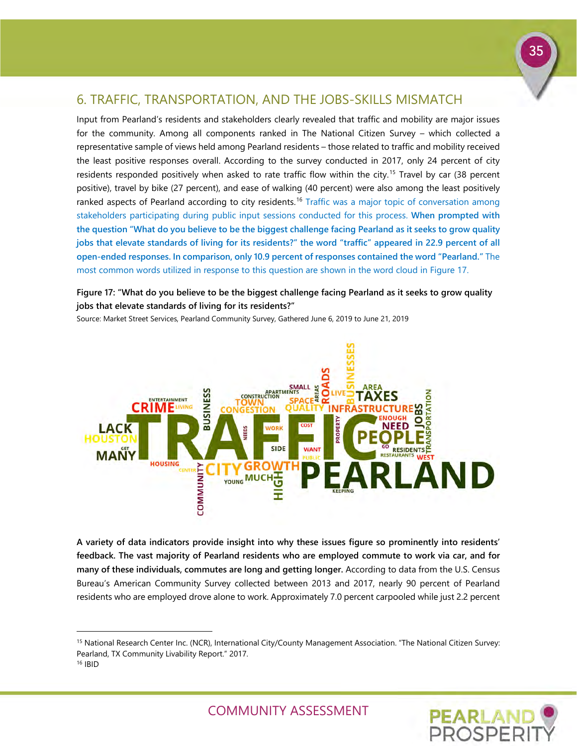## 6. TRAFFIC, TRANSPORTATION, AND THE JOBS-SKILLS MISMATCH

Input from Pearland's residents and stakeholders clearly revealed that traffic and mobility are major issues for the community. Among all components ranked in The National Citizen Survey – which collected a representative sample of views held among Pearland residents – those related to traffic and mobility received the least positive responses overall. According to the survey conducted in 2017, only 24 percent of city residents responded positively when asked to rate traffic flow within the city.[15] Travel by car (38 percent positive), travel by bike (27 percent), and ease of walking (40 percent) were also among the least positively ranked aspects of Pearland according to city residents.[16] Traffic was a major topic of conversation among stakeholders participating during public input sessions conducted for this process. **When prompted with the question "What do you believe to be the biggest challenge facing Pearland as it seeks to grow quality jobs that elevate standards of living for its residents?" the word "traffic" appeared in 22.9 percent of all open-ended responses. In comparison, only 10.9 percent of responses contained the word "Pearland."** The most common words utilized in response to this question are shown in the word cloud in Figure 17.

**Figure 17: "What do you believe to be the biggest challenge facing Pearland as it seeks to grow quality jobs that elevate standards of living for its residents?"**

Source: Market Street Services, Pearland Community Survey, Gathered June 6, 2019 to June 21, 2019

**A variety of data indicators provide insight into why these issues figure so prominently into residents' feedback. The vast majority of Pearland residents who are employed commute to work via car, and for many of these individuals, commutes are long and getting longer.** According to data from the U.S. Census Bureau's American Community Survey collected between 2013 and 2017, nearly 90 percent of Pearland residents who are employed drove alone to work. Approximately 7.0 percent carpooled while just 2.2 percent

---

[15] National Research Center Inc. (NCR), International City/County Management Association. "The National Citizen Survey: Pearland, TX Community Livability Report." 2017.

[16] IBID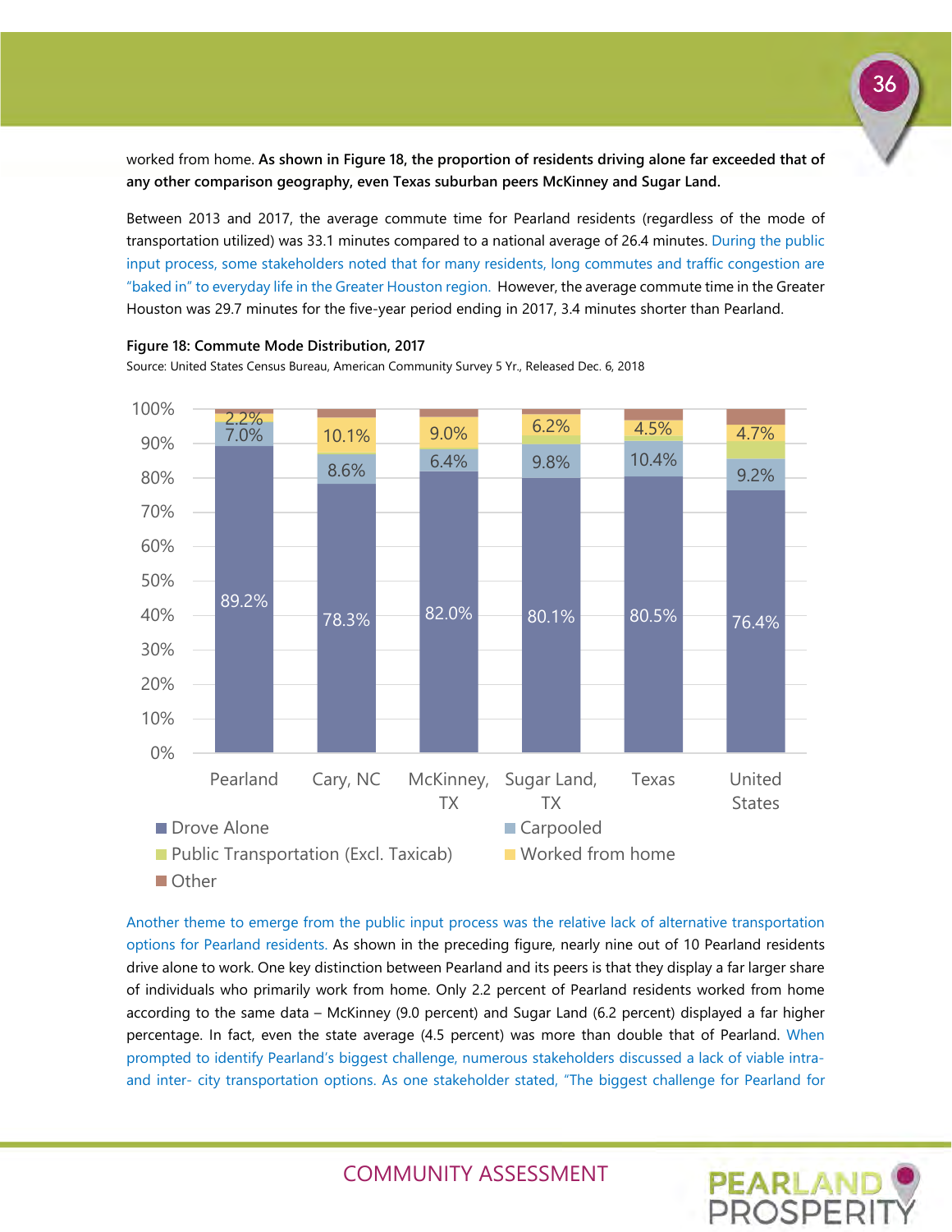worked from home. **As shown in Figure 18, the proportion of residents driving alone far exceeded that of any other comparison geography, even Texas suburban peers McKinney and Sugar Land.**

Between 2013 and 2017, the average commute time for Pearland residents (regardless of the mode of transportation utilized) was 33.1 minutes compared to a national average of 26.4 minutes. During the public input process, some stakeholders noted that for many residents, long commutes and traffic congestion are "baked in" to everyday life in the Greater Houston region. However, the average commute time in the Greater Houston was 29.7 minutes for the five-year period ending in 2017, 3.4 minutes shorter than Pearland.

**Figure 18: Commute Mode Distribution, 2017**

Source: United States Census Bureau, American Community Survey 5 Yr., Released Dec. 6, 2018

| | Pearland | Cary, NC | McKinney, TX | Sugar Land, TX | Texas | United States |
|---|---|---|---|---|---|---|
| Drove Alone | 89.2% | 78.3% | 82.0% | 80.1% | 80.5% | 76.4% |
| Carpooled | 7.0% | 8.6% | 6.4% | 9.8% | 10.4% | 9.2% |
| Worked from home | 2.2% | 10.1% | 9.0% | 6.2% | 4.5% | 4.7% |

Legend: Drove Alone; Carpooled; Public Transportation (Excl. Taxicab); Worked from home; Other

Another theme to emerge from the public input process was the relative lack of alternative transportation options for Pearland residents. As shown in the preceding figure, nearly nine out of 10 Pearland residents drive alone to work. One key distinction between Pearland and its peers is that they display a far larger share of individuals who primarily work from home. Only 2.2 percent of Pearland residents worked from home according to the same data – McKinney (9.0 percent) and Sugar Land (6.2 percent) displayed a far higher percentage. In fact, even the state average (4.5 percent) was more than double that of Pearland. When prompted to identify Pearland's biggest challenge, numerous stakeholders discussed a lack of viable intra- and inter- city transportation options. As one stakeholder stated, "The biggest challenge for Pearland for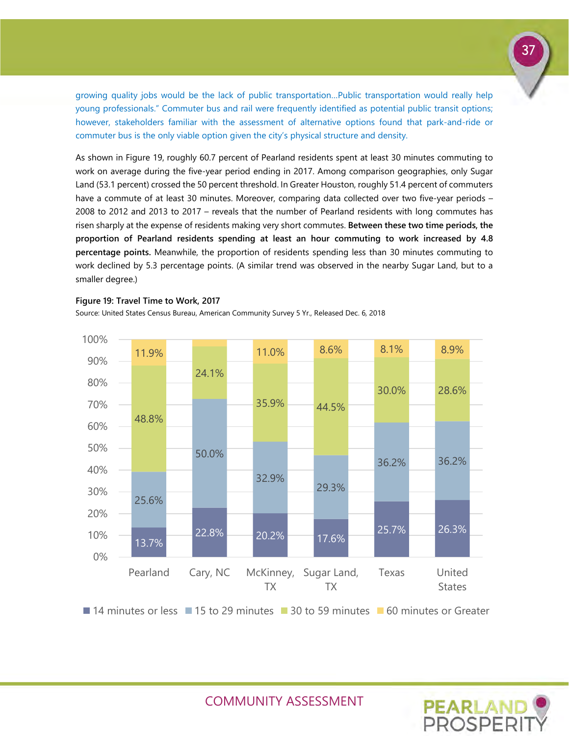growing quality jobs would be the lack of public transportation…Public transportation would really help young professionals." Commuter bus and rail were frequently identified as potential public transit options; however, stakeholders familiar with the assessment of alternative options found that park-and-ride or commuter bus is the only viable option given the city's physical structure and density.

As shown in Figure 19, roughly 60.7 percent of Pearland residents spent at least 30 minutes commuting to work on average during the five-year period ending in 2017. Among comparison geographies, only Sugar Land (53.1 percent) crossed the 50 percent threshold. In Greater Houston, roughly 51.4 percent of commuters have a commute of at least 30 minutes. Moreover, comparing data collected over two five-year periods – 2008 to 2012 and 2013 to 2017 – reveals that the number of Pearland residents with long commutes has risen sharply at the expense of residents making very short commutes. **Between these two time periods, the proportion of Pearland residents spending at least an hour commuting to work increased by 4.8 percentage points.** Meanwhile, the proportion of residents spending less than 30 minutes commuting to work declined by 5.3 percentage points. (A similar trend was observed in the nearby Sugar Land, but to a smaller degree.)

**Figure 19: Travel Time to Work, 2017**

Source: United States Census Bureau, American Community Survey 5 Yr., Released Dec. 6, 2018

| | Pearland | Cary, NC | McKinney, TX | Sugar Land, TX | Texas | United States |
|---|---|---|---|---|---|---|
| 14 minutes or less | 13.7% | 22.8% | 20.2% | 17.6% | 25.7% | 26.3% |
| 15 to 29 minutes | 25.6% | 50.0% | 32.9% | 29.3% | 36.2% | 36.2% |
| 30 to 59 minutes | 48.8% | 24.1% | 35.9% | 44.5% | 30.0% | 28.6% |
| 60 minutes or Greater | 11.9% | | 11.0% | 8.6% | 8.1% | 8.9% |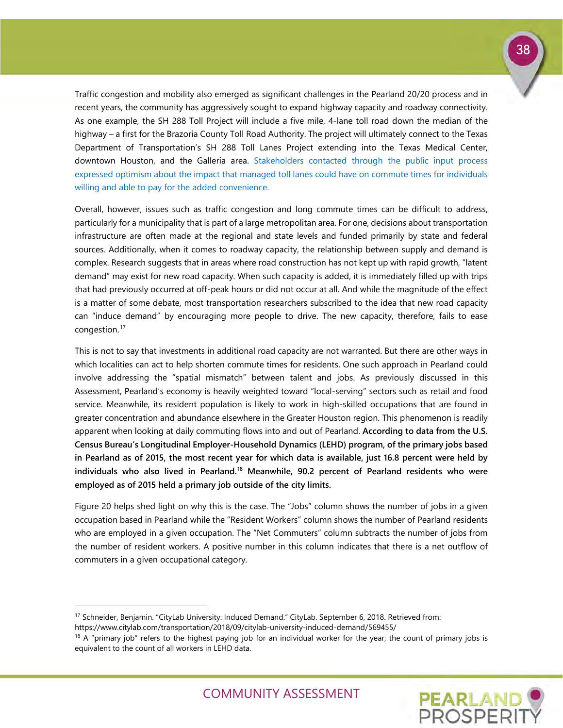Traffic congestion and mobility also emerged as significant challenges in the Pearland 20/20 process and in recent years, the community has aggressively sought to expand highway capacity and roadway connectivity. As one example, the SH 288 Toll Project will include a five mile, 4-lane toll road down the median of the highway – a first for the Brazoria County Toll Road Authority. The project will ultimately connect to the Texas Department of Transportation's SH 288 Toll Lanes Project extending into the Texas Medical Center, downtown Houston, and the Galleria area. Stakeholders contacted through the public input process expressed optimism about the impact that managed toll lanes could have on commute times for individuals willing and able to pay for the added convenience.

Overall, however, issues such as traffic congestion and long commute times can be difficult to address, particularly for a municipality that is part of a large metropolitan area. For one, decisions about transportation infrastructure are often made at the regional and state levels and funded primarily by state and federal sources. Additionally, when it comes to roadway capacity, the relationship between supply and demand is complex. Research suggests that in areas where road construction has not kept up with rapid growth, "latent demand" may exist for new road capacity. When such capacity is added, it is immediately filled up with trips that had previously occurred at off-peak hours or did not occur at all. And while the magnitude of the effect is a matter of some debate, most transportation researchers subscribed to the idea that new road capacity can "induce demand" by encouraging more people to drive. The new capacity, therefore, fails to ease congestion.[17]

This is not to say that investments in additional road capacity are not warranted. But there are other ways in which localities can act to help shorten commute times for residents. One such approach in Pearland could involve addressing the "spatial mismatch" between talent and jobs. As previously discussed in this Assessment, Pearland's economy is heavily weighted toward "local-serving" sectors such as retail and food service. Meanwhile, its resident population is likely to work in high-skilled occupations that are found in greater concentration and abundance elsewhere in the Greater Houston region. This phenomenon is readily apparent when looking at daily commuting flows into and out of Pearland. **According to data from the U.S. Census Bureau's Longitudinal Employer-Household Dynamics (LEHD) program, of the primary jobs based in Pearland as of 2015, the most recent year for which data is available, just 16.8 percent were held by individuals who also lived in Pearland.[18] Meanwhile, 90.2 percent of Pearland residents who were employed as of 2015 held a primary job outside of the city limits.**

Figure 20 helps shed light on why this is the case. The "Jobs" column shows the number of jobs in a given occupation based in Pearland while the "Resident Workers" column shows the number of Pearland residents who are employed in a given occupation. The "Net Commuters" column subtracts the number of jobs from the number of resident workers. A positive number in this column indicates that there is a net outflow of commuters in a given occupational category.

---

[17] Schneider, Benjamin. "CityLab University: Induced Demand." CityLab. September 6, 2018. Retrieved from: https://www.citylab.com/transportation/2018/09/citylab-university-induced-demand/569455/

[18] A "primary job" refers to the highest paying job for an individual worker for the year; the count of primary jobs is equivalent to the count of all workers in LEHD data.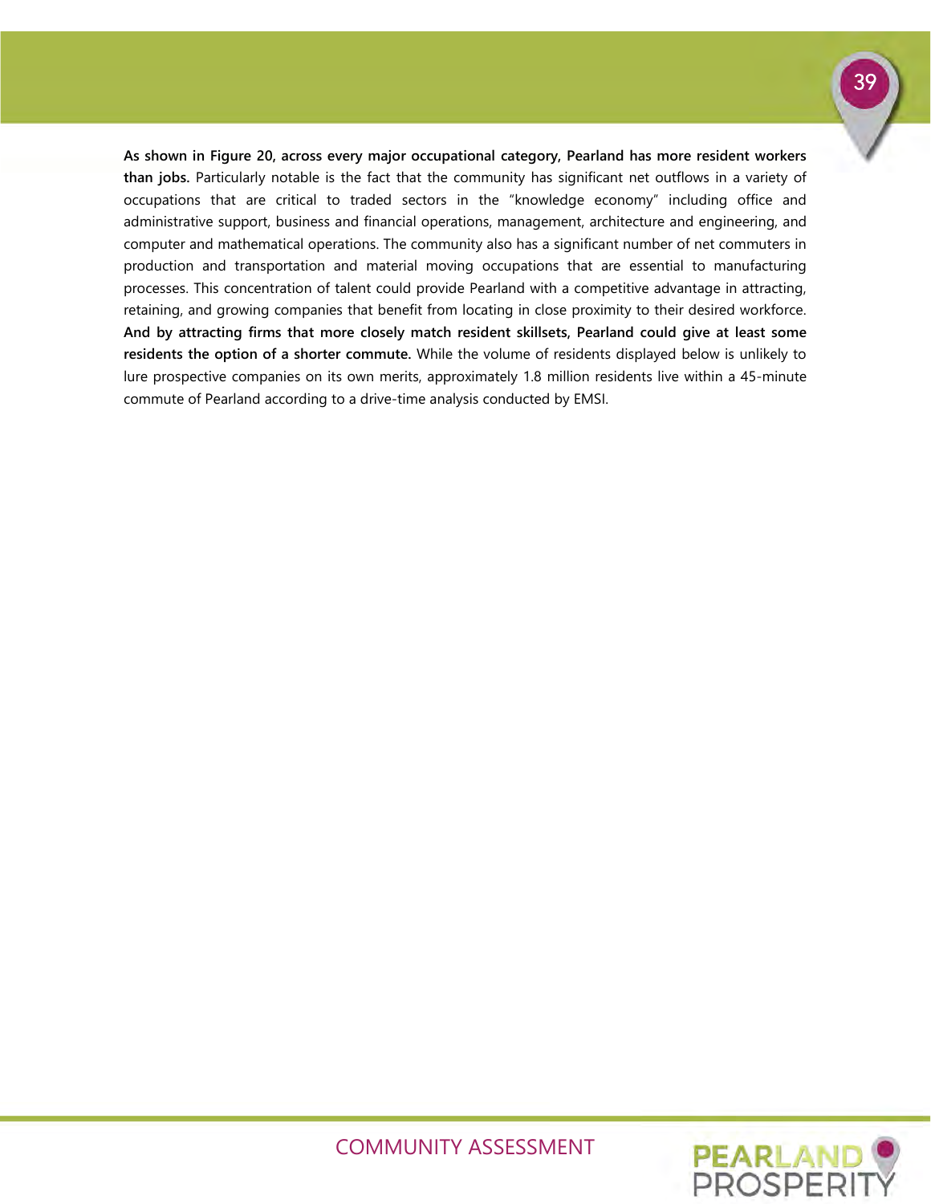**As shown in Figure 20, across every major occupational category, Pearland has more resident workers than jobs.** Particularly notable is the fact that the community has significant net outflows in a variety of occupations that are critical to traded sectors in the "knowledge economy" including office and administrative support, business and financial operations, management, architecture and engineering, and computer and mathematical operations. The community also has a significant number of net commuters in production and transportation and material moving occupations that are essential to manufacturing processes. This concentration of talent could provide Pearland with a competitive advantage in attracting, retaining, and growing companies that benefit from locating in close proximity to their desired workforce. **And by attracting firms that more closely match resident skillsets, Pearland could give at least some residents the option of a shorter commute.** While the volume of residents displayed below is unlikely to lure prospective companies on its own merits, approximately 1.8 million residents live within a 45-minute commute of Pearland according to a drive-time analysis conducted by EMSI.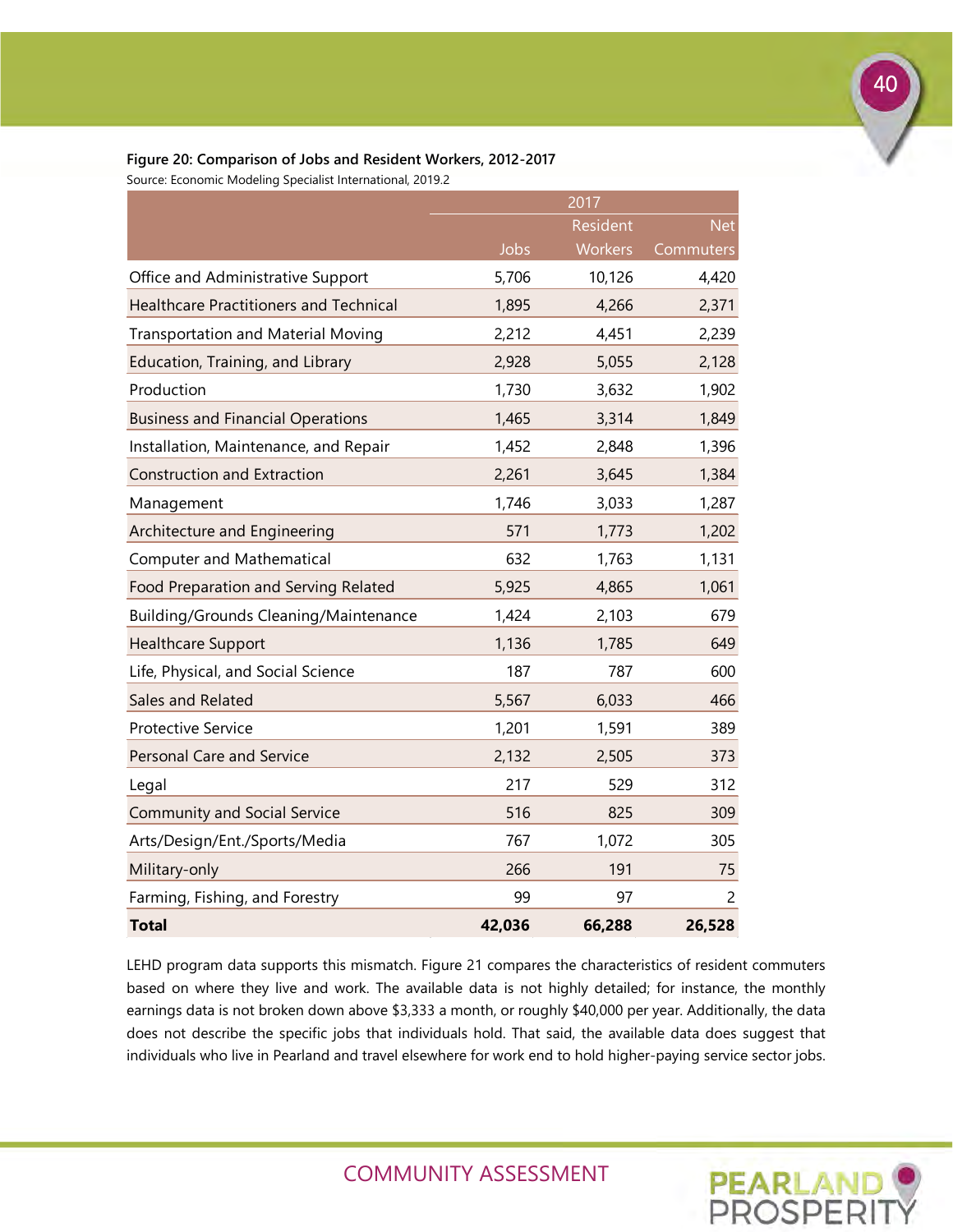**Figure 20: Comparison of Jobs and Resident Workers, 2012-2017**

Source: Economic Modeling Specialist International, 2019.2

| | 2017 | | |
|---|---|---|---|
| | Jobs | Resident Workers | Net Commuters |
| Office and Administrative Support | 5,706 | 10,126 | 4,420 |
| Healthcare Practitioners and Technical | 1,895 | 4,266 | 2,371 |
| Transportation and Material Moving | 2,212 | 4,451 | 2,239 |
| Education, Training, and Library | 2,928 | 5,055 | 2,128 |
| Production | 1,730 | 3,632 | 1,902 |
| Business and Financial Operations | 1,465 | 3,314 | 1,849 |
| Installation, Maintenance, and Repair | 1,452 | 2,848 | 1,396 |
| Construction and Extraction | 2,261 | 3,645 | 1,384 |
| Management | 1,746 | 3,033 | 1,287 |
| Architecture and Engineering | 571 | 1,773 | 1,202 |
| Computer and Mathematical | 632 | 1,763 | 1,131 |
| Food Preparation and Serving Related | 5,925 | 4,865 | 1,061 |
| Building/Grounds Cleaning/Maintenance | 1,424 | 2,103 | 679 |
| Healthcare Support | 1,136 | 1,785 | 649 |
| Life, Physical, and Social Science | 187 | 787 | 600 |
| Sales and Related | 5,567 | 6,033 | 466 |
| Protective Service | 1,201 | 1,591 | 389 |
| Personal Care and Service | 2,132 | 2,505 | 373 |
| Legal | 217 | 529 | 312 |
| Community and Social Service | 516 | 825 | 309 |
| Arts/Design/Ent./Sports/Media | 767 | 1,072 | 305 |
| Military-only | 266 | 191 | 75 |
| Farming, Fishing, and Forestry | 99 | 97 | 2 |
| **Total** | **42,036** | **66,288** | **26,528** |

LEHD program data supports this mismatch. Figure 21 compares the characteristics of resident commuters based on where they live and work. The available data is not highly detailed; for instance, the monthly earnings data is not broken down above $3,333 a month, or roughly $40,000 per year. Additionally, the data does not describe the specific jobs that individuals hold. That said, the available data does suggest that individuals who live in Pearland and travel elsewhere for work end to hold higher-paying service sector jobs.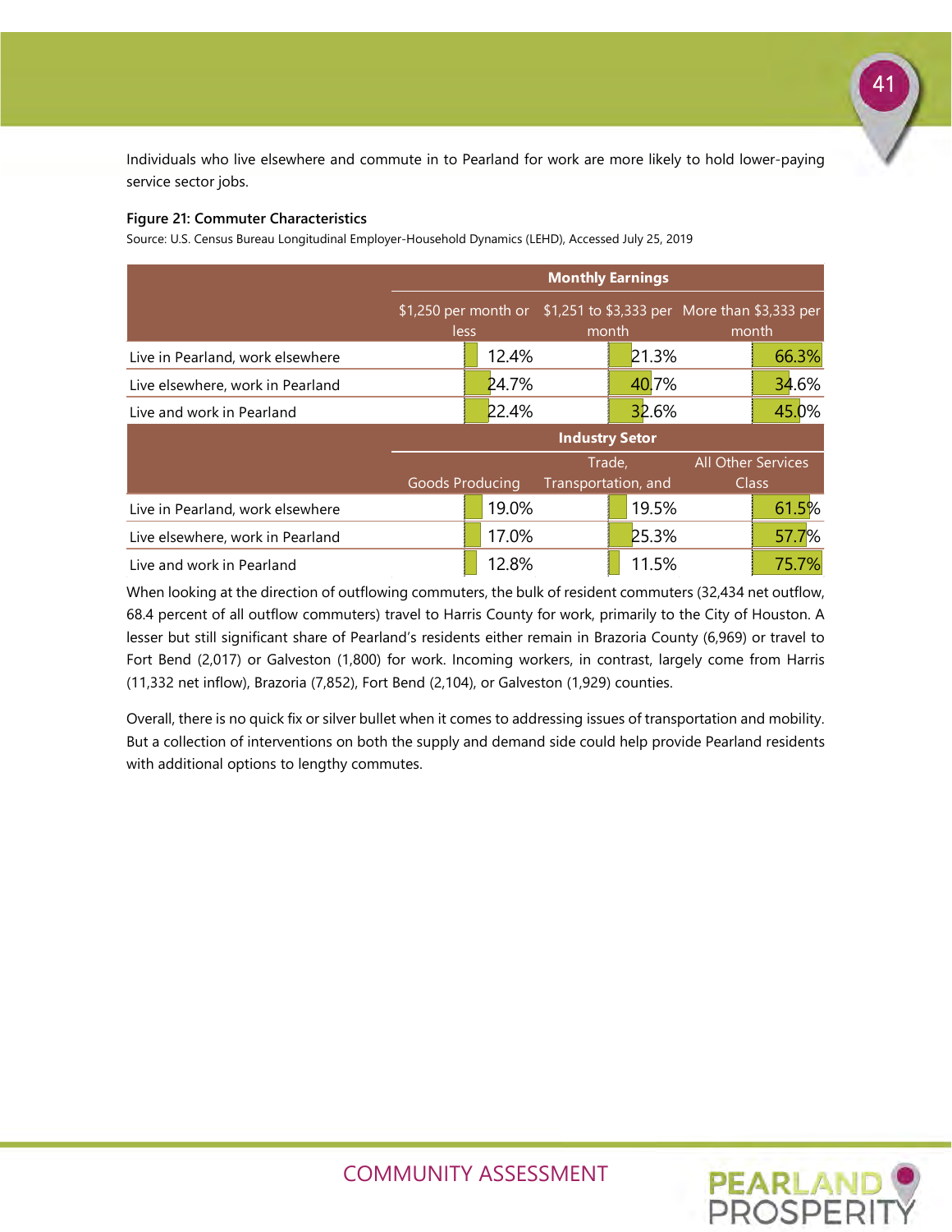Individuals who live elsewhere and commute in to Pearland for work are more likely to hold lower-paying service sector jobs.

**Figure 21: Commuter Characteristics**

Source: U.S. Census Bureau Longitudinal Employer-Household Dynamics (LEHD), Accessed July 25, 2019

| | Monthly Earnings | | |
|---|---|---|---|
| | $1,250 per month or less | $1,251 to $3,333 per month | More than $3,333 per month |
| Live in Pearland, work elsewhere | 12.4% | 21.3% | 66.3% |
| Live elsewhere, work in Pearland | 24.7% | 40.7% | 34.6% |
| Live and work in Pearland | 22.4% | 32.6% | 45.0% |
| | **Industry Setor** | | |
| | Goods Producing | Trade, Transportation, and | All Other Services Class |
| Live in Pearland, work elsewhere | 19.0% | 19.5% | 61.5% |
| Live elsewhere, work in Pearland | 17.0% | 25.3% | 57.7% |
| Live and work in Pearland | 12.8% | 11.5% | 75.7% |

When looking at the direction of outflowing commuters, the bulk of resident commuters (32,434 net outflow, 68.4 percent of all outflow commuters) travel to Harris County for work, primarily to the City of Houston. A lesser but still significant share of Pearland's residents either remain in Brazoria County (6,969) or travel to Fort Bend (2,017) or Galveston (1,800) for work. Incoming workers, in contrast, largely come from Harris (11,332 net inflow), Brazoria (7,852), Fort Bend (2,104), or Galveston (1,929) counties.

Overall, there is no quick fix or silver bullet when it comes to addressing issues of transportation and mobility. But a collection of interventions on both the supply and demand side could help provide Pearland residents with additional options to lengthy commutes.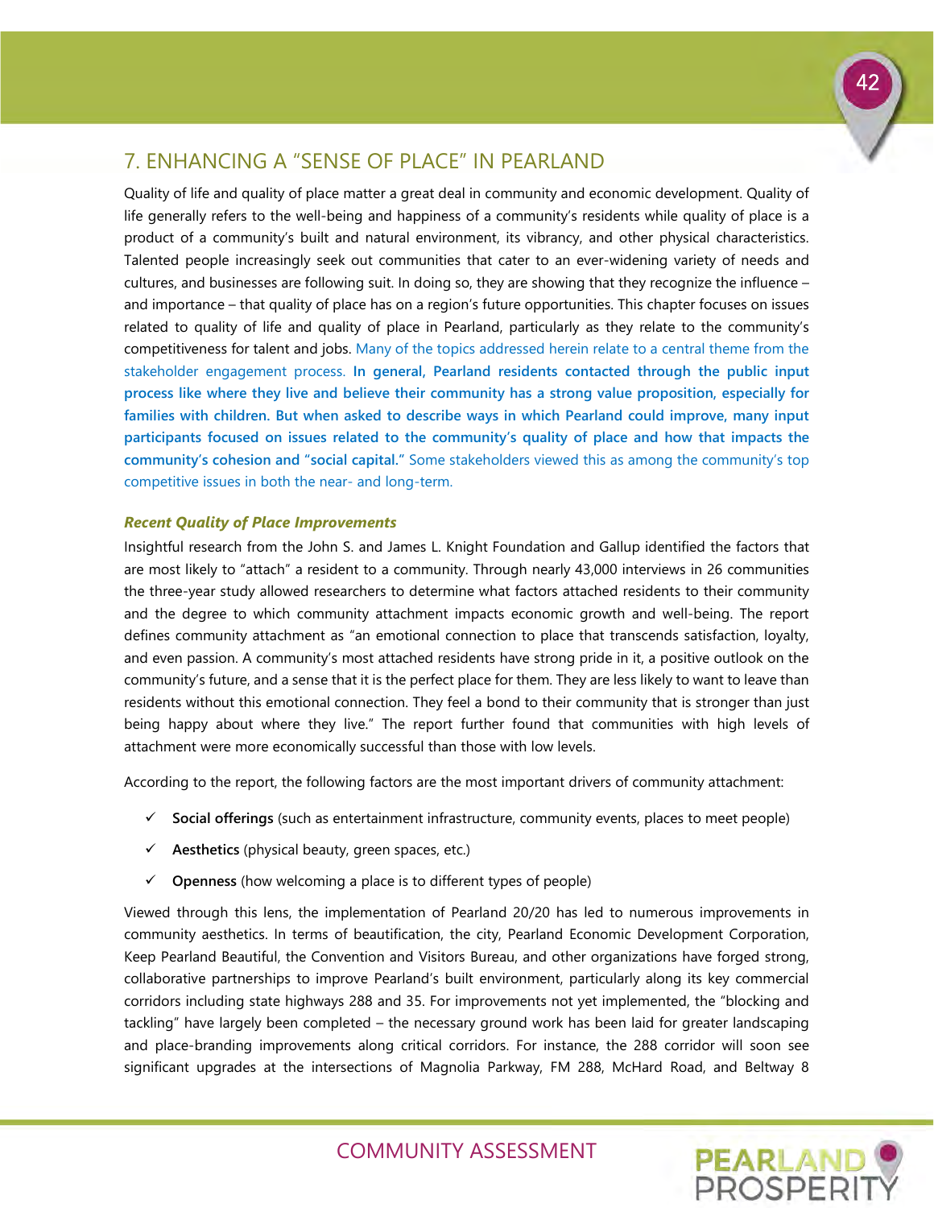## 7. ENHANCING A "SENSE OF PLACE" IN PEARLAND

Quality of life and quality of place matter a great deal in community and economic development. Quality of life generally refers to the well-being and happiness of a community's residents while quality of place is a product of a community's built and natural environment, its vibrancy, and other physical characteristics. Talented people increasingly seek out communities that cater to an ever-widening variety of needs and cultures, and businesses are following suit. In doing so, they are showing that they recognize the influence – and importance – that quality of place has on a region's future opportunities. This chapter focuses on issues related to quality of life and quality of place in Pearland, particularly as they relate to the community's competitiveness for talent and jobs. Many of the topics addressed herein relate to a central theme from the stakeholder engagement process. **In general, Pearland residents contacted through the public input process like where they live and believe their community has a strong value proposition, especially for families with children. But when asked to describe ways in which Pearland could improve, many input participants focused on issues related to the community's quality of place and how that impacts the community's cohesion and "social capital."** Some stakeholders viewed this as among the community's top competitive issues in both the near- and long-term.

### *Recent Quality of Place Improvements*

Insightful research from the John S. and James L. Knight Foundation and Gallup identified the factors that are most likely to "attach" a resident to a community. Through nearly 43,000 interviews in 26 communities the three-year study allowed researchers to determine what factors attached residents to their community and the degree to which community attachment impacts economic growth and well-being. The report defines community attachment as "an emotional connection to place that transcends satisfaction, loyalty, and even passion. A community's most attached residents have strong pride in it, a positive outlook on the community's future, and a sense that it is the perfect place for them. They are less likely to want to leave than residents without this emotional connection. They feel a bond to their community that is stronger than just being happy about where they live." The report further found that communities with high levels of attachment were more economically successful than those with low levels.

According to the report, the following factors are the most important drivers of community attachment:

- ✓ **Social offerings** (such as entertainment infrastructure, community events, places to meet people)
- ✓ **Aesthetics** (physical beauty, green spaces, etc.)
- ✓ **Openness** (how welcoming a place is to different types of people)

Viewed through this lens, the implementation of Pearland 20/20 has led to numerous improvements in community aesthetics. In terms of beautification, the city, Pearland Economic Development Corporation, Keep Pearland Beautiful, the Convention and Visitors Bureau, and other organizations have forged strong, collaborative partnerships to improve Pearland's built environment, particularly along its key commercial corridors including state highways 288 and 35. For improvements not yet implemented, the "blocking and tackling" have largely been completed – the necessary ground work has been laid for greater landscaping and place-branding improvements along critical corridors. For instance, the 288 corridor will soon see significant upgrades at the intersections of Magnolia Parkway, FM 288, McHard Road, and Beltway 8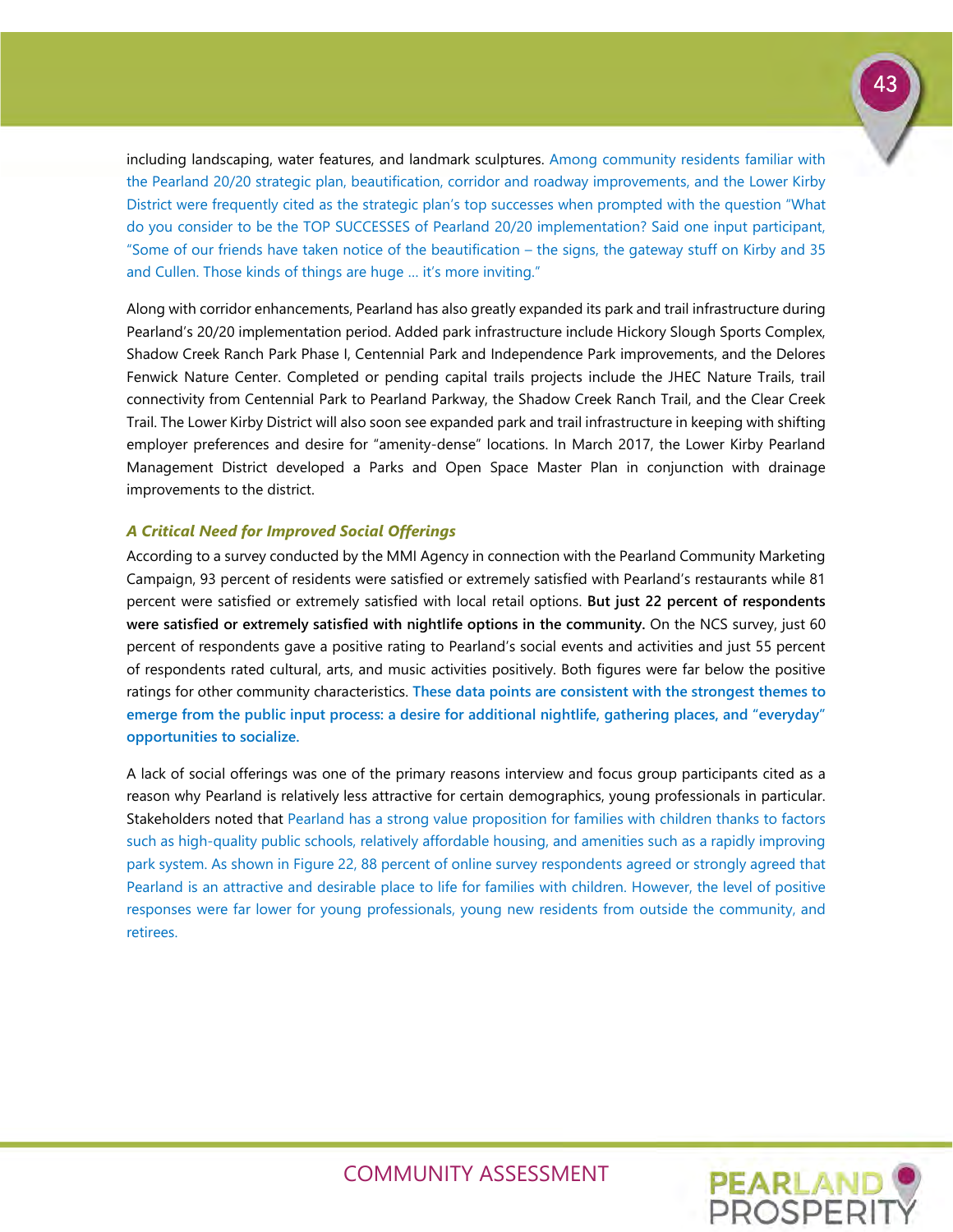including landscaping, water features, and landmark sculptures. Among community residents familiar with the Pearland 20/20 strategic plan, beautification, corridor and roadway improvements, and the Lower Kirby District were frequently cited as the strategic plan's top successes when prompted with the question "What do you consider to be the TOP SUCCESSES of Pearland 20/20 implementation? Said one input participant, "Some of our friends have taken notice of the beautification – the signs, the gateway stuff on Kirby and 35 and Cullen. Those kinds of things are huge … it's more inviting."

Along with corridor enhancements, Pearland has also greatly expanded its park and trail infrastructure during Pearland's 20/20 implementation period. Added park infrastructure include Hickory Slough Sports Complex, Shadow Creek Ranch Park Phase I, Centennial Park and Independence Park improvements, and the Delores Fenwick Nature Center. Completed or pending capital trails projects include the JHEC Nature Trails, trail connectivity from Centennial Park to Pearland Parkway, the Shadow Creek Ranch Trail, and the Clear Creek Trail. The Lower Kirby District will also soon see expanded park and trail infrastructure in keeping with shifting employer preferences and desire for "amenity-dense" locations. In March 2017, the Lower Kirby Pearland Management District developed a Parks and Open Space Master Plan in conjunction with drainage improvements to the district.

### *A Critical Need for Improved Social Offerings*

According to a survey conducted by the MMI Agency in connection with the Pearland Community Marketing Campaign, 93 percent of residents were satisfied or extremely satisfied with Pearland's restaurants while 81 percent were satisfied or extremely satisfied with local retail options. **But just 22 percent of respondents were satisfied or extremely satisfied with nightlife options in the community.** On the NCS survey, just 60 percent of respondents gave a positive rating to Pearland's social events and activities and just 55 percent of respondents rated cultural, arts, and music activities positively. Both figures were far below the positive ratings for other community characteristics. **These data points are consistent with the strongest themes to emerge from the public input process: a desire for additional nightlife, gathering places, and "everyday" opportunities to socialize.**

A lack of social offerings was one of the primary reasons interview and focus group participants cited as a reason why Pearland is relatively less attractive for certain demographics, young professionals in particular. Stakeholders noted that Pearland has a strong value proposition for families with children thanks to factors such as high-quality public schools, relatively affordable housing, and amenities such as a rapidly improving park system. As shown in Figure 22, 88 percent of online survey respondents agreed or strongly agreed that Pearland is an attractive and desirable place to life for families with children. However, the level of positive responses were far lower for young professionals, young new residents from outside the community, and retirees.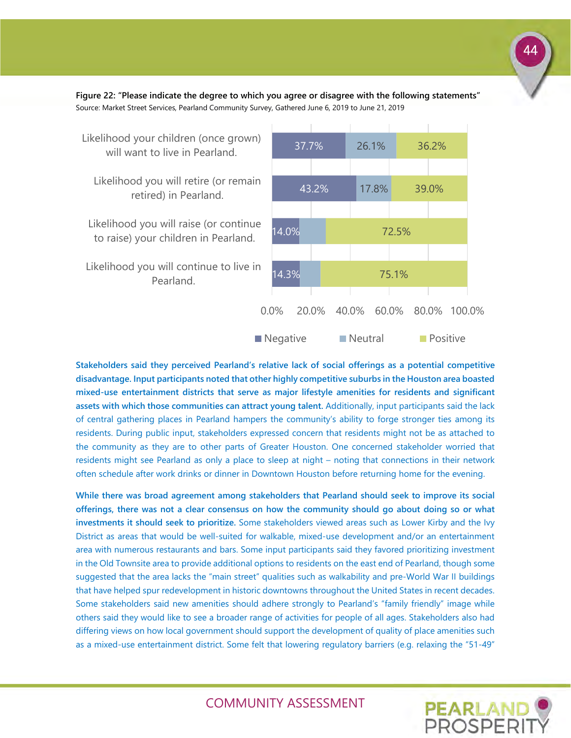**Figure 22: "Please indicate the degree to which you agree or disagree with the following statements"**
Source: Market Street Services, Pearland Community Survey, Gathered June 6, 2019 to June 21, 2019

| Statement | Negative | Neutral | Positive |
|---|---|---|---|
| Likelihood your children (once grown) will want to live in Pearland. | 37.7% | 26.1% | 36.2% |
| Likelihood you will retire (or remain retired) in Pearland. | 43.2% | 17.8% | 39.0% |
| Likelihood you will raise (or continue to raise) your children in Pearland. | 14.0% | | 72.5% |
| Likelihood you will continue to live in Pearland. | 14.3% | | 75.1% |

**Stakeholders said they perceived Pearland's relative lack of social offerings as a potential competitive disadvantage. Input participants noted that other highly competitive suburbs in the Houston area boasted mixed-use entertainment districts that serve as major lifestyle amenities for residents and significant assets with which those communities can attract young talent.** Additionally, input participants said the lack of central gathering places in Pearland hampers the community's ability to forge stronger ties among its residents. During public input, stakeholders expressed concern that residents might not be as attached to the community as they are to other parts of Greater Houston. One concerned stakeholder worried that residents might see Pearland as only a place to sleep at night – noting that connections in their network often schedule after work drinks or dinner in Downtown Houston before returning home for the evening.

**While there was broad agreement among stakeholders that Pearland should seek to improve its social offerings, there was not a clear consensus on how the community should go about doing so or what investments it should seek to prioritize.** Some stakeholders viewed areas such as Lower Kirby and the Ivy District as areas that would be well-suited for walkable, mixed-use development and/or an entertainment area with numerous restaurants and bars. Some input participants said they favored prioritizing investment in the Old Townsite area to provide additional options to residents on the east end of Pearland, though some suggested that the area lacks the "main street" qualities such as walkability and pre-World War II buildings that have helped spur redevelopment in historic downtowns throughout the United States in recent decades. Some stakeholders said new amenities should adhere strongly to Pearland's "family friendly" image while others said they would like to see a broader range of activities for people of all ages. Stakeholders also had differing views on how local government should support the development of quality of place amenities such as a mixed-use entertainment district. Some felt that lowering regulatory barriers (e.g. relaxing the "51-49"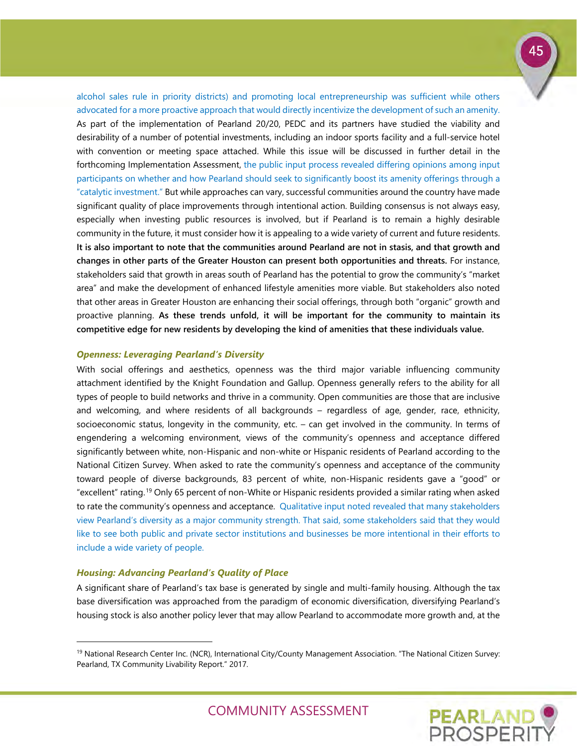alcohol sales rule in priority districts) and promoting local entrepreneurship was sufficient while others advocated for a more proactive approach that would directly incentivize the development of such an amenity. As part of the implementation of Pearland 20/20, PEDC and its partners have studied the viability and desirability of a number of potential investments, including an indoor sports facility and a full-service hotel with convention or meeting space attached. While this issue will be discussed in further detail in the forthcoming Implementation Assessment, the public input process revealed differing opinions among input participants on whether and how Pearland should seek to significantly boost its amenity offerings through a "catalytic investment." But while approaches can vary, successful communities around the country have made significant quality of place improvements through intentional action. Building consensus is not always easy, especially when investing public resources is involved, but if Pearland is to remain a highly desirable community in the future, it must consider how it is appealing to a wide variety of current and future residents. **It is also important to note that the communities around Pearland are not in stasis, and that growth and changes in other parts of the Greater Houston can present both opportunities and threats.** For instance, stakeholders said that growth in areas south of Pearland has the potential to grow the community's "market area" and make the development of enhanced lifestyle amenities more viable. But stakeholders also noted that other areas in Greater Houston are enhancing their social offerings, through both "organic" growth and proactive planning. **As these trends unfold, it will be important for the community to maintain its competitive edge for new residents by developing the kind of amenities that these individuals value.**

### *Openness: Leveraging Pearland's Diversity*

With social offerings and aesthetics, openness was the third major variable influencing community attachment identified by the Knight Foundation and Gallup. Openness generally refers to the ability for all types of people to build networks and thrive in a community. Open communities are those that are inclusive and welcoming, and where residents of all backgrounds – regardless of age, gender, race, ethnicity, socioeconomic status, longevity in the community, etc. – can get involved in the community. In terms of engendering a welcoming environment, views of the community's openness and acceptance differed significantly between white, non-Hispanic and non-white or Hispanic residents of Pearland according to the National Citizen Survey. When asked to rate the community's openness and acceptance of the community toward people of diverse backgrounds, 83 percent of white, non-Hispanic residents gave a "good" or "excellent" rating.[19] Only 65 percent of non-White or Hispanic residents provided a similar rating when asked to rate the community's openness and acceptance. Qualitative input noted revealed that many stakeholders view Pearland's diversity as a major community strength. That said, some stakeholders said that they would like to see both public and private sector institutions and businesses be more intentional in their efforts to include a wide variety of people.

### *Housing: Advancing Pearland's Quality of Place*

A significant share of Pearland's tax base is generated by single and multi-family housing. Although the tax base diversification was approached from the paradigm of economic diversification, diversifying Pearland's housing stock is also another policy lever that may allow Pearland to accommodate more growth and, at the

---

[19] National Research Center Inc. (NCR), International City/County Management Association. "The National Citizen Survey: Pearland, TX Community Livability Report." 2017.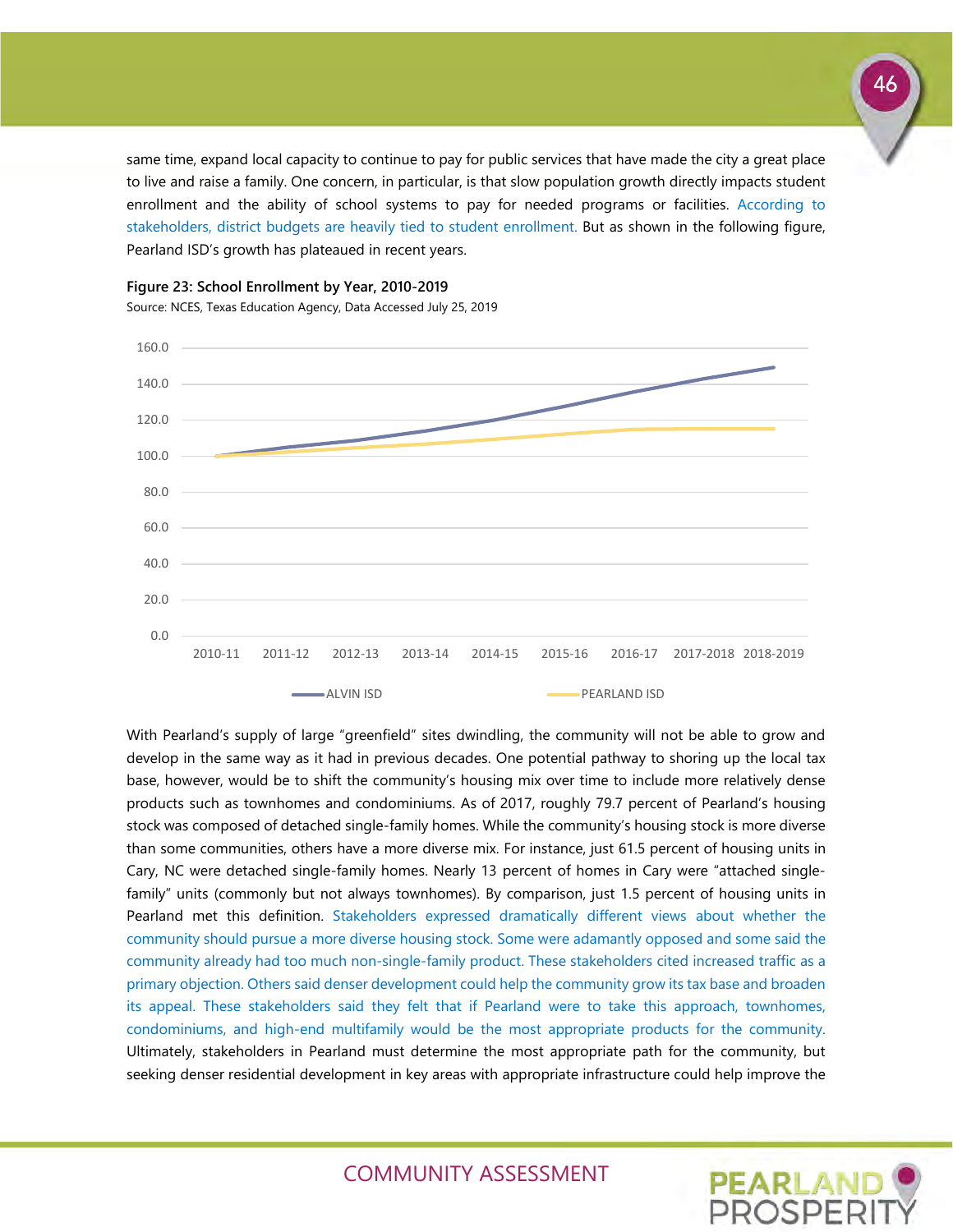same time, expand local capacity to continue to pay for public services that have made the city a great place to live and raise a family. One concern, in particular, is that slow population growth directly impacts student enrollment and the ability of school systems to pay for needed programs or facilities. According to stakeholders, district budgets are heavily tied to student enrollment. But as shown in the following figure, Pearland ISD's growth has plateaued in recent years.

**Figure 23: School Enrollment by Year, 2010-2019**

Source: NCES, Texas Education Agency, Data Accessed July 25, 2019

With Pearland's supply of large "greenfield" sites dwindling, the community will not be able to grow and develop in the same way as it had in previous decades. One potential pathway to shoring up the local tax base, however, would be to shift the community's housing mix over time to include more relatively dense products such as townhomes and condominiums. As of 2017, roughly 79.7 percent of Pearland's housing stock was composed of detached single-family homes. While the community's housing stock is more diverse than some communities, others have a more diverse mix. For instance, just 61.5 percent of housing units in Cary, NC were detached single-family homes. Nearly 13 percent of homes in Cary were "attached single-family" units (commonly but not always townhomes). By comparison, just 1.5 percent of housing units in Pearland met this definition. Stakeholders expressed dramatically different views about whether the community should pursue a more diverse housing stock. Some were adamantly opposed and some said the community already had too much non-single-family product. These stakeholders cited increased traffic as a primary objection. Others said denser development could help the community grow its tax base and broaden its appeal. These stakeholders said they felt that if Pearland were to take this approach, townhomes, condominiums, and high-end multifamily would be the most appropriate products for the community. Ultimately, stakeholders in Pearland must determine the most appropriate path for the community, but seeking denser residential development in key areas with appropriate infrastructure could help improve the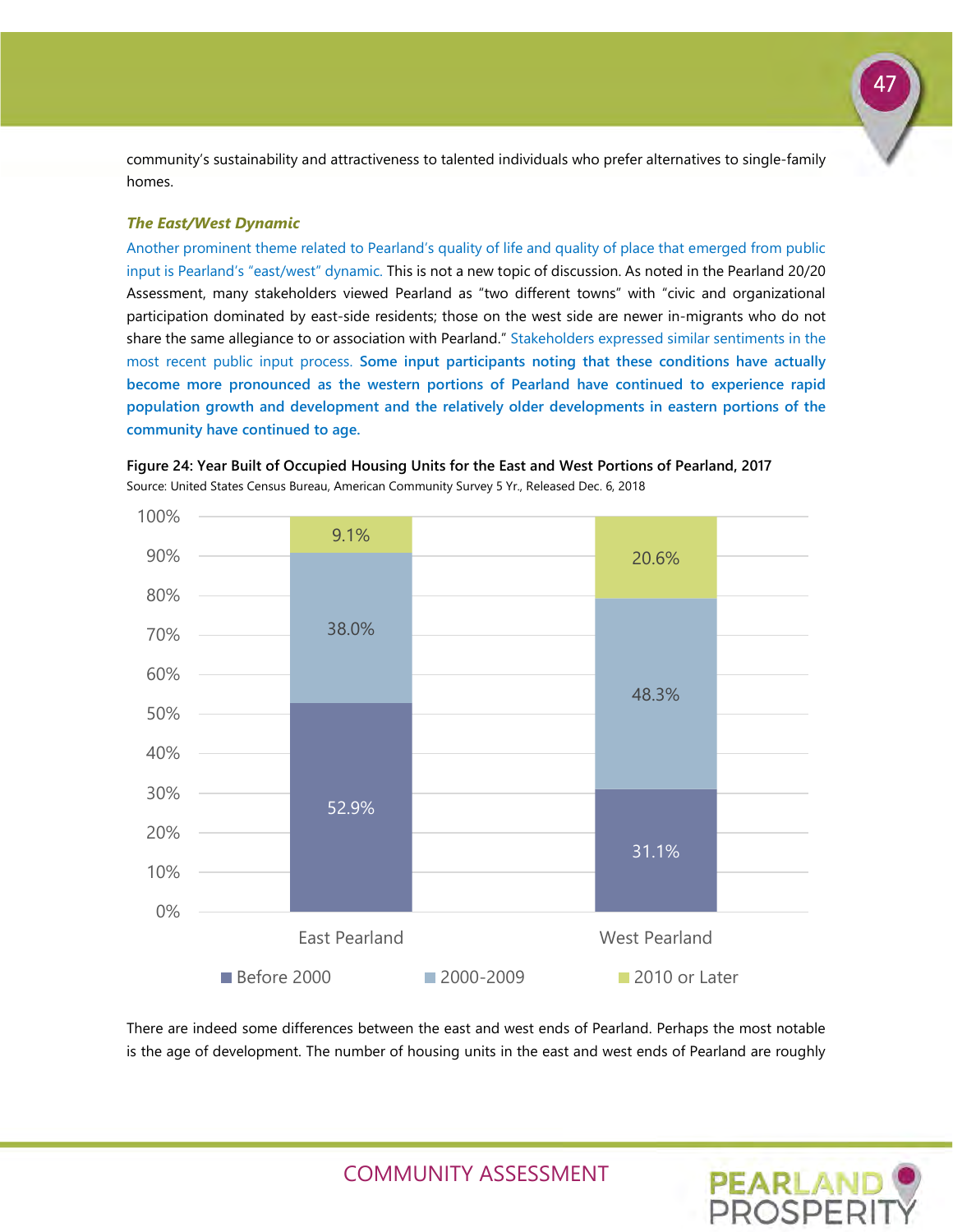community's sustainability and attractiveness to talented individuals who prefer alternatives to single-family homes.

***The East/West Dynamic***

Another prominent theme related to Pearland's quality of life and quality of place that emerged from public input is Pearland's "east/west" dynamic. This is not a new topic of discussion. As noted in the Pearland 20/20 Assessment, many stakeholders viewed Pearland as "two different towns" with "civic and organizational participation dominated by east-side residents; those on the west side are newer in-migrants who do not share the same allegiance to or association with Pearland." Stakeholders expressed similar sentiments in the most recent public input process. **Some input participants noting that these conditions have actually become more pronounced as the western portions of Pearland have continued to experience rapid population growth and development and the relatively older developments in eastern portions of the community have continued to age.**

**Figure 24: Year Built of Occupied Housing Units for the East and West Portions of Pearland, 2017**

Source: United States Census Bureau, American Community Survey 5 Yr., Released Dec. 6, 2018

| | Before 2000 | 2000-2009 | 2010 or Later |
|---|---|---|---|
| East Pearland | 52.9% | 38.0% | 9.1% |
| West Pearland | 31.1% | 48.3% | 20.6% |

There are indeed some differences between the east and west ends of Pearland. Perhaps the most notable is the age of development. The number of housing units in the east and west ends of Pearland are roughly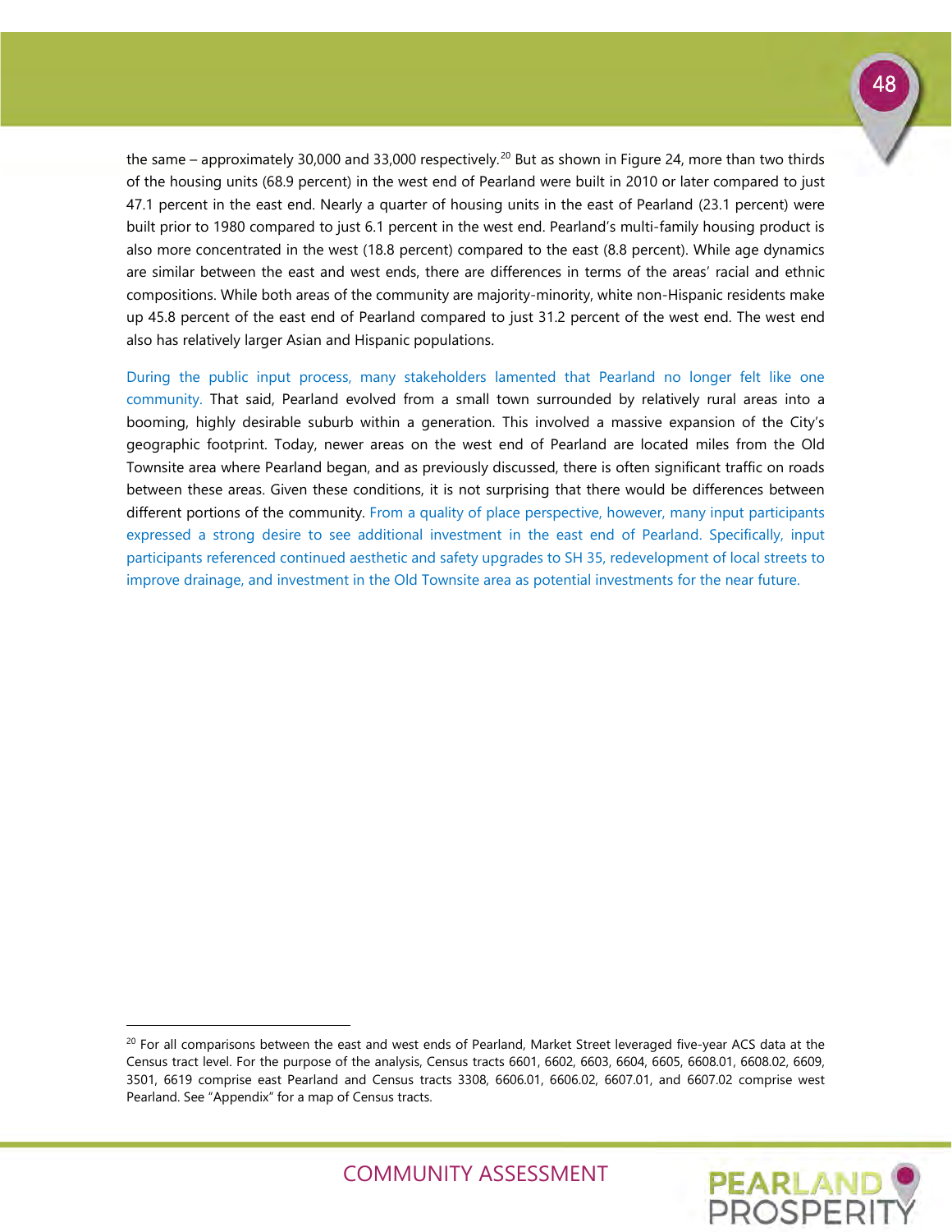the same – approximately 30,000 and 33,000 respectively.[20] But as shown in Figure 24, more than two thirds of the housing units (68.9 percent) in the west end of Pearland were built in 2010 or later compared to just 47.1 percent in the east end. Nearly a quarter of housing units in the east of Pearland (23.1 percent) were built prior to 1980 compared to just 6.1 percent in the west end. Pearland's multi-family housing product is also more concentrated in the west (18.8 percent) compared to the east (8.8 percent). While age dynamics are similar between the east and west ends, there are differences in terms of the areas' racial and ethnic compositions. While both areas of the community are majority-minority, white non-Hispanic residents make up 45.8 percent of the east end of Pearland compared to just 31.2 percent of the west end. The west end also has relatively larger Asian and Hispanic populations.

During the public input process, many stakeholders lamented that Pearland no longer felt like one community. That said, Pearland evolved from a small town surrounded by relatively rural areas into a booming, highly desirable suburb within a generation. This involved a massive expansion of the City's geographic footprint. Today, newer areas on the west end of Pearland are located miles from the Old Townsite area where Pearland began, and as previously discussed, there is often significant traffic on roads between these areas. Given these conditions, it is not surprising that there would be differences between different portions of the community. From a quality of place perspective, however, many input participants expressed a strong desire to see additional investment in the east end of Pearland. Specifically, input participants referenced continued aesthetic and safety upgrades to SH 35, redevelopment of local streets to improve drainage, and investment in the Old Townsite area as potential investments for the near future.

---

[20] For all comparisons between the east and west ends of Pearland, Market Street leveraged five-year ACS data at the Census tract level. For the purpose of the analysis, Census tracts 6601, 6602, 6603, 6604, 6605, 6608.01, 6608.02, 6609, 3501, 6619 comprise east Pearland and Census tracts 3308, 6606.01, 6606.02, 6607.01, and 6607.02 comprise west Pearland. See "Appendix" for a map of Census tracts.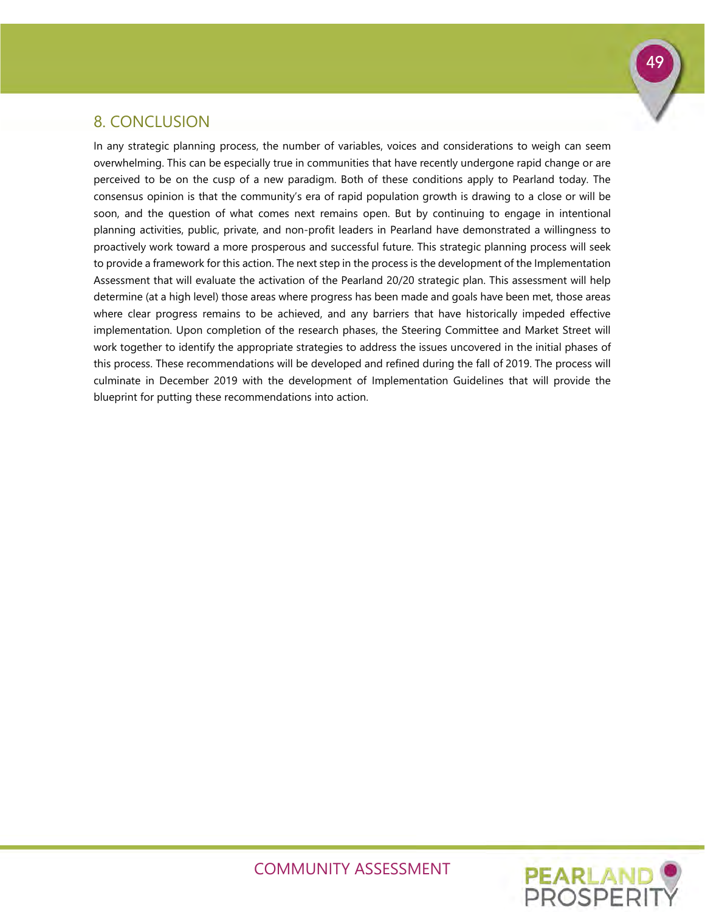## 8. CONCLUSION

In any strategic planning process, the number of variables, voices and considerations to weigh can seem overwhelming. This can be especially true in communities that have recently undergone rapid change or are perceived to be on the cusp of a new paradigm. Both of these conditions apply to Pearland today. The consensus opinion is that the community's era of rapid population growth is drawing to a close or will be soon, and the question of what comes next remains open. But by continuing to engage in intentional planning activities, public, private, and non-profit leaders in Pearland have demonstrated a willingness to proactively work toward a more prosperous and successful future. This strategic planning process will seek to provide a framework for this action. The next step in the process is the development of the Implementation Assessment that will evaluate the activation of the Pearland 20/20 strategic plan. This assessment will help determine (at a high level) those areas where progress has been made and goals have been met, those areas where clear progress remains to be achieved, and any barriers that have historically impeded effective implementation. Upon completion of the research phases, the Steering Committee and Market Street will work together to identify the appropriate strategies to address the issues uncovered in the initial phases of this process. These recommendations will be developed and refined during the fall of 2019. The process will culminate in December 2019 with the development of Implementation Guidelines that will provide the blueprint for putting these recommendations into action.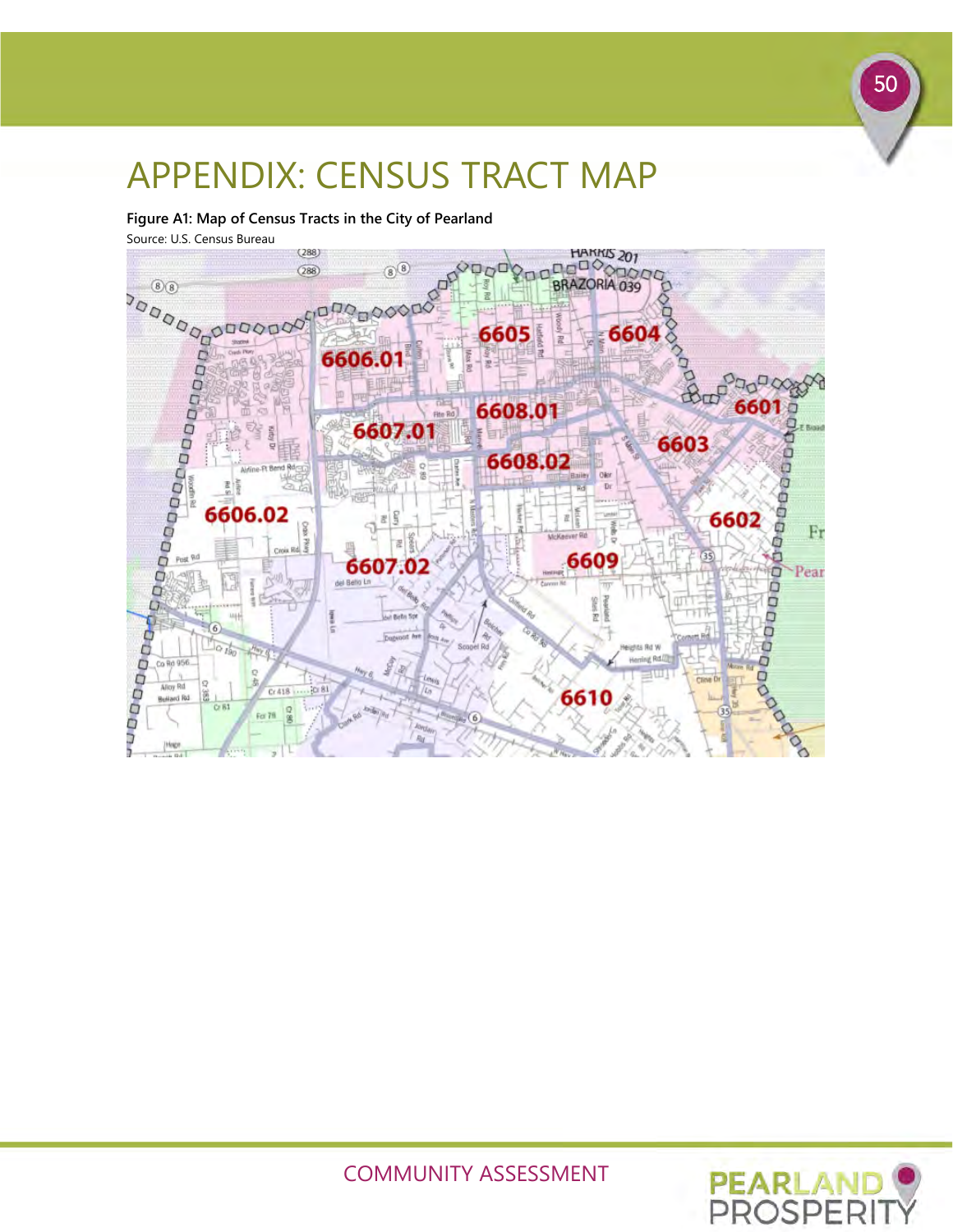# APPENDIX: CENSUS TRACT MAP

**Figure A1: Map of Census Tracts in the City of Pearland**

Source: U.S. Census Bureau